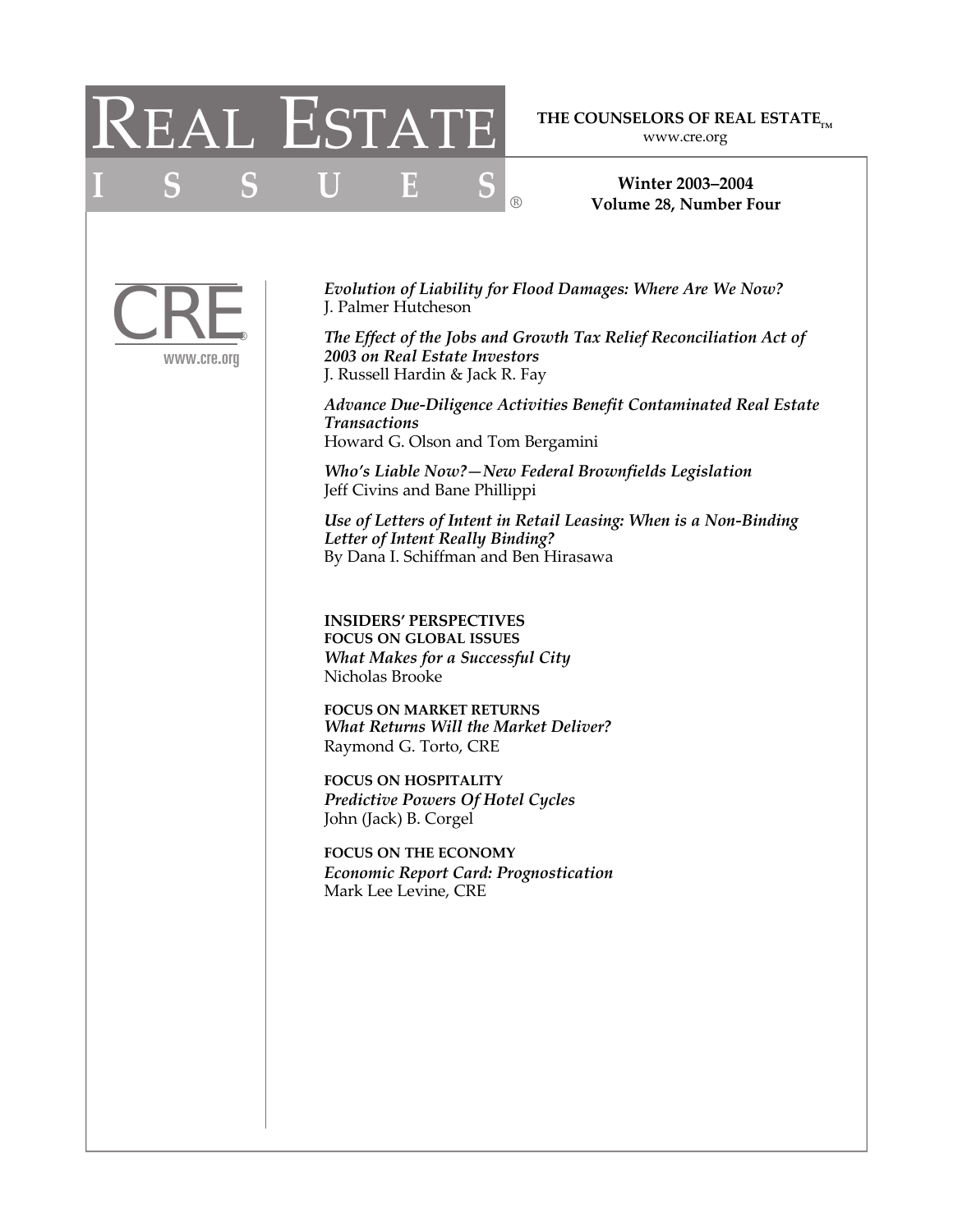# REAL ESTATE ISSUES®

THE COUNSELORS OF REAL ESTATE™
www.cre.org

**Winter 2003–2004**
**Volume 28, Number Four**

CRE®
www.cre.org

***Evolution of Liability for Flood Damages: Where Are We Now?***
J. Palmer Hutcheson

***The Effect of the Jobs and Growth Tax Relief Reconciliation Act of 2003 on Real Estate Investors***
J. Russell Hardin & Jack R. Fay

***Advance Due-Diligence Activities Benefit Contaminated Real Estate Transactions***
Howard G. Olson and Tom Bergamini

***Who's Liable Now?—New Federal Brownfields Legislation***
Jeff Civins and Bane Phillippi

***Use of Letters of Intent in Retail Leasing: When is a Non-Binding Letter of Intent Really Binding?***
By Dana I. Schiffman and Ben Hirasawa

**INSIDERS' PERSPECTIVES**

**FOCUS ON GLOBAL ISSUES**
*What Makes for a Successful City*
Nicholas Brooke

**FOCUS ON MARKET RETURNS**
*What Returns Will the Market Deliver?*
Raymond G. Torto, CRE

**FOCUS ON HOSPITALITY**
*Predictive Powers Of Hotel Cycles*
John (Jack) B. Corgel

**FOCUS ON THE ECONOMY**
*Economic Report Card: Prognostication*
Mark Lee Levine, CRE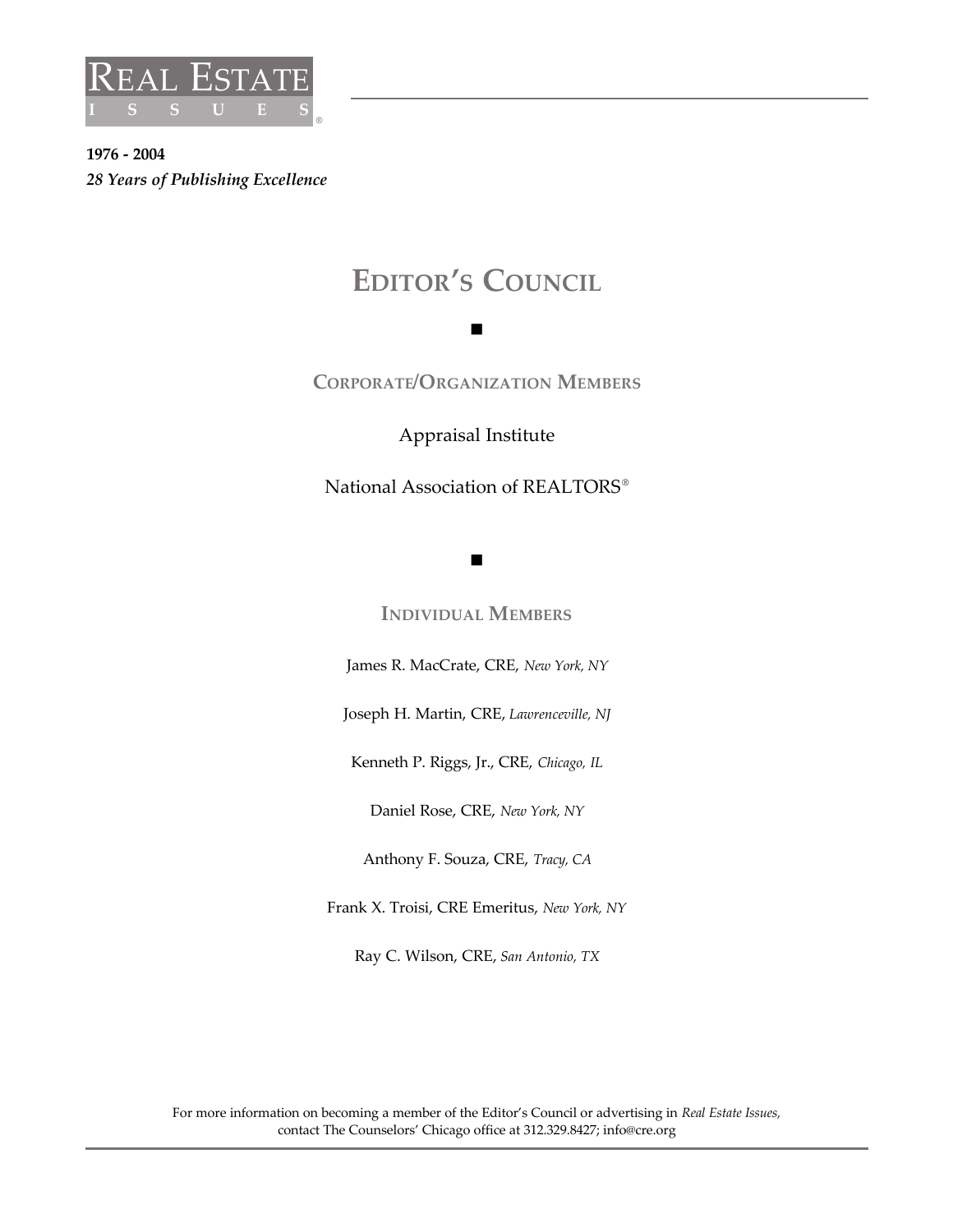REAL ESTATE ISSUES®

**1976 - 2004**
***28 Years of Publishing Excellence***

# EDITOR'S COUNCIL

■

## CORPORATE/ORGANIZATION MEMBERS

Appraisal Institute

National Association of REALTORS®

■

## INDIVIDUAL MEMBERS

James R. MacCrate, CRE, *New York, NY*

Joseph H. Martin, CRE, *Lawrenceville, NJ*

Kenneth P. Riggs, Jr., CRE, *Chicago, IL*

Daniel Rose, CRE, *New York, NY*

Anthony F. Souza, CRE, *Tracy, CA*

Frank X. Troisi, CRE Emeritus, *New York, NY*

Ray C. Wilson, CRE, *San Antonio, TX*

For more information on becoming a member of the Editor's Council or advertising in *Real Estate Issues,* contact The Counselors' Chicago office at 312.329.8427; info@cre.org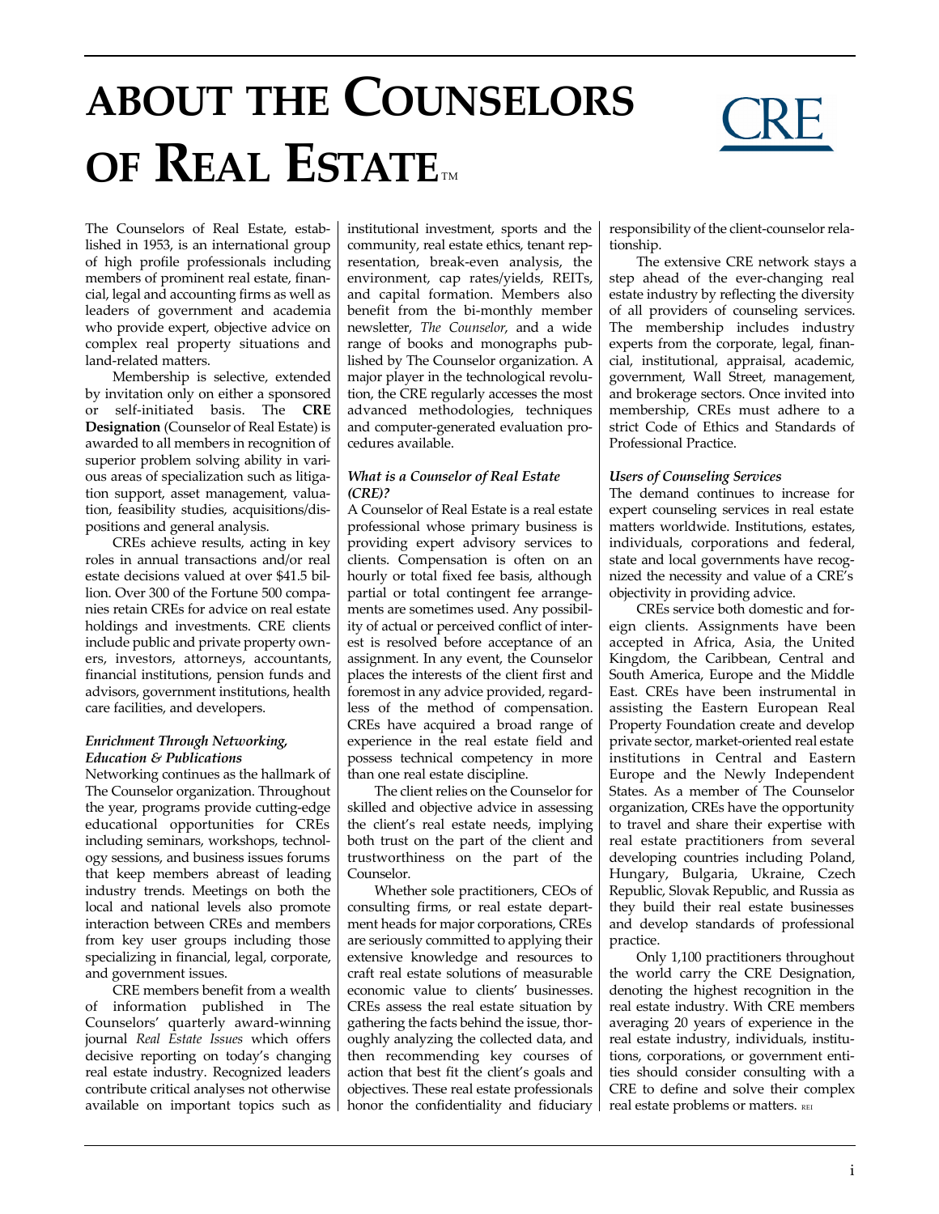# ABOUT THE COUNSELORS OF REAL ESTATE™

The Counselors of Real Estate, established in 1953, is an international group of high profile professionals including members of prominent real estate, financial, legal and accounting firms as well as leaders of government and academia who provide expert, objective advice on complex real property situations and land-related matters.

Membership is selective, extended by invitation only on either a sponsored or self-initiated basis. The **CRE Designation** (Counselor of Real Estate) is awarded to all members in recognition of superior problem solving ability in various areas of specialization such as litigation support, asset management, valuation, feasibility studies, acquisitions/dispositions and general analysis.

CREs achieve results, acting in key roles in annual transactions and/or real estate decisions valued at over $41.5 billion. Over 300 of the Fortune 500 companies retain CREs for advice on real estate holdings and investments. CRE clients include public and private property owners, investors, attorneys, accountants, financial institutions, pension funds and advisors, government institutions, health care facilities, and developers.

### *Enrichment Through Networking, Education & Publications*

Networking continues as the hallmark of The Counselor organization. Throughout the year, programs provide cutting-edge educational opportunities for CREs including seminars, workshops, technology sessions, and business issues forums that keep members abreast of leading industry trends. Meetings on both the local and national levels also promote interaction between CREs and members from key user groups including those specializing in financial, legal, corporate, and government issues.

CRE members benefit from a wealth of information published in The Counselors' quarterly award-winning journal *Real Estate Issues* which offers decisive reporting on today's changing real estate industry. Recognized leaders contribute critical analyses not otherwise available on important topics such as institutional investment, sports and the community, real estate ethics, tenant representation, break-even analysis, the environment, cap rates/yields, REITs, and capital formation. Members also benefit from the bi-monthly member newsletter, *The Counselor*, and a wide range of books and monographs published by The Counselor organization. A major player in the technological revolution, the CRE regularly accesses the most advanced methodologies, techniques and computer-generated evaluation procedures available.

### *What is a Counselor of Real Estate (CRE)?*

A Counselor of Real Estate is a real estate professional whose primary business is providing expert advisory services to clients. Compensation is often on an hourly or total fixed fee basis, although partial or total contingent fee arrangements are sometimes used. Any possibility of actual or perceived conflict of interest is resolved before acceptance of an assignment. In any event, the Counselor places the interests of the client first and foremost in any advice provided, regardless of the method of compensation. CREs have acquired a broad range of experience in the real estate field and possess technical competency in more than one real estate discipline.

The client relies on the Counselor for skilled and objective advice in assessing the client's real estate needs, implying both trust on the part of the client and trustworthiness on the part of the Counselor.

Whether sole practitioners, CEOs of consulting firms, or real estate department heads for major corporations, CREs are seriously committed to applying their extensive knowledge and resources to craft real estate solutions of measurable economic value to clients' businesses. CREs assess the real estate situation by gathering the facts behind the issue, thoroughly analyzing the collected data, and then recommending key courses of action that best fit the client's goals and objectives. These real estate professionals honor the confidentiality and fiduciary responsibility of the client-counselor relationship.

The extensive CRE network stays a step ahead of the ever-changing real estate industry by reflecting the diversity of all providers of counseling services. The membership includes industry experts from the corporate, legal, financial, institutional, appraisal, academic, government, Wall Street, management, and brokerage sectors. Once invited into membership, CREs must adhere to a strict Code of Ethics and Standards of Professional Practice.

### *Users of Counseling Services*

The demand continues to increase for expert counseling services in real estate matters worldwide. Institutions, estates, individuals, corporations and federal, state and local governments have recognized the necessity and value of a CRE's objectivity in providing advice.

CREs service both domestic and foreign clients. Assignments have been accepted in Africa, Asia, the United Kingdom, the Caribbean, Central and South America, Europe and the Middle East. CREs have been instrumental in assisting the Eastern European Real Property Foundation create and develop private sector, market-oriented real estate institutions in Central and Eastern Europe and the Newly Independent States. As a member of The Counselor organization, CREs have the opportunity to travel and share their expertise with real estate practitioners from several developing countries including Poland, Hungary, Bulgaria, Ukraine, Czech Republic, Slovak Republic, and Russia as they build their real estate businesses and develop standards of professional practice.

Only 1,100 practitioners throughout the world carry the CRE Designation, denoting the highest recognition in the real estate industry. With CRE members averaging 20 years of experience in the real estate industry, individuals, institutions, corporations, or government entities should consider consulting with a CRE to define and solve their complex real estate problems or matters. REI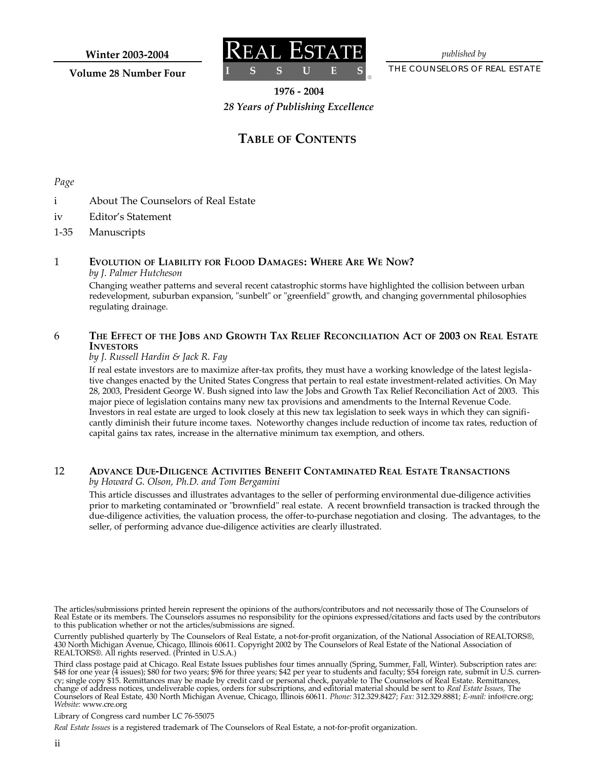Winter 2003-2004

Volume 28 Number Four

# REAL ESTATE ISSUES®

*published by*

THE COUNSELORS OF REAL ESTATE

**1976 - 2004**

***28 Years of Publishing Excellence***

## TABLE OF CONTENTS

*Page*

i About The Counselors of Real Estate

iv Editor's Statement

1-35 Manuscripts

1 **EVOLUTION OF LIABILITY FOR FLOOD DAMAGES: WHERE ARE WE NOW?**
*by J. Palmer Hutcheson*

Changing weather patterns and several recent catastrophic storms have highlighted the collision between urban redevelopment, suburban expansion, "sunbelt" or "greenfield" growth, and changing governmental philosophies regulating drainage.

6 **THE EFFECT OF THE JOBS AND GROWTH TAX RELIEF RECONCILIATION ACT OF 2003 ON REAL ESTATE INVESTORS**
*by J. Russell Hardin & Jack R. Fay*

If real estate investors are to maximize after-tax profits, they must have a working knowledge of the latest legislative changes enacted by the United States Congress that pertain to real estate investment-related activities. On May 28, 2003, President George W. Bush signed into law the Jobs and Growth Tax Relief Reconciliation Act of 2003. This major piece of legislation contains many new tax provisions and amendments to the Internal Revenue Code. Investors in real estate are urged to look closely at this new tax legislation to seek ways in which they can significantly diminish their future income taxes. Noteworthy changes include reduction of income tax rates, reduction of capital gains tax rates, increase in the alternative minimum tax exemption, and others.

12 **ADVANCE DUE-DILIGENCE ACTIVITIES BENEFIT CONTAMINATED REAL ESTATE TRANSACTIONS**
*by Howard G. Olson, Ph.D. and Tom Bergamini*

This article discusses and illustrates advantages to the seller of performing environmental due-diligence activities prior to marketing contaminated or "brownfield" real estate. A recent brownfield transaction is tracked through the due-diligence activities, the valuation process, the offer-to-purchase negotiation and closing. The advantages, to the seller, of performing advance due-diligence activities are clearly illustrated.

The articles/submissions printed herein represent the opinions of the authors/contributors and not necessarily those of The Counselors of Real Estate or its members. The Counselors assumes no responsibility for the opinions expressed/citations and facts used by the contributors to this publication whether or not the articles/submissions are signed.

Currently published quarterly by The Counselors of Real Estate, a not-for-profit organization, of the National Association of REALTORS®, 430 North Michigan Avenue, Chicago, Illinois 60611. Copyright 2002 by The Counselors of Real Estate of the National Association of REALTORS®. All rights reserved. (Printed in U.S.A.)

Third class postage paid at Chicago. Real Estate Issues publishes four times annually (Spring, Summer, Fall, Winter). Subscription rates are: $48 for one year (4 issues); $80 for two years; $96 for three years; $42 per year to students and faculty; $54 foreign rate, submit in U.S. currency; single copy $15. Remittances may be made by credit card or personal check, payable to The Counselors of Real Estate. Remittances, change of address notices, undeliverable copies, orders for subscriptions, and editorial material should be sent to *Real Estate Issues*, The Counselors of Real Estate, 430 North Michigan Avenue, Chicago, Illinois 60611. *Phone:* 312.329.8427; *Fax:* 312.329.8881; *E-mail:* info@cre.org; *Website:* www.cre.org

Library of Congress card number LC 76-55075

*Real Estate Issues* is a registered trademark of The Counselors of Real Estate, a not-for-profit organization.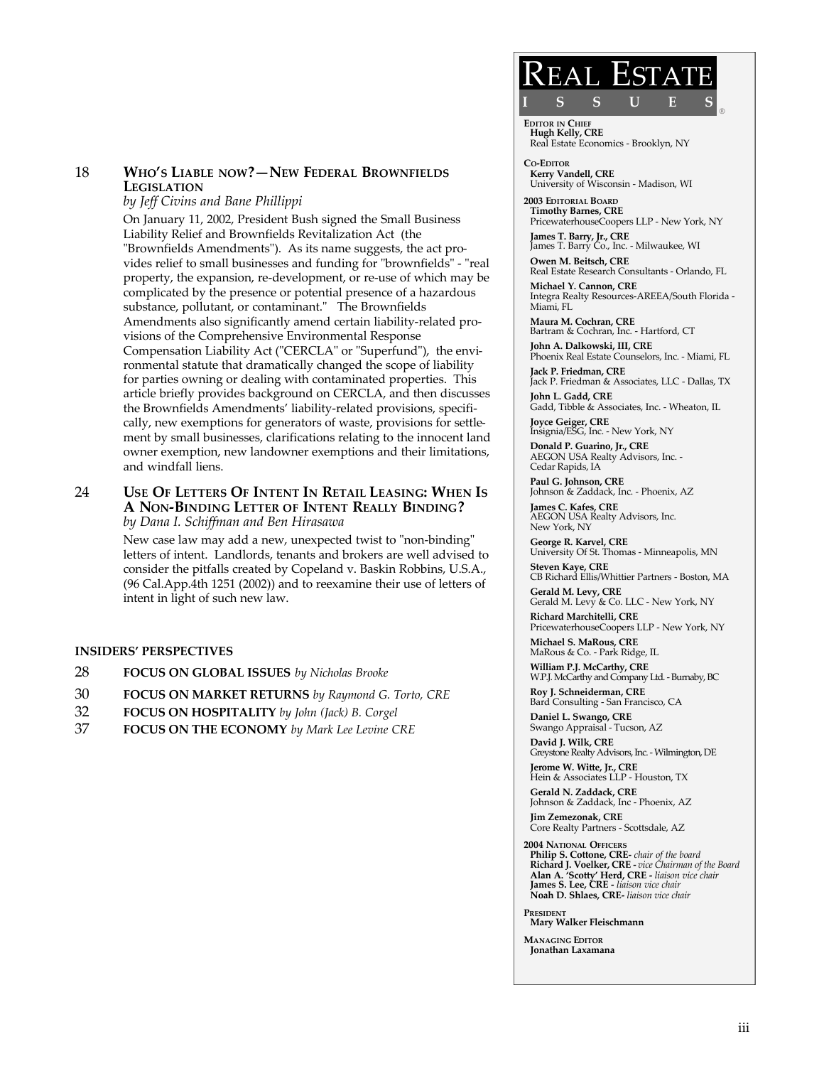18 **WHO'S LIABLE NOW?—NEW FEDERAL BROWNFIELDS LEGISLATION**
*by Jeff Civins and Bane Phillippi*

On January 11, 2002, President Bush signed the Small Business Liability Relief and Brownfields Revitalization Act (the "Brownfields Amendments"). As its name suggests, the act provides relief to small businesses and funding for "brownfields" - "real property, the expansion, re-development, or re-use of which may be complicated by the presence or potential presence of a hazardous substance, pollutant, or contaminant." The Brownfields Amendments also significantly amend certain liability-related provisions of the Comprehensive Environmental Response Compensation Liability Act ("CERCLA" or "Superfund"), the environmental statute that dramatically changed the scope of liability for parties owning or dealing with contaminated properties. This article briefly provides background on CERCLA, and then discusses the Brownfields Amendments' liability-related provisions, specifically, new exemptions for generators of waste, provisions for settlement by small businesses, clarifications relating to the innocent land owner exemption, new landowner exemptions and their limitations, and windfall liens.

24 **USE OF LETTERS OF INTENT IN RETAIL LEASING: WHEN IS A NON-BINDING LETTER OF INTENT REALLY BINDING?**
*by Dana I. Schiffman and Ben Hirasawa*

New case law may add a new, unexpected twist to "non-binding" letters of intent. Landlords, tenants and brokers are well advised to consider the pitfalls created by Copeland v. Baskin Robbins, U.S.A., (96 Cal.App.4th 1251 (2002)) and to reexamine their use of letters of intent in light of such new law.

**INSIDERS' PERSPECTIVES**

28 **FOCUS ON GLOBAL ISSUES** *by Nicholas Brooke*

30 **FOCUS ON MARKET RETURNS** *by Raymond G. Torto, CRE*

32 **FOCUS ON HOSPITALITY** *by John (Jack) B. Corgel*

37 **FOCUS ON THE ECONOMY** *by Mark Lee Levine CRE*

# REAL ESTATE ISSUES®

**EDITOR IN CHIEF**
**Hugh Kelly, CRE**
Real Estate Economics - Brooklyn, NY

**CO-EDITOR**
**Kerry Vandell, CRE**
University of Wisconsin - Madison, WI

**2003 EDITORIAL BOARD**

**Timothy Barnes, CRE**
PricewaterhouseCoopers LLP - New York, NY

**James T. Barry, Jr., CRE**
James T. Barry Co., Inc. - Milwaukee, WI

**Owen M. Beitsch, CRE**
Real Estate Research Consultants - Orlando, FL

**Michael Y. Cannon, CRE**
Integra Realty Resources-AREEA/South Florida - Miami, FL

**Maura M. Cochran, CRE**
Bartram & Cochran, Inc. - Hartford, CT

**John A. Dalkowski, III, CRE**
Phoenix Real Estate Counselors, Inc. - Miami, FL

**Jack P. Friedman, CRE**
Jack P. Friedman & Associates, LLC - Dallas, TX

**John L. Gadd, CRE**
Gadd, Tibble & Associates, Inc. - Wheaton, IL

**Joyce Geiger, CRE**
Insignia/ESG, Inc. - New York, NY

**Donald P. Guarino, Jr., CRE**
AEGON USA Realty Advisors, Inc. - Cedar Rapids, IA

**Paul G. Johnson, CRE**
Johnson & Zaddack, Inc. - Phoenix, AZ

**James C. Kafes, CRE**
AEGON USA Realty Advisors, Inc. New York, NY

**George R. Karvel, CRE**
University Of St. Thomas - Minneapolis, MN

**Steven Kaye, CRE**
CB Richard Ellis/Whittier Partners - Boston, MA

**Gerald M. Levy, CRE**
Gerald M. Levy & Co. LLC - New York, NY

**Richard Marchitelli, CRE**
PricewaterhouseCoopers LLP - New York, NY

**Michael S. MaRous, CRE**
MaRous & Co. - Park Ridge, IL

**William P.J. McCarthy, CRE**
W.P.J. McCarthy and Company Ltd. - Burnaby, BC

**Roy J. Schneiderman, CRE**
Bard Consulting - San Francisco, CA

**Daniel L. Swango, CRE**
Swango Appraisal - Tucson, AZ

**David J. Wilk, CRE**
Greystone Realty Advisors, Inc. - Wilmington, DE

**Jerome W. Witte, Jr., CRE**
Hein & Associates LLP - Houston, TX

**Gerald N. Zaddack, CRE**
Johnson & Zaddack, Inc - Phoenix, AZ

**Jim Zemezonak, CRE**
Core Realty Partners - Scottsdale, AZ

**2004 NATIONAL OFFICERS**
**Philip S. Cottone, CRE-** *chair of the board*
**Richard J. Voelker, CRE -** *vice Chairman of the Board*
**Alan A. 'Scotty' Herd, CRE -** *liaison vice chair*
**James S. Lee, CRE -** *liaison vice chair*
**Noah D. Shlaes, CRE-** *liaison vice chair*

**PRESIDENT**
**Mary Walker Fleischmann**

**MANAGING EDITOR**
**Jonathan Laxamana**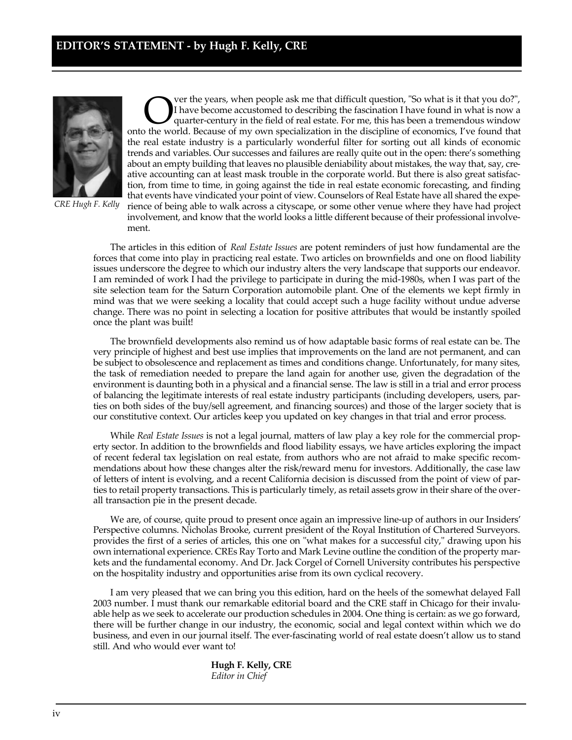# EDITOR'S STATEMENT - by Hugh F. Kelly, CRE

*CRE Hugh F. Kelly*

Over the years, when people ask me that difficult question, "So what is it that you do?", I have become accustomed to describing the fascination I have found in what is now a quarter-century in the field of real estate. For me, this has been a tremendous window onto the world. Because of my own specialization in the discipline of economics, I've found that the real estate industry is a particularly wonderful filter for sorting out all kinds of economic trends and variables. Our successes and failures are really quite out in the open: there's something about an empty building that leaves no plausible deniability about mistakes, the way that, say, creative accounting can at least mask trouble in the corporate world. But there is also great satisfaction, from time to time, in going against the tide in real estate economic forecasting, and finding that events have vindicated your point of view. Counselors of Real Estate have all shared the experience of being able to walk across a cityscape, or some other venue where they have had project involvement, and know that the world looks a little different because of their professional involvement.

The articles in this edition of *Real Estate Issues* are potent reminders of just how fundamental are the forces that come into play in practicing real estate. Two articles on brownfields and one on flood liability issues underscore the degree to which our industry alters the very landscape that supports our endeavor. I am reminded of work I had the privilege to participate in during the mid-1980s, when I was part of the site selection team for the Saturn Corporation automobile plant. One of the elements we kept firmly in mind was that we were seeking a locality that could accept such a huge facility without undue adverse change. There was no point in selecting a location for positive attributes that would be instantly spoiled once the plant was built!

The brownfield developments also remind us of how adaptable basic forms of real estate can be. The very principle of highest and best use implies that improvements on the land are not permanent, and can be subject to obsolescence and replacement as times and conditions change. Unfortunately, for many sites, the task of remediation needed to prepare the land again for another use, given the degradation of the environment is daunting both in a physical and a financial sense. The law is still in a trial and error process of balancing the legitimate interests of real estate industry participants (including developers, users, parties on both sides of the buy/sell agreement, and financing sources) and those of the larger society that is our constitutive context. Our articles keep you updated on key changes in that trial and error process.

While *Real Estate Issues* is not a legal journal, matters of law play a key role for the commercial property sector. In addition to the brownfields and flood liability essays, we have articles exploring the impact of recent federal tax legislation on real estate, from authors who are not afraid to make specific recommendations about how these changes alter the risk/reward menu for investors. Additionally, the case law of letters of intent is evolving, and a recent California decision is discussed from the point of view of parties to retail property transactions. This is particularly timely, as retail assets grow in their share of the overall transaction pie in the present decade.

We are, of course, quite proud to present once again an impressive line-up of authors in our Insiders' Perspective columns. Nicholas Brooke, current president of the Royal Institution of Chartered Surveyors. provides the first of a series of articles, this one on "what makes for a successful city," drawing upon his own international experience. CREs Ray Torto and Mark Levine outline the condition of the property markets and the fundamental economy. And Dr. Jack Corgel of Cornell University contributes his perspective on the hospitality industry and opportunities arise from its own cyclical recovery.

I am very pleased that we can bring you this edition, hard on the heels of the somewhat delayed Fall 2003 number. I must thank our remarkable editorial board and the CRE staff in Chicago for their invaluable help as we seek to accelerate our production schedules in 2004. One thing is certain: as we go forward, there will be further change in our industry, the economic, social and legal context within which we do business, and even in our journal itself. The ever-fascinating world of real estate doesn't allow us to stand still. And who would ever want to!

**Hugh F. Kelly, CRE**
*Editor in Chief*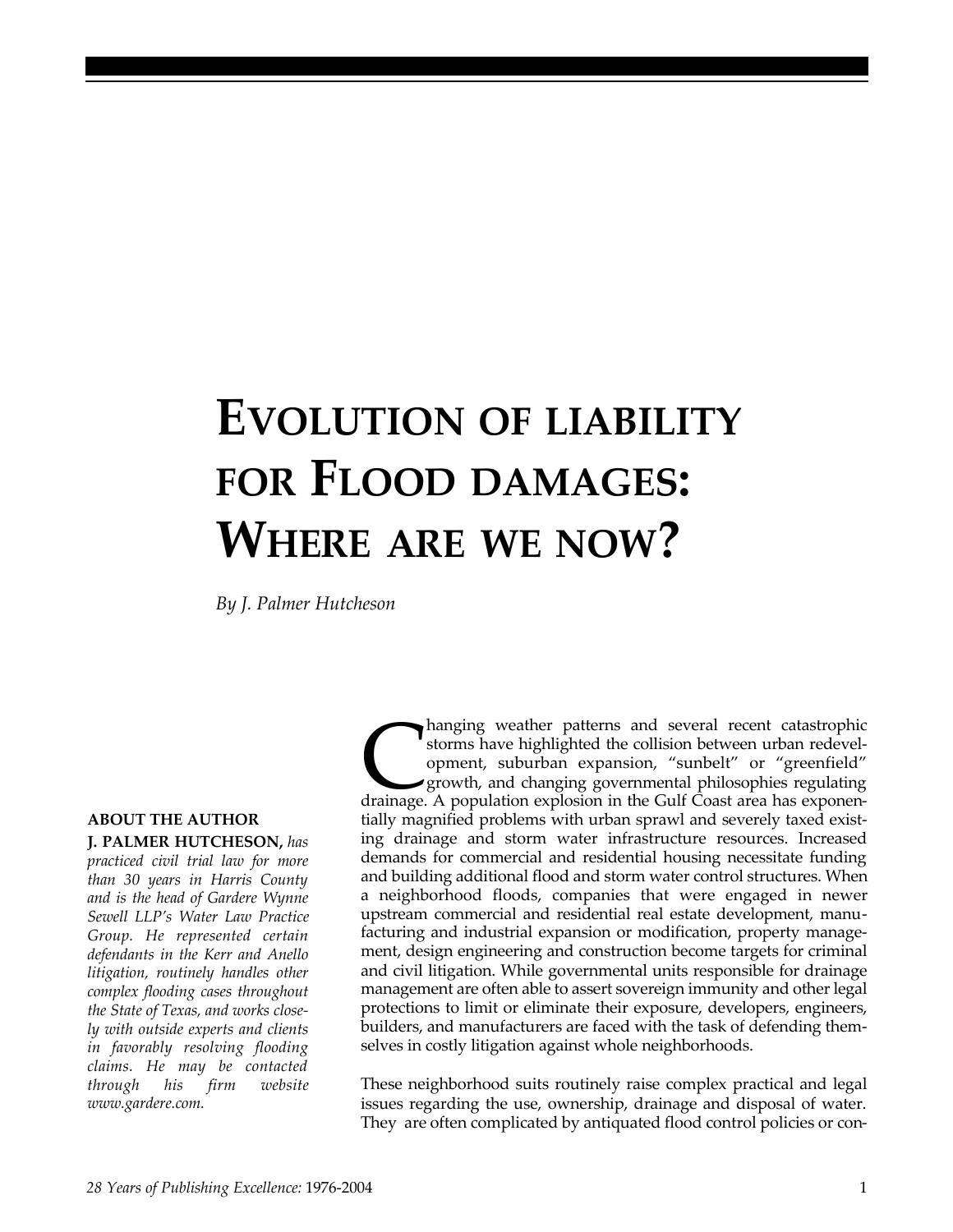# Evolution of liability for Flood damages: Where are we now?

*By J. Palmer Hutcheson*

**ABOUT THE AUTHOR**

**J. PALMER HUTCHESON,** *has practiced civil trial law for more than 30 years in Harris County and is the head of Gardere Wynne Sewell LLP's Water Law Practice Group. He represented certain defendants in the Kerr and Anello litigation, routinely handles other complex flooding cases throughout the State of Texas, and works closely with outside experts and clients in favorably resolving flooding claims. He may be contacted through his firm website www.gardere.com.*

Changing weather patterns and several recent catastrophic storms have highlighted the collision between urban redevelopment, suburban expansion, "sunbelt" or "greenfield" growth, and changing governmental philosophies regulating drainage. A population explosion in the Gulf Coast area has exponentially magnified problems with urban sprawl and severely taxed existing drainage and storm water infrastructure resources. Increased demands for commercial and residential housing necessitate funding and building additional flood and storm water control structures. When a neighborhood floods, companies that were engaged in newer upstream commercial and residential real estate development, manufacturing and industrial expansion or modification, property management, design engineering and construction become targets for criminal and civil litigation. While governmental units responsible for drainage management are often able to assert sovereign immunity and other legal protections to limit or eliminate their exposure, developers, engineers, builders, and manufacturers are faced with the task of defending themselves in costly litigation against whole neighborhoods.

These neighborhood suits routinely raise complex practical and legal issues regarding the use, ownership, drainage and disposal of water. They are often complicated by antiquated flood control policies or con-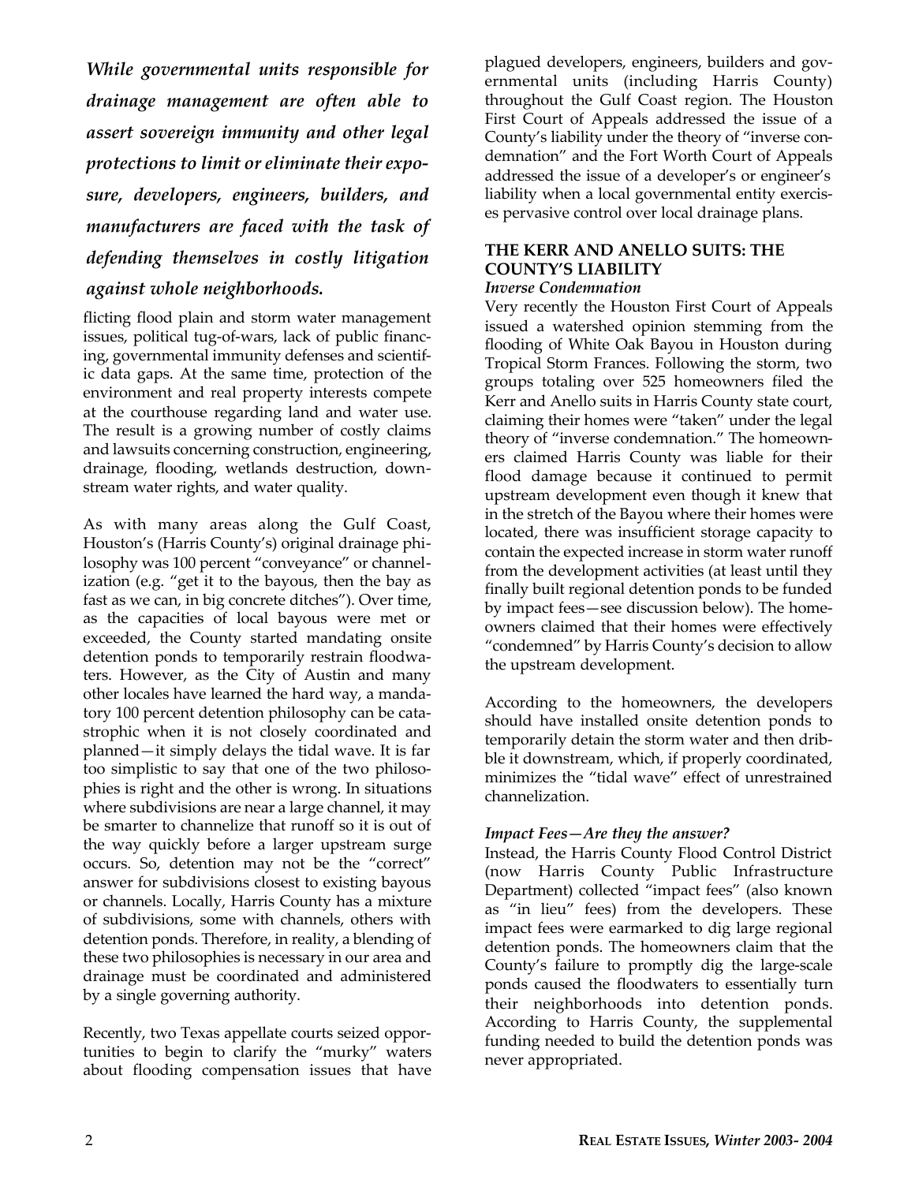*While governmental units responsible for drainage management are often able to assert sovereign immunity and other legal protections to limit or eliminate their exposure, developers, engineers, builders, and manufacturers are faced with the task of defending themselves in costly litigation against whole neighborhoods.*

flicting flood plain and storm water management issues, political tug-of-wars, lack of public financing, governmental immunity defenses and scientific data gaps. At the same time, protection of the environment and real property interests compete at the courthouse regarding land and water use. The result is a growing number of costly claims and lawsuits concerning construction, engineering, drainage, flooding, wetlands destruction, downstream water rights, and water quality.

As with many areas along the Gulf Coast, Houston's (Harris County's) original drainage philosophy was 100 percent "conveyance" or channelization (e.g. "get it to the bayous, then the bay as fast as we can, in big concrete ditches"). Over time, as the capacities of local bayous were met or exceeded, the County started mandating onsite detention ponds to temporarily restrain floodwaters. However, as the City of Austin and many other locales have learned the hard way, a mandatory 100 percent detention philosophy can be catastrophic when it is not closely coordinated and planned—it simply delays the tidal wave. It is far too simplistic to say that one of the two philosophies is right and the other is wrong. In situations where subdivisions are near a large channel, it may be smarter to channelize that runoff so it is out of the way quickly before a larger upstream surge occurs. So, detention may not be the "correct" answer for subdivisions closest to existing bayous or channels. Locally, Harris County has a mixture of subdivisions, some with channels, others with detention ponds. Therefore, in reality, a blending of these two philosophies is necessary in our area and drainage must be coordinated and administered by a single governing authority.

Recently, two Texas appellate courts seized opportunities to begin to clarify the "murky" waters about flooding compensation issues that have plagued developers, engineers, builders and governmental units (including Harris County) throughout the Gulf Coast region. The Houston First Court of Appeals addressed the issue of a County's liability under the theory of "inverse condemnation" and the Fort Worth Court of Appeals addressed the issue of a developer's or engineer's liability when a local governmental entity exercises pervasive control over local drainage plans.

## THE KERR AND ANELLO SUITS: THE COUNTY'S LIABILITY

### *Inverse Condemnation*

Very recently the Houston First Court of Appeals issued a watershed opinion stemming from the flooding of White Oak Bayou in Houston during Tropical Storm Frances. Following the storm, two groups totaling over 525 homeowners filed the Kerr and Anello suits in Harris County state court, claiming their homes were "taken" under the legal theory of "inverse condemnation." The homeowners claimed Harris County was liable for their flood damage because it continued to permit upstream development even though it knew that in the stretch of the Bayou where their homes were located, there was insufficient storage capacity to contain the expected increase in storm water runoff from the development activities (at least until they finally built regional detention ponds to be funded by impact fees—see discussion below). The homeowners claimed that their homes were effectively "condemned" by Harris County's decision to allow the upstream development.

According to the homeowners, the developers should have installed onsite detention ponds to temporarily detain the storm water and then dribble it downstream, which, if properly coordinated, minimizes the "tidal wave" effect of unrestrained channelization.

### *Impact Fees—Are they the answer?*

Instead, the Harris County Flood Control District (now Harris County Public Infrastructure Department) collected "impact fees" (also known as "in lieu" fees) from the developers. These impact fees were earmarked to dig large regional detention ponds. The homeowners claim that the County's failure to promptly dig the large-scale ponds caused the floodwaters to essentially turn their neighborhoods into detention ponds. According to Harris County, the supplemental funding needed to build the detention ponds was never appropriated.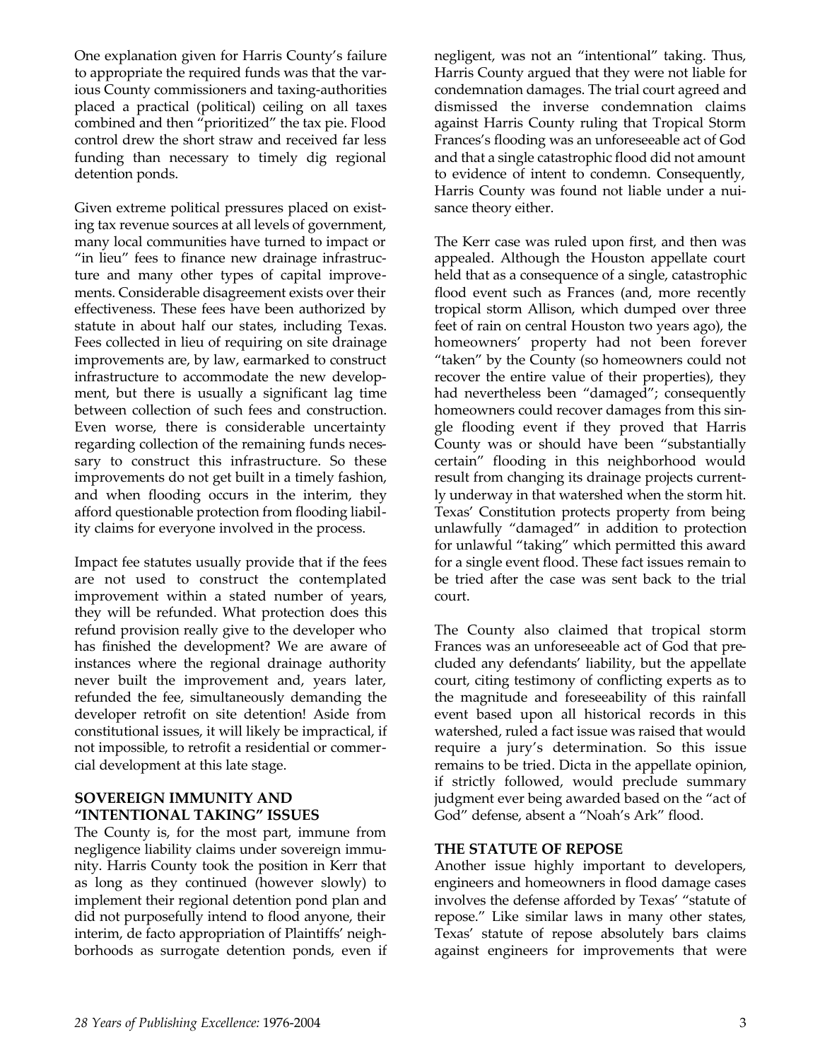One explanation given for Harris County's failure to appropriate the required funds was that the various County commissioners and taxing-authorities placed a practical (political) ceiling on all taxes combined and then "prioritized" the tax pie. Flood control drew the short straw and received far less funding than necessary to timely dig regional detention ponds.

Given extreme political pressures placed on existing tax revenue sources at all levels of government, many local communities have turned to impact or "in lieu" fees to finance new drainage infrastructure and many other types of capital improvements. Considerable disagreement exists over their effectiveness. These fees have been authorized by statute in about half our states, including Texas. Fees collected in lieu of requiring on site drainage improvements are, by law, earmarked to construct infrastructure to accommodate the new development, but there is usually a significant lag time between collection of such fees and construction. Even worse, there is considerable uncertainty regarding collection of the remaining funds necessary to construct this infrastructure. So these improvements do not get built in a timely fashion, and when flooding occurs in the interim, they afford questionable protection from flooding liability claims for everyone involved in the process.

Impact fee statutes usually provide that if the fees are not used to construct the contemplated improvement within a stated number of years, they will be refunded. What protection does this refund provision really give to the developer who has finished the development? We are aware of instances where the regional drainage authority never built the improvement and, years later, refunded the fee, simultaneously demanding the developer retrofit on site detention! Aside from constitutional issues, it will likely be impractical, if not impossible, to retrofit a residential or commercial development at this late stage.

## SOVEREIGN IMMUNITY AND "INTENTIONAL TAKING" ISSUES

The County is, for the most part, immune from negligence liability claims under sovereign immunity. Harris County took the position in Kerr that as long as they continued (however slowly) to implement their regional detention pond plan and did not purposefully intend to flood anyone, their interim, de facto appropriation of Plaintiffs' neighborhoods as surrogate detention ponds, even if negligent, was not an "intentional" taking. Thus, Harris County argued that they were not liable for condemnation damages. The trial court agreed and dismissed the inverse condemnation claims against Harris County ruling that Tropical Storm Frances's flooding was an unforeseeable act of God and that a single catastrophic flood did not amount to evidence of intent to condemn. Consequently, Harris County was found not liable under a nuisance theory either.

The Kerr case was ruled upon first, and then was appealed. Although the Houston appellate court held that as a consequence of a single, catastrophic flood event such as Frances (and, more recently tropical storm Allison, which dumped over three feet of rain on central Houston two years ago), the homeowners' property had not been forever "taken" by the County (so homeowners could not recover the entire value of their properties), they had nevertheless been "damaged"; consequently homeowners could recover damages from this single flooding event if they proved that Harris County was or should have been "substantially certain" flooding in this neighborhood would result from changing its drainage projects currently underway in that watershed when the storm hit. Texas' Constitution protects property from being unlawfully "damaged" in addition to protection for unlawful "taking" which permitted this award for a single event flood. These fact issues remain to be tried after the case was sent back to the trial court.

The County also claimed that tropical storm Frances was an unforeseeable act of God that precluded any defendants' liability, but the appellate court, citing testimony of conflicting experts as to the magnitude and foreseeability of this rainfall event based upon all historical records in this watershed, ruled a fact issue was raised that would require a jury's determination. So this issue remains to be tried. Dicta in the appellate opinion, if strictly followed, would preclude summary judgment ever being awarded based on the "act of God" defense, absent a "Noah's Ark" flood.

## THE STATUTE OF REPOSE

Another issue highly important to developers, engineers and homeowners in flood damage cases involves the defense afforded by Texas' "statute of repose." Like similar laws in many other states, Texas' statute of repose absolutely bars claims against engineers for improvements that were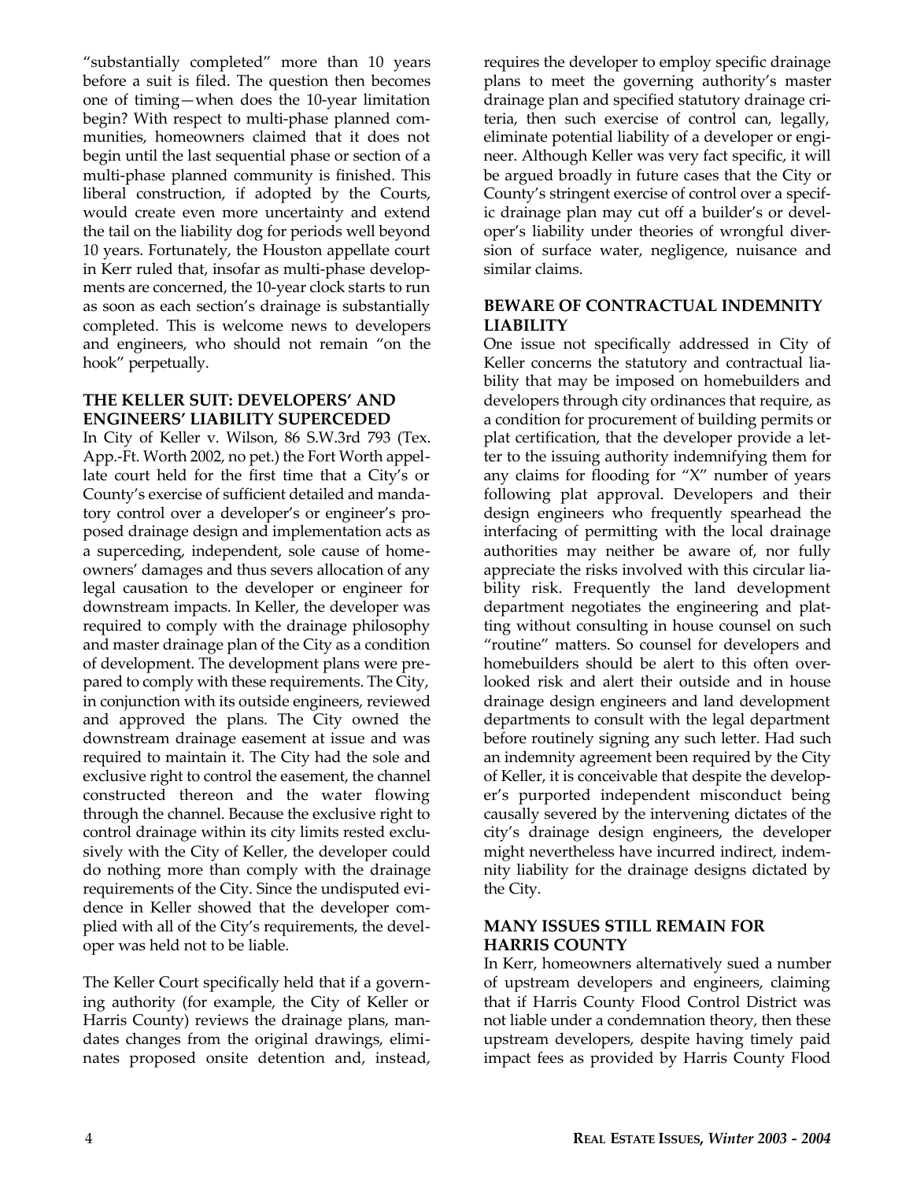"substantially completed" more than 10 years before a suit is filed. The question then becomes one of timing—when does the 10-year limitation begin? With respect to multi-phase planned communities, homeowners claimed that it does not begin until the last sequential phase or section of a multi-phase planned community is finished. This liberal construction, if adopted by the Courts, would create even more uncertainty and extend the tail on the liability dog for periods well beyond 10 years. Fortunately, the Houston appellate court in Kerr ruled that, insofar as multi-phase developments are concerned, the 10-year clock starts to run as soon as each section's drainage is substantially completed. This is welcome news to developers and engineers, who should not remain "on the hook" perpetually.

### THE KELLER SUIT: DEVELOPERS' AND ENGINEERS' LIABILITY SUPERCEDED

In City of Keller v. Wilson, 86 S.W.3rd 793 (Tex. App.-Ft. Worth 2002, no pet.) the Fort Worth appellate court held for the first time that a City's or County's exercise of sufficient detailed and mandatory control over a developer's or engineer's proposed drainage design and implementation acts as a superceding, independent, sole cause of homeowners' damages and thus severs allocation of any legal causation to the developer or engineer for downstream impacts. In Keller, the developer was required to comply with the drainage philosophy and master drainage plan of the City as a condition of development. The development plans were prepared to comply with these requirements. The City, in conjunction with its outside engineers, reviewed and approved the plans. The City owned the downstream drainage easement at issue and was required to maintain it. The City had the sole and exclusive right to control the easement, the channel constructed thereon and the water flowing through the channel. Because the exclusive right to control drainage within its city limits rested exclusively with the City of Keller, the developer could do nothing more than comply with the drainage requirements of the City. Since the undisputed evidence in Keller showed that the developer complied with all of the City's requirements, the developer was held not to be liable.

The Keller Court specifically held that if a governing authority (for example, the City of Keller or Harris County) reviews the drainage plans, mandates changes from the original drawings, eliminates proposed onsite detention and, instead, requires the developer to employ specific drainage plans to meet the governing authority's master drainage plan and specified statutory drainage criteria, then such exercise of control can, legally, eliminate potential liability of a developer or engineer. Although Keller was very fact specific, it will be argued broadly in future cases that the City or County's stringent exercise of control over a specific drainage plan may cut off a builder's or developer's liability under theories of wrongful diversion of surface water, negligence, nuisance and similar claims.

### BEWARE OF CONTRACTUAL INDEMNITY LIABILITY

One issue not specifically addressed in City of Keller concerns the statutory and contractual liability that may be imposed on homebuilders and developers through city ordinances that require, as a condition for procurement of building permits or plat certification, that the developer provide a letter to the issuing authority indemnifying them for any claims for flooding for "X" number of years following plat approval. Developers and their design engineers who frequently spearhead the interfacing of permitting with the local drainage authorities may neither be aware of, nor fully appreciate the risks involved with this circular liability risk. Frequently the land development department negotiates the engineering and platting without consulting in house counsel on such "routine" matters. So counsel for developers and homebuilders should be alert to this often overlooked risk and alert their outside and in house drainage design engineers and land development departments to consult with the legal department before routinely signing any such letter. Had such an indemnity agreement been required by the City of Keller, it is conceivable that despite the developer's purported independent misconduct being causally severed by the intervening dictates of the city's drainage design engineers, the developer might nevertheless have incurred indirect, indemnity liability for the drainage designs dictated by the City.

### MANY ISSUES STILL REMAIN FOR HARRIS COUNTY

In Kerr, homeowners alternatively sued a number of upstream developers and engineers, claiming that if Harris County Flood Control District was not liable under a condemnation theory, then these upstream developers, despite having timely paid impact fees as provided by Harris County Flood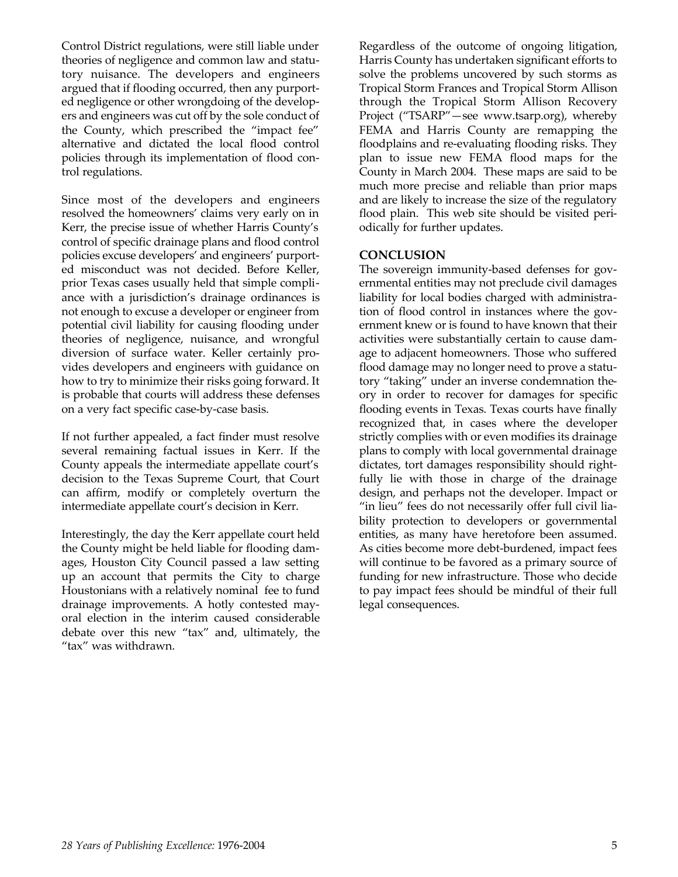Control District regulations, were still liable under theories of negligence and common law and statutory nuisance. The developers and engineers argued that if flooding occurred, then any purported negligence or other wrongdoing of the developers and engineers was cut off by the sole conduct of the County, which prescribed the "impact fee" alternative and dictated the local flood control policies through its implementation of flood control regulations.

Since most of the developers and engineers resolved the homeowners' claims very early on in Kerr, the precise issue of whether Harris County's control of specific drainage plans and flood control policies excuse developers' and engineers' purported misconduct was not decided. Before Keller, prior Texas cases usually held that simple compliance with a jurisdiction's drainage ordinances is not enough to excuse a developer or engineer from potential civil liability for causing flooding under theories of negligence, nuisance, and wrongful diversion of surface water. Keller certainly provides developers and engineers with guidance on how to try to minimize their risks going forward. It is probable that courts will address these defenses on a very fact specific case-by-case basis.

If not further appealed, a fact finder must resolve several remaining factual issues in Kerr. If the County appeals the intermediate appellate court's decision to the Texas Supreme Court, that Court can affirm, modify or completely overturn the intermediate appellate court's decision in Kerr.

Interestingly, the day the Kerr appellate court held the County might be held liable for flooding damages, Houston City Council passed a law setting up an account that permits the City to charge Houstonians with a relatively nominal fee to fund drainage improvements. A hotly contested mayoral election in the interim caused considerable debate over this new "tax" and, ultimately, the "tax" was withdrawn.

Regardless of the outcome of ongoing litigation, Harris County has undertaken significant efforts to solve the problems uncovered by such storms as Tropical Storm Frances and Tropical Storm Allison through the Tropical Storm Allison Recovery Project ("TSARP"—see www.tsarp.org), whereby FEMA and Harris County are remapping the floodplains and re-evaluating flooding risks. They plan to issue new FEMA flood maps for the County in March 2004. These maps are said to be much more precise and reliable than prior maps and are likely to increase the size of the regulatory flood plain. This web site should be visited periodically for further updates.

## CONCLUSION

The sovereign immunity-based defenses for governmental entities may not preclude civil damages liability for local bodies charged with administration of flood control in instances where the government knew or is found to have known that their activities were substantially certain to cause damage to adjacent homeowners. Those who suffered flood damage may no longer need to prove a statutory "taking" under an inverse condemnation theory in order to recover for damages for specific flooding events in Texas. Texas courts have finally recognized that, in cases where the developer strictly complies with or even modifies its drainage plans to comply with local governmental drainage dictates, tort damages responsibility should rightfully lie with those in charge of the drainage design, and perhaps not the developer. Impact or "in lieu" fees do not necessarily offer full civil liability protection to developers or governmental entities, as many have heretofore been assumed. As cities become more debt-burdened, impact fees will continue to be favored as a primary source of funding for new infrastructure. Those who decide to pay impact fees should be mindful of their full legal consequences.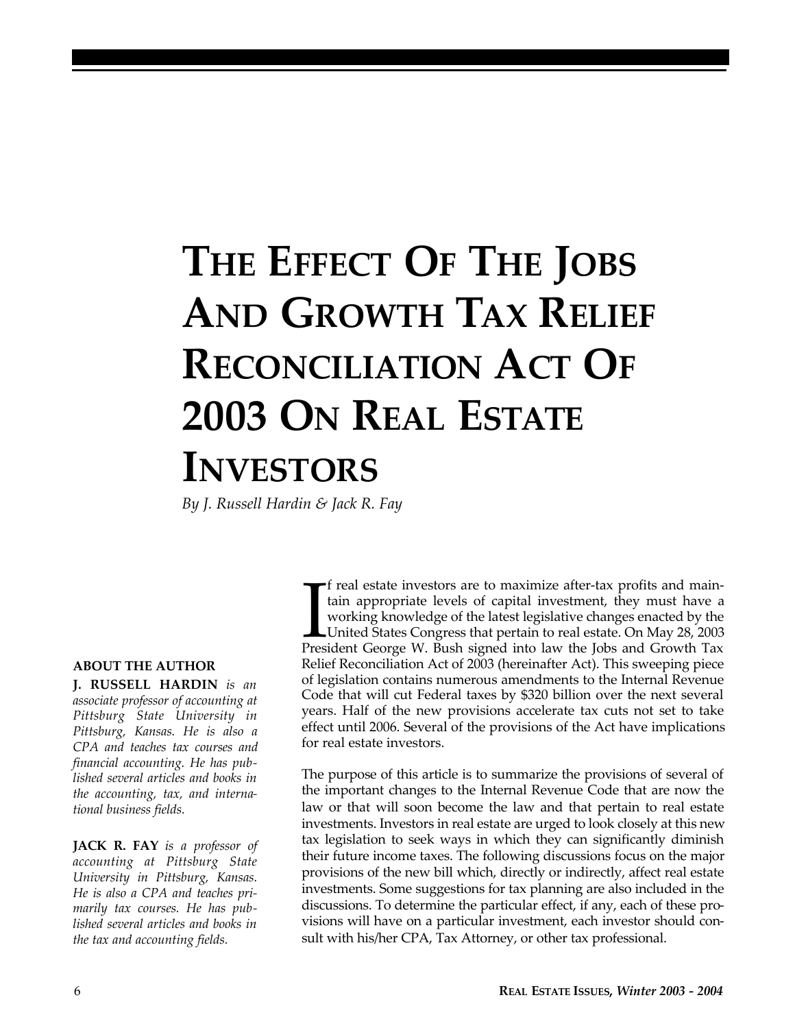# The Effect Of The Jobs And Growth Tax Relief Reconciliation Act Of 2003 On Real Estate Investors

*By J. Russell Hardin & Jack R. Fay*

**ABOUT THE AUTHOR**

**J. RUSSELL HARDIN** *is an associate professor of accounting at Pittsburg State University in Pittsburg, Kansas. He is also a CPA and teaches tax courses and financial accounting. He has published several articles and books in the accounting, tax, and international business fields.*

**JACK R. FAY** *is a professor of accounting at Pittsburg State University in Pittsburg, Kansas. He is also a CPA and teaches primarily tax courses. He has published several articles and books in the tax and accounting fields.*

If real estate investors are to maximize after-tax profits and maintain appropriate levels of capital investment, they must have a working knowledge of the latest legislative changes enacted by the United States Congress that pertain to real estate. On May 28, 2003 President George W. Bush signed into law the Jobs and Growth Tax Relief Reconciliation Act of 2003 (hereinafter Act). This sweeping piece of legislation contains numerous amendments to the Internal Revenue Code that will cut Federal taxes by $320 billion over the next several years. Half of the new provisions accelerate tax cuts not set to take effect until 2006. Several of the provisions of the Act have implications for real estate investors.

The purpose of this article is to summarize the provisions of several of the important changes to the Internal Revenue Code that are now the law or that will soon become the law and that pertain to real estate investments. Investors in real estate are urged to look closely at this new tax legislation to seek ways in which they can significantly diminish their future income taxes. The following discussions focus on the major provisions of the new bill which, directly or indirectly, affect real estate investments. Some suggestions for tax planning are also included in the discussions. To determine the particular effect, if any, each of these provisions will have on a particular investment, each investor should consult with his/her CPA, Tax Attorney, or other tax professional.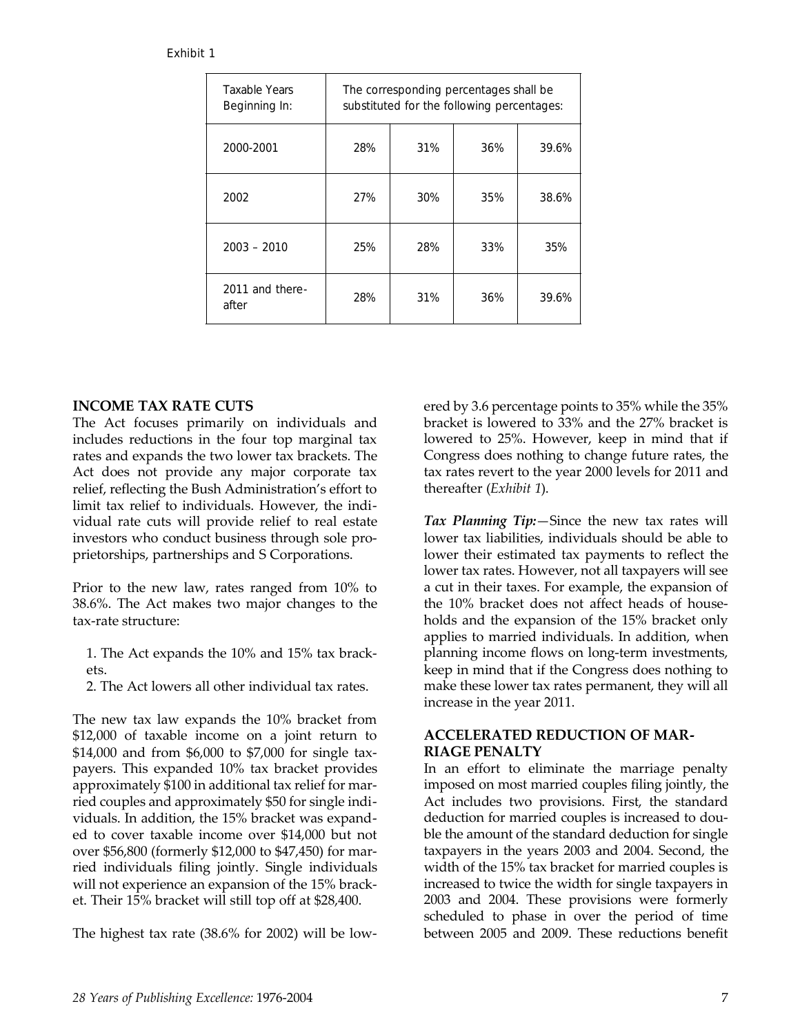Exhibit 1

| Taxable Years Beginning In: | The corresponding percentages shall be substituted for the following percentages: | | | |
|---|---|---|---|---|
| 2000-2001 | 28% | 31% | 36% | 39.6% |
| 2002 | 27% | 30% | 35% | 38.6% |
| 2003 – 2010 | 25% | 28% | 33% | 35% |
| 2011 and thereafter | 28% | 31% | 36% | 39.6% |

## INCOME TAX RATE CUTS

The Act focuses primarily on individuals and includes reductions in the four top marginal tax rates and expands the two lower tax brackets. The Act does not provide any major corporate tax relief, reflecting the Bush Administration's effort to limit tax relief to individuals. However, the individual rate cuts will provide relief to real estate investors who conduct business through sole proprietorships, partnerships and S Corporations.

Prior to the new law, rates ranged from 10% to 38.6%. The Act makes two major changes to the tax-rate structure:

1. The Act expands the 10% and 15% tax brackets.
2. The Act lowers all other individual tax rates.

The new tax law expands the 10% bracket from $12,000 of taxable income on a joint return to $14,000 and from $6,000 to $7,000 for single taxpayers. This expanded 10% tax bracket provides approximately $100 in additional tax relief for married couples and approximately $50 for single individuals. In addition, the 15% bracket was expanded to cover taxable income over $14,000 but not over $56,800 (formerly $12,000 to $47,450) for married individuals filing jointly. Single individuals will not experience an expansion of the 15% bracket. Their 15% bracket will still top off at $28,400.

The highest tax rate (38.6% for 2002) will be lowered by 3.6 percentage points to 35% while the 35% bracket is lowered to 33% and the 27% bracket is lowered to 25%. However, keep in mind that if Congress does nothing to change future rates, the tax rates revert to the year 2000 levels for 2011 and thereafter (*Exhibit 1*).

***Tax Planning Tip:***—Since the new tax rates will lower tax liabilities, individuals should be able to lower their estimated tax payments to reflect the lower tax rates. However, not all taxpayers will see a cut in their taxes. For example, the expansion of the 10% bracket does not affect heads of households and the expansion of the 15% bracket only applies to married individuals. In addition, when planning income flows on long-term investments, keep in mind that if the Congress does nothing to make these lower tax rates permanent, they will all increase in the year 2011.

## ACCELERATED REDUCTION OF MARRIAGE PENALTY

In an effort to eliminate the marriage penalty imposed on most married couples filing jointly, the Act includes two provisions. First, the standard deduction for married couples is increased to double the amount of the standard deduction for single taxpayers in the years 2003 and 2004. Second, the width of the 15% tax bracket for married couples is increased to twice the width for single taxpayers in 2003 and 2004. These provisions were formerly scheduled to phase in over the period of time between 2005 and 2009. These reductions benefit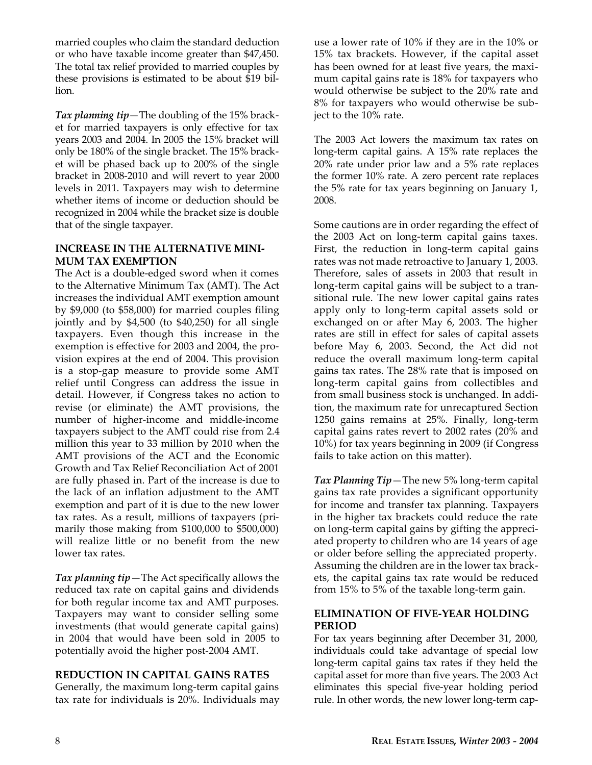married couples who claim the standard deduction or who have taxable income greater than $47,450. The total tax relief provided to married couples by these provisions is estimated to be about $19 billion.

*Tax planning tip*—The doubling of the 15% bracket for married taxpayers is only effective for tax years 2003 and 2004. In 2005 the 15% bracket will only be 180% of the single bracket. The 15% bracket will be phased back up to 200% of the single bracket in 2008-2010 and will revert to year 2000 levels in 2011. Taxpayers may wish to determine whether items of income or deduction should be recognized in 2004 while the bracket size is double that of the single taxpayer.

### INCREASE IN THE ALTERNATIVE MINIMUM TAX EXEMPTION

The Act is a double-edged sword when it comes to the Alternative Minimum Tax (AMT). The Act increases the individual AMT exemption amount by $9,000 (to $58,000) for married couples filing jointly and by $4,500 (to $40,250) for all single taxpayers. Even though this increase in the exemption is effective for 2003 and 2004, the provision expires at the end of 2004. This provision is a stop-gap measure to provide some AMT relief until Congress can address the issue in detail. However, if Congress takes no action to revise (or eliminate) the AMT provisions, the number of higher-income and middle-income taxpayers subject to the AMT could rise from 2.4 million this year to 33 million by 2010 when the AMT provisions of the ACT and the Economic Growth and Tax Relief Reconciliation Act of 2001 are fully phased in. Part of the increase is due to the lack of an inflation adjustment to the AMT exemption and part of it is due to the new lower tax rates. As a result, millions of taxpayers (primarily those making from $100,000 to $500,000) will realize little or no benefit from the new lower tax rates.

*Tax planning tip*—The Act specifically allows the reduced tax rate on capital gains and dividends for both regular income tax and AMT purposes. Taxpayers may want to consider selling some investments (that would generate capital gains) in 2004 that would have been sold in 2005 to potentially avoid the higher post-2004 AMT.

### REDUCTION IN CAPITAL GAINS RATES

Generally, the maximum long-term capital gains tax rate for individuals is 20%. Individuals may use a lower rate of 10% if they are in the 10% or 15% tax brackets. However, if the capital asset has been owned for at least five years, the maximum capital gains rate is 18% for taxpayers who would otherwise be subject to the 20% rate and 8% for taxpayers who would otherwise be subject to the 10% rate.

The 2003 Act lowers the maximum tax rates on long-term capital gains. A 15% rate replaces the 20% rate under prior law and a 5% rate replaces the former 10% rate. A zero percent rate replaces the 5% rate for tax years beginning on January 1, 2008.

Some cautions are in order regarding the effect of the 2003 Act on long-term capital gains taxes. First, the reduction in long-term capital gains rates was not made retroactive to January 1, 2003. Therefore, sales of assets in 2003 that result in long-term capital gains will be subject to a transitional rule. The new lower capital gains rates apply only to long-term capital assets sold or exchanged on or after May 6, 2003. The higher rates are still in effect for sales of capital assets before May 6, 2003. Second, the Act did not reduce the overall maximum long-term capital gains tax rates. The 28% rate that is imposed on long-term capital gains from collectibles and from small business stock is unchanged. In addition, the maximum rate for unrecaptured Section 1250 gains remains at 25%. Finally, long-term capital gains rates revert to 2002 rates (20% and 10%) for tax years beginning in 2009 (if Congress fails to take action on this matter).

*Tax Planning Tip*—The new 5% long-term capital gains tax rate provides a significant opportunity for income and transfer tax planning. Taxpayers in the higher tax brackets could reduce the rate on long-term capital gains by gifting the appreciated property to children who are 14 years of age or older before selling the appreciated property. Assuming the children are in the lower tax brackets, the capital gains tax rate would be reduced from 15% to 5% of the taxable long-term gain.

### ELIMINATION OF FIVE-YEAR HOLDING PERIOD

For tax years beginning after December 31, 2000, individuals could take advantage of special low long-term capital gains tax rates if they held the capital asset for more than five years. The 2003 Act eliminates this special five-year holding period rule. In other words, the new lower long-term cap-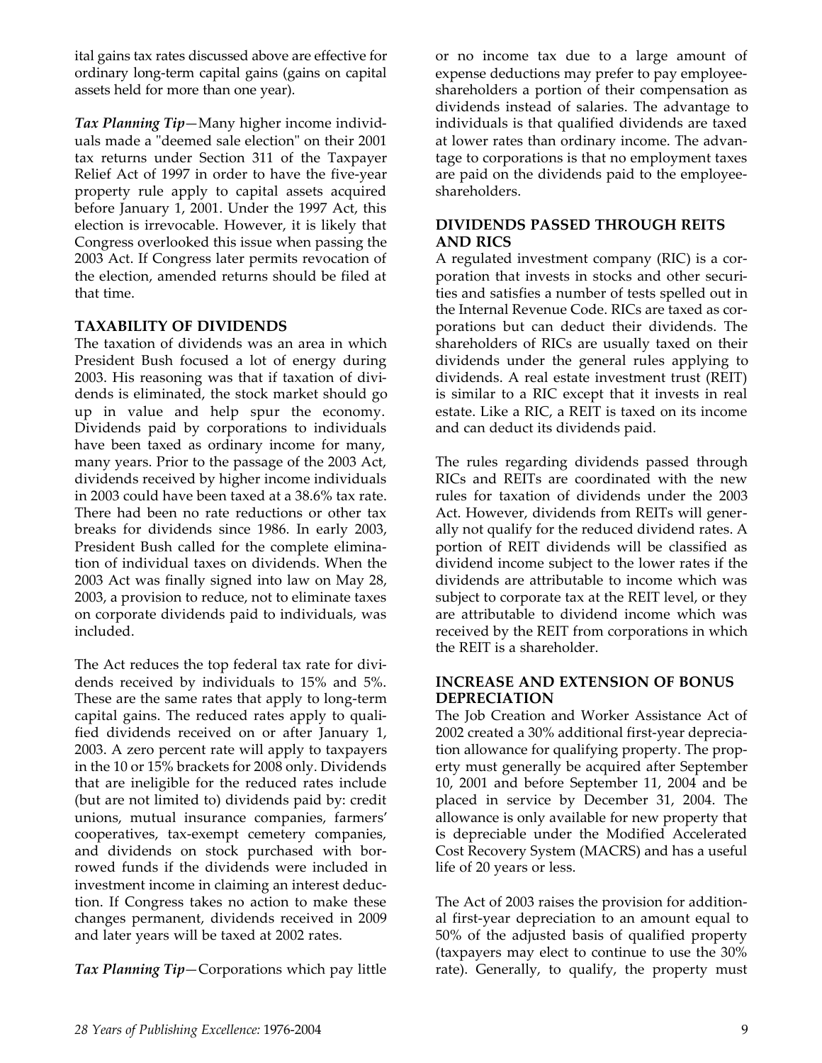ital gains tax rates discussed above are effective for ordinary long-term capital gains (gains on capital assets held for more than one year).

***Tax Planning Tip***—Many higher income individuals made a "deemed sale election" on their 2001 tax returns under Section 311 of the Taxpayer Relief Act of 1997 in order to have the five-year property rule apply to capital assets acquired before January 1, 2001. Under the 1997 Act, this election is irrevocable. However, it is likely that Congress overlooked this issue when passing the 2003 Act. If Congress later permits revocation of the election, amended returns should be filed at that time.

### TAXABILITY OF DIVIDENDS

The taxation of dividends was an area in which President Bush focused a lot of energy during 2003. His reasoning was that if taxation of dividends is eliminated, the stock market should go up in value and help spur the economy. Dividends paid by corporations to individuals have been taxed as ordinary income for many, many years. Prior to the passage of the 2003 Act, dividends received by higher income individuals in 2003 could have been taxed at a 38.6% tax rate. There had been no rate reductions or other tax breaks for dividends since 1986. In early 2003, President Bush called for the complete elimination of individual taxes on dividends. When the 2003 Act was finally signed into law on May 28, 2003, a provision to reduce, not to eliminate taxes on corporate dividends paid to individuals, was included.

The Act reduces the top federal tax rate for dividends received by individuals to 15% and 5%. These are the same rates that apply to long-term capital gains. The reduced rates apply to qualified dividends received on or after January 1, 2003. A zero percent rate will apply to taxpayers in the 10 or 15% brackets for 2008 only. Dividends that are ineligible for the reduced rates include (but are not limited to) dividends paid by: credit unions, mutual insurance companies, farmers' cooperatives, tax-exempt cemetery companies, and dividends on stock purchased with borrowed funds if the dividends were included in investment income in claiming an interest deduction. If Congress takes no action to make these changes permanent, dividends received in 2009 and later years will be taxed at 2002 rates.

***Tax Planning Tip***—Corporations which pay little or no income tax due to a large amount of expense deductions may prefer to pay employee-shareholders a portion of their compensation as dividends instead of salaries. The advantage to individuals is that qualified dividends are taxed at lower rates than ordinary income. The advantage to corporations is that no employment taxes are paid on the dividends paid to the employee-shareholders.

### DIVIDENDS PASSED THROUGH REITS AND RICS

A regulated investment company (RIC) is a corporation that invests in stocks and other securities and satisfies a number of tests spelled out in the Internal Revenue Code. RICs are taxed as corporations but can deduct their dividends. The shareholders of RICs are usually taxed on their dividends under the general rules applying to dividends. A real estate investment trust (REIT) is similar to a RIC except that it invests in real estate. Like a RIC, a REIT is taxed on its income and can deduct its dividends paid.

The rules regarding dividends passed through RICs and REITs are coordinated with the new rules for taxation of dividends under the 2003 Act. However, dividends from REITs will generally not qualify for the reduced dividend rates. A portion of REIT dividends will be classified as dividend income subject to the lower rates if the dividends are attributable to income which was subject to corporate tax at the REIT level, or they are attributable to dividend income which was received by the REIT from corporations in which the REIT is a shareholder.

### INCREASE AND EXTENSION OF BONUS DEPRECIATION

The Job Creation and Worker Assistance Act of 2002 created a 30% additional first-year depreciation allowance for qualifying property. The property must generally be acquired after September 10, 2001 and before September 11, 2004 and be placed in service by December 31, 2004. The allowance is only available for new property that is depreciable under the Modified Accelerated Cost Recovery System (MACRS) and has a useful life of 20 years or less.

The Act of 2003 raises the provision for additional first-year depreciation to an amount equal to 50% of the adjusted basis of qualified property (taxpayers may elect to continue to use the 30% rate). Generally, to qualify, the property must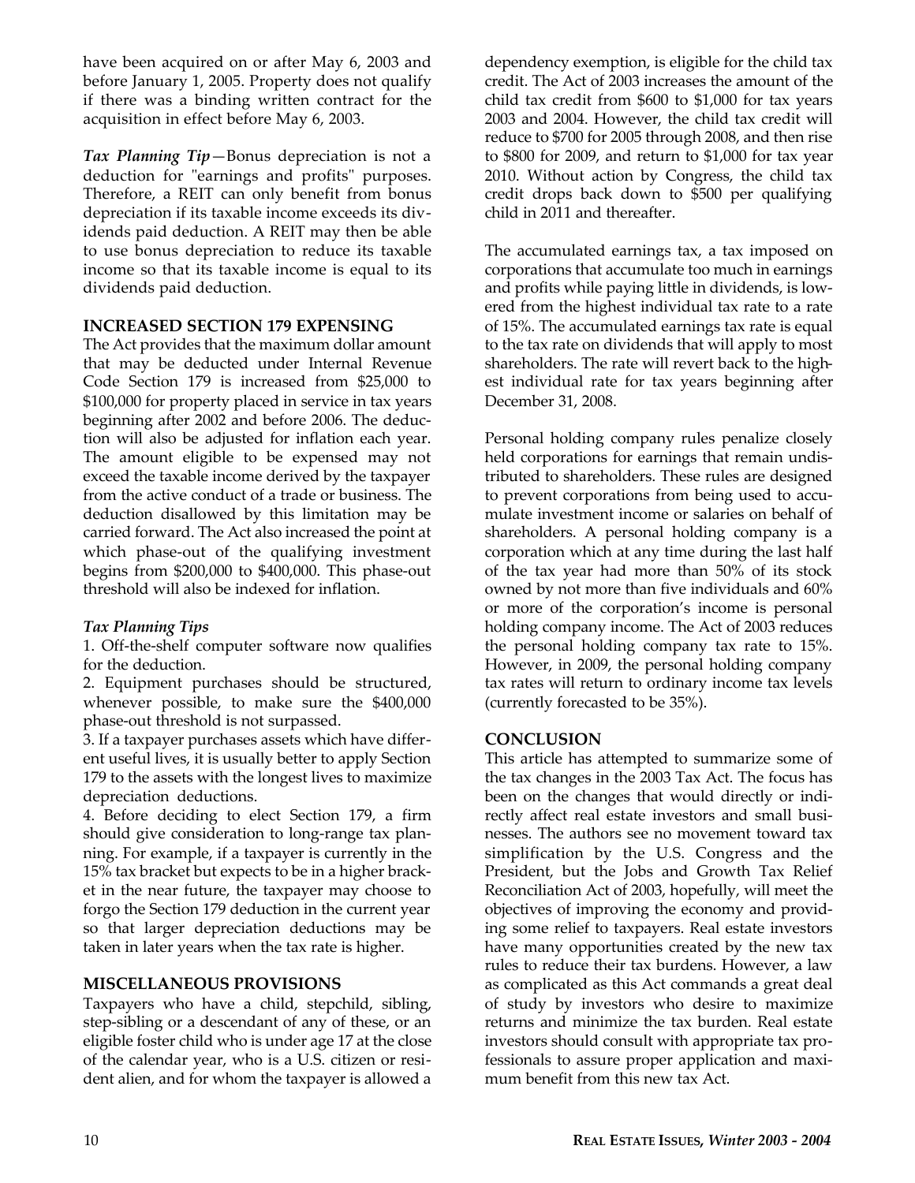have been acquired on or after May 6, 2003 and before January 1, 2005. Property does not qualify if there was a binding written contract for the acquisition in effect before May 6, 2003.

***Tax Planning Tip***—Bonus depreciation is not a deduction for "earnings and profits" purposes. Therefore, a REIT can only benefit from bonus depreciation if its taxable income exceeds its dividends paid deduction. A REIT may then be able to use bonus depreciation to reduce its taxable income so that its taxable income is equal to its dividends paid deduction.

## INCREASED SECTION 179 EXPENSING

The Act provides that the maximum dollar amount that may be deducted under Internal Revenue Code Section 179 is increased from $25,000 to $100,000 for property placed in service in tax years beginning after 2002 and before 2006. The deduction will also be adjusted for inflation each year. The amount eligible to be expensed may not exceed the taxable income derived by the taxpayer from the active conduct of a trade or business. The deduction disallowed by this limitation may be carried forward. The Act also increased the point at which phase-out of the qualifying investment begins from $200,000 to $400,000. This phase-out threshold will also be indexed for inflation.

***Tax Planning Tips***

1. Off-the-shelf computer software now qualifies for the deduction.
2. Equipment purchases should be structured, whenever possible, to make sure the $400,000 phase-out threshold is not surpassed.
3. If a taxpayer purchases assets which have different useful lives, it is usually better to apply Section 179 to the assets with the longest lives to maximize depreciation deductions.
4. Before deciding to elect Section 179, a firm should give consideration to long-range tax planning. For example, if a taxpayer is currently in the 15% tax bracket but expects to be in a higher bracket in the near future, the taxpayer may choose to forgo the Section 179 deduction in the current year so that larger depreciation deductions may be taken in later years when the tax rate is higher.

## MISCELLANEOUS PROVISIONS

Taxpayers who have a child, stepchild, sibling, step-sibling or a descendant of any of these, or an eligible foster child who is under age 17 at the close of the calendar year, who is a U.S. citizen or resident alien, and for whom the taxpayer is allowed a dependency exemption, is eligible for the child tax credit. The Act of 2003 increases the amount of the child tax credit from $600 to $1,000 for tax years 2003 and 2004. However, the child tax credit will reduce to $700 for 2005 through 2008, and then rise to $800 for 2009, and return to $1,000 for tax year 2010. Without action by Congress, the child tax credit drops back down to $500 per qualifying child in 2011 and thereafter.

The accumulated earnings tax, a tax imposed on corporations that accumulate too much in earnings and profits while paying little in dividends, is lowered from the highest individual tax rate to a rate of 15%. The accumulated earnings tax rate is equal to the tax rate on dividends that will apply to most shareholders. The rate will revert back to the highest individual rate for tax years beginning after December 31, 2008.

Personal holding company rules penalize closely held corporations for earnings that remain undistributed to shareholders. These rules are designed to prevent corporations from being used to accumulate investment income or salaries on behalf of shareholders. A personal holding company is a corporation which at any time during the last half of the tax year had more than 50% of its stock owned by not more than five individuals and 60% or more of the corporation's income is personal holding company income. The Act of 2003 reduces the personal holding company tax rate to 15%. However, in 2009, the personal holding company tax rates will return to ordinary income tax levels (currently forecasted to be 35%).

## CONCLUSION

This article has attempted to summarize some of the tax changes in the 2003 Tax Act. The focus has been on the changes that would directly or indirectly affect real estate investors and small businesses. The authors see no movement toward tax simplification by the U.S. Congress and the President, but the Jobs and Growth Tax Relief Reconciliation Act of 2003, hopefully, will meet the objectives of improving the economy and providing some relief to taxpayers. Real estate investors have many opportunities created by the new tax rules to reduce their tax burdens. However, a law as complicated as this Act commands a great deal of study by investors who desire to maximize returns and minimize the tax burden. Real estate investors should consult with appropriate tax professionals to assure proper application and maximum benefit from this new tax Act.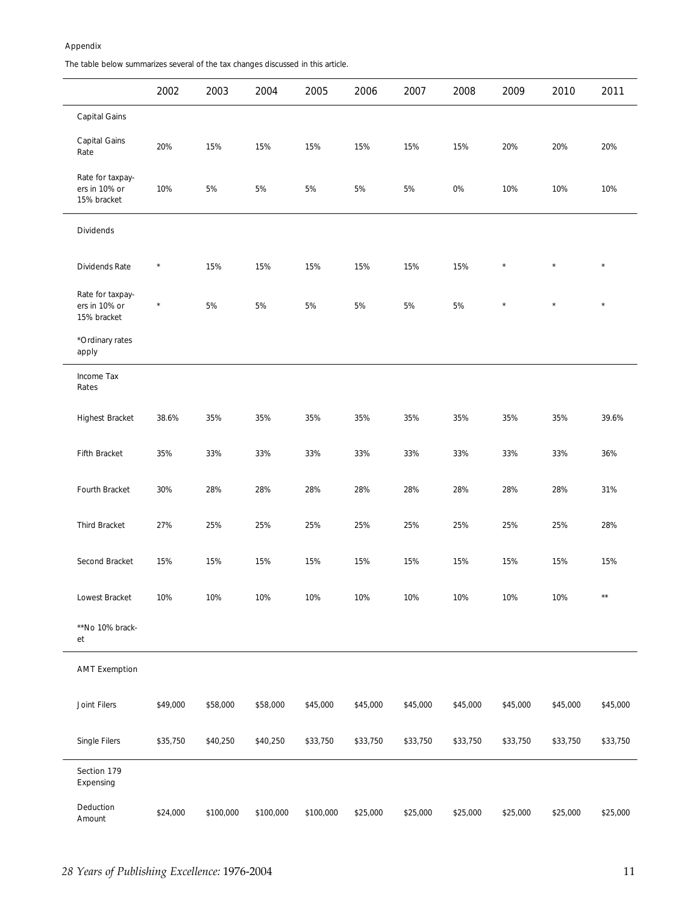Appendix

The table below summarizes several of the tax changes discussed in this article.

| | 2002 | 2003 | 2004 | 2005 | 2006 | 2007 | 2008 | 2009 | 2010 | 2011 |
|---|---|---|---|---|---|---|---|---|---|---|
| Capital Gains | | | | | | | | | | |
| Capital Gains Rate | 20% | 15% | 15% | 15% | 15% | 15% | 15% | 20% | 20% | 20% |
| Rate for taxpayers in 10% or 15% bracket | 10% | 5% | 5% | 5% | 5% | 5% | 0% | 10% | 10% | 10% |
| Dividends | | | | | | | | | | |
| Dividends Rate | * | 15% | 15% | 15% | 15% | 15% | 15% | * | * | * |
| Rate for taxpayers in 10% or 15% bracket | * | 5% | 5% | 5% | 5% | 5% | 5% | * | * | * |
| *Ordinary rates apply | | | | | | | | | | |
| Income Tax Rates | | | | | | | | | | |
| Highest Bracket | 38.6% | 35% | 35% | 35% | 35% | 35% | 35% | 35% | 35% | 39.6% |
| Fifth Bracket | 35% | 33% | 33% | 33% | 33% | 33% | 33% | 33% | 33% | 36% |
| Fourth Bracket | 30% | 28% | 28% | 28% | 28% | 28% | 28% | 28% | 28% | 31% |
| Third Bracket | 27% | 25% | 25% | 25% | 25% | 25% | 25% | 25% | 25% | 28% |
| Second Bracket | 15% | 15% | 15% | 15% | 15% | 15% | 15% | 15% | 15% | 15% |
| Lowest Bracket | 10% | 10% | 10% | 10% | 10% | 10% | 10% | 10% | 10% | ** |
| **No 10% bracket | | | | | | | | | | |
| AMT Exemption | | | | | | | | | | |
| Joint Filers | $49,000 | $58,000 | $58,000 | $45,000 | $45,000 | $45,000 | $45,000 | $45,000 | $45,000 | $45,000 |
| Single Filers | $35,750 | $40,250 | $40,250 | $33,750 | $33,750 | $33,750 | $33,750 | $33,750 | $33,750 | $33,750 |
| Section 179 Expensing | | | | | | | | | | |
| Deduction Amount | $24,000 | $100,000 | $100,000 | $100,000 | $25,000 | $25,000 | $25,000 | $25,000 | $25,000 | $25,000 |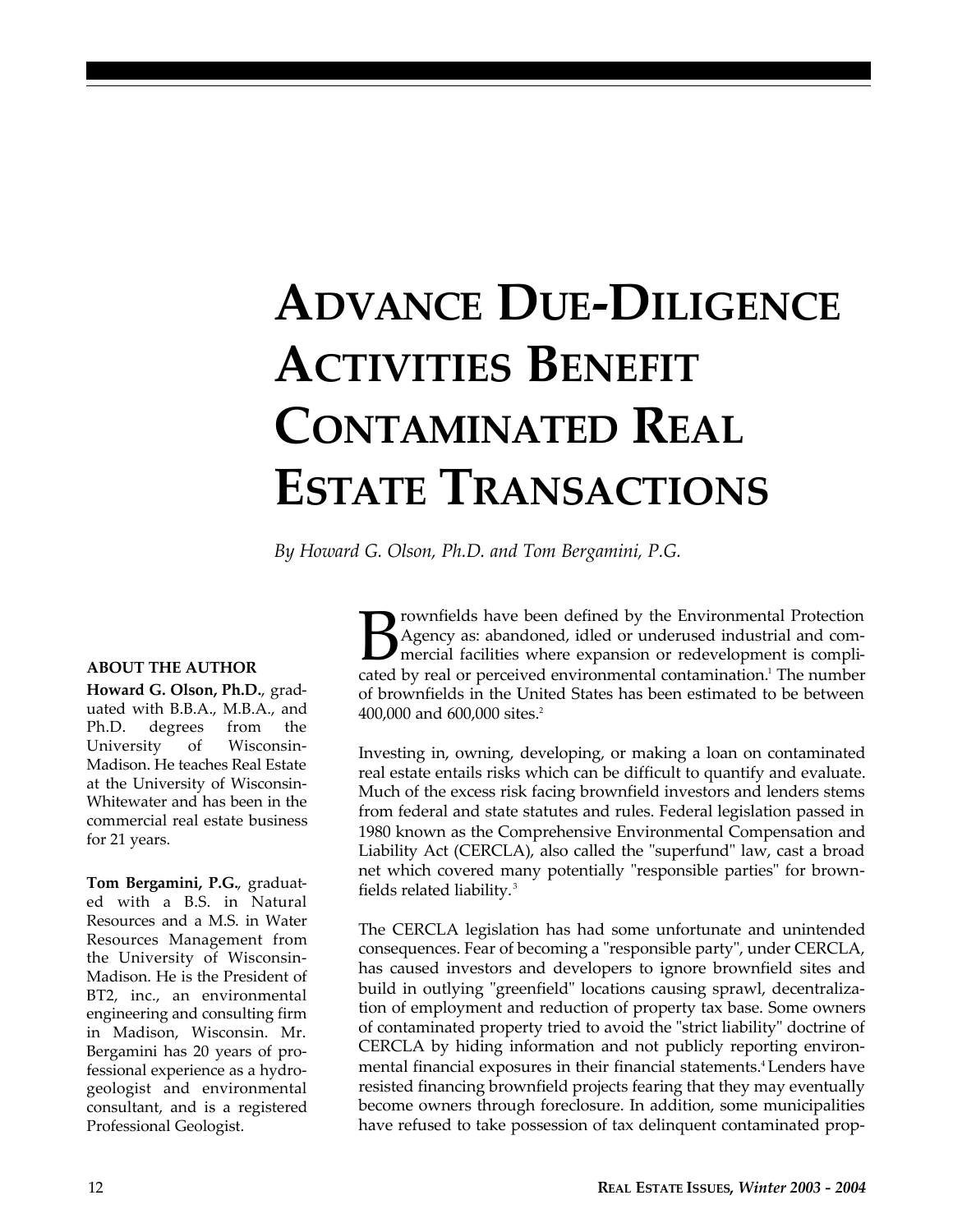# ADVANCE DUE-DILIGENCE ACTIVITIES BENEFIT CONTAMINATED REAL ESTATE TRANSACTIONS

*By Howard G. Olson, Ph.D. and Tom Bergamini, P.G.*

**ABOUT THE AUTHOR**

**Howard G. Olson, Ph.D.**, graduated with B.B.A., M.B.A., and Ph.D. degrees from the University of Wisconsin-Madison. He teaches Real Estate at the University of Wisconsin-Whitewater and has been in the commercial real estate business for 21 years.

**Tom Bergamini, P.G.**, graduated with a B.S. in Natural Resources and a M.S. in Water Resources Management from the University of Wisconsin-Madison. He is the President of BT2, inc., an environmental engineering and consulting firm in Madison, Wisconsin. Mr. Bergamini has 20 years of professional experience as a hydrogeologist and environmental consultant, and is a registered Professional Geologist.

Brownfields have been defined by the Environmental Protection Agency as: abandoned, idled or underused industrial and commercial facilities where expansion or redevelopment is complicated by real or perceived environmental contamination.[1] The number of brownfields in the United States has been estimated to be between 400,000 and 600,000 sites.[2]

Investing in, owning, developing, or making a loan on contaminated real estate entails risks which can be difficult to quantify and evaluate. Much of the excess risk facing brownfield investors and lenders stems from federal and state statutes and rules. Federal legislation passed in 1980 known as the Comprehensive Environmental Compensation and Liability Act (CERCLA), also called the "superfund" law, cast a broad net which covered many potentially "responsible parties" for brownfields related liability.[3]

The CERCLA legislation has had some unfortunate and unintended consequences. Fear of becoming a "responsible party", under CERCLA, has caused investors and developers to ignore brownfield sites and build in outlying "greenfield" locations causing sprawl, decentralization of employment and reduction of property tax base. Some owners of contaminated property tried to avoid the "strict liability" doctrine of CERCLA by hiding information and not publicly reporting environmental financial exposures in their financial statements.[4] Lenders have resisted financing brownfield projects fearing that they may eventually become owners through foreclosure. In addition, some municipalities have refused to take possession of tax delinquent contaminated prop-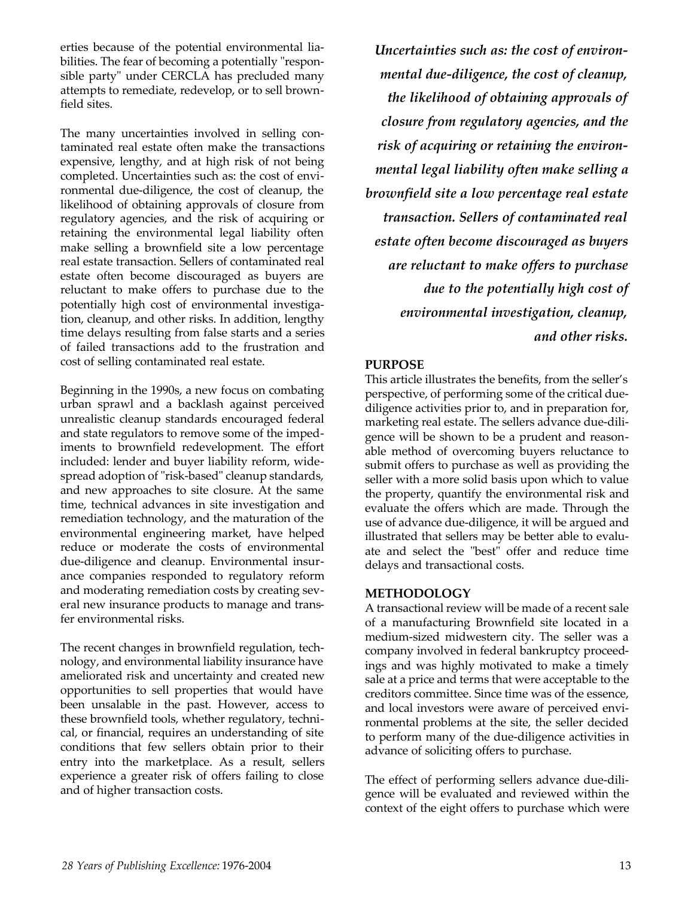erties because of the potential environmental liabilities. The fear of becoming a potentially "responsible party" under CERCLA has precluded many attempts to remediate, redevelop, or to sell brownfield sites.

The many uncertainties involved in selling contaminated real estate often make the transactions expensive, lengthy, and at high risk of not being completed. Uncertainties such as: the cost of environmental due-diligence, the cost of cleanup, the likelihood of obtaining approvals of closure from regulatory agencies, and the risk of acquiring or retaining the environmental legal liability often make selling a brownfield site a low percentage real estate transaction. Sellers of contaminated real estate often become discouraged as buyers are reluctant to make offers to purchase due to the potentially high cost of environmental investigation, cleanup, and other risks. In addition, lengthy time delays resulting from false starts and a series of failed transactions add to the frustration and cost of selling contaminated real estate.

Beginning in the 1990s, a new focus on combating urban sprawl and a backlash against perceived unrealistic cleanup standards encouraged federal and state regulators to remove some of the impediments to brownfield redevelopment. The effort included: lender and buyer liability reform, widespread adoption of "risk-based" cleanup standards, and new approaches to site closure. At the same time, technical advances in site investigation and remediation technology, and the maturation of the environmental engineering market, have helped reduce or moderate the costs of environmental due-diligence and cleanup. Environmental insurance companies responded to regulatory reform and moderating remediation costs by creating several new insurance products to manage and transfer environmental risks.

The recent changes in brownfield regulation, technology, and environmental liability insurance have ameliorated risk and uncertainty and created new opportunities to sell properties that would have been unsalable in the past. However, access to these brownfield tools, whether regulatory, technical, or financial, requires an understanding of site conditions that few sellers obtain prior to their entry into the marketplace. As a result, sellers experience a greater risk of offers failing to close and of higher transaction costs.

***Uncertainties such as: the cost of environmental due-diligence, the cost of cleanup, the likelihood of obtaining approvals of closure from regulatory agencies, and the risk of acquiring or retaining the environmental legal liability often make selling a brownfield site a low percentage real estate transaction. Sellers of contaminated real estate often become discouraged as buyers are reluctant to make offers to purchase due to the potentially high cost of environmental investigation, cleanup, and other risks.***

## PURPOSE

This article illustrates the benefits, from the seller's perspective, of performing some of the critical due-diligence activities prior to, and in preparation for, marketing real estate. The sellers advance due-diligence will be shown to be a prudent and reasonable method of overcoming buyers reluctance to submit offers to purchase as well as providing the seller with a more solid basis upon which to value the property, quantify the environmental risk and evaluate the offers which are made. Through the use of advance due-diligence, it will be argued and illustrated that sellers may be better able to evaluate and select the "best" offer and reduce time delays and transactional costs.

## METHODOLOGY

A transactional review will be made of a recent sale of a manufacturing Brownfield site located in a medium-sized midwestern city. The seller was a company involved in federal bankruptcy proceedings and was highly motivated to make a timely sale at a price and terms that were acceptable to the creditors committee. Since time was of the essence, and local investors were aware of perceived environmental problems at the site, the seller decided to perform many of the due-diligence activities in advance of soliciting offers to purchase.

The effect of performing sellers advance due-diligence will be evaluated and reviewed within the context of the eight offers to purchase which were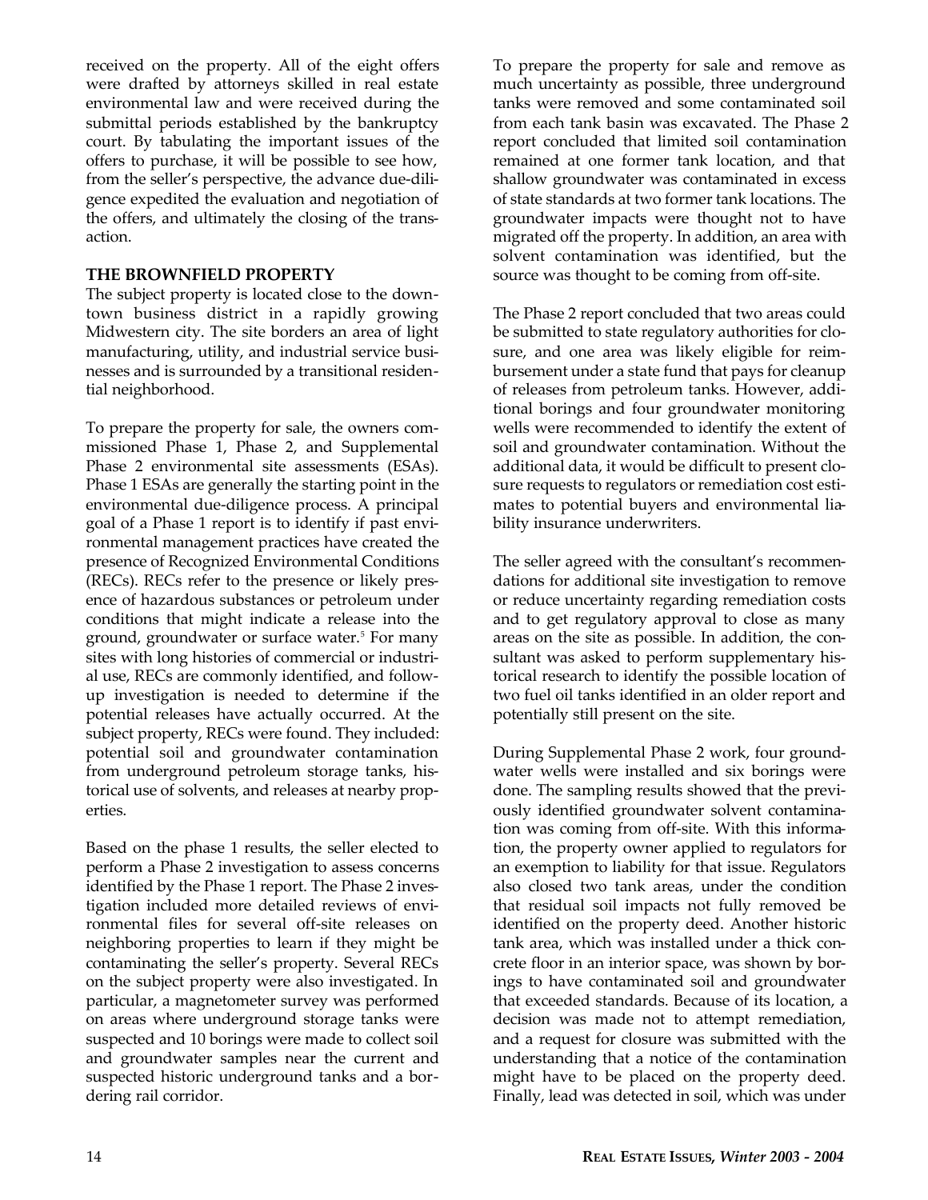received on the property. All of the eight offers were drafted by attorneys skilled in real estate environmental law and were received during the submittal periods established by the bankruptcy court. By tabulating the important issues of the offers to purchase, it will be possible to see how, from the seller's perspective, the advance due-diligence expedited the evaluation and negotiation of the offers, and ultimately the closing of the transaction.

## THE BROWNFIELD PROPERTY

The subject property is located close to the downtown business district in a rapidly growing Midwestern city. The site borders an area of light manufacturing, utility, and industrial service businesses and is surrounded by a transitional residential neighborhood.

To prepare the property for sale, the owners commissioned Phase 1, Phase 2, and Supplemental Phase 2 environmental site assessments (ESAs). Phase 1 ESAs are generally the starting point in the environmental due-diligence process. A principal goal of a Phase 1 report is to identify if past environmental management practices have created the presence of Recognized Environmental Conditions (RECs). RECs refer to the presence or likely presence of hazardous substances or petroleum under conditions that might indicate a release into the ground, groundwater or surface water.[5] For many sites with long histories of commercial or industrial use, RECs are commonly identified, and follow-up investigation is needed to determine if the potential releases have actually occurred. At the subject property, RECs were found. They included: potential soil and groundwater contamination from underground petroleum storage tanks, historical use of solvents, and releases at nearby properties.

Based on the phase 1 results, the seller elected to perform a Phase 2 investigation to assess concerns identified by the Phase 1 report. The Phase 2 investigation included more detailed reviews of environmental files for several off-site releases on neighboring properties to learn if they might be contaminating the seller's property. Several RECs on the subject property were also investigated. In particular, a magnetometer survey was performed on areas where underground storage tanks were suspected and 10 borings were made to collect soil and groundwater samples near the current and suspected historic underground tanks and a bordering rail corridor.

To prepare the property for sale and remove as much uncertainty as possible, three underground tanks were removed and some contaminated soil from each tank basin was excavated. The Phase 2 report concluded that limited soil contamination remained at one former tank location, and that shallow groundwater was contaminated in excess of state standards at two former tank locations. The groundwater impacts were thought not to have migrated off the property. In addition, an area with solvent contamination was identified, but the source was thought to be coming from off-site.

The Phase 2 report concluded that two areas could be submitted to state regulatory authorities for closure, and one area was likely eligible for reimbursement under a state fund that pays for cleanup of releases from petroleum tanks. However, additional borings and four groundwater monitoring wells were recommended to identify the extent of soil and groundwater contamination. Without the additional data, it would be difficult to present closure requests to regulators or remediation cost estimates to potential buyers and environmental liability insurance underwriters.

The seller agreed with the consultant's recommendations for additional site investigation to remove or reduce uncertainty regarding remediation costs and to get regulatory approval to close as many areas on the site as possible. In addition, the consultant was asked to perform supplementary historical research to identify the possible location of two fuel oil tanks identified in an older report and potentially still present on the site.

During Supplemental Phase 2 work, four groundwater wells were installed and six borings were done. The sampling results showed that the previously identified groundwater solvent contamination was coming from off-site. With this information, the property owner applied to regulators for an exemption to liability for that issue. Regulators also closed two tank areas, under the condition that residual soil impacts not fully removed be identified on the property deed. Another historic tank area, which was installed under a thick concrete floor in an interior space, was shown by borings to have contaminated soil and groundwater that exceeded standards. Because of its location, a decision was made not to attempt remediation, and a request for closure was submitted with the understanding that a notice of the contamination might have to be placed on the property deed. Finally, lead was detected in soil, which was under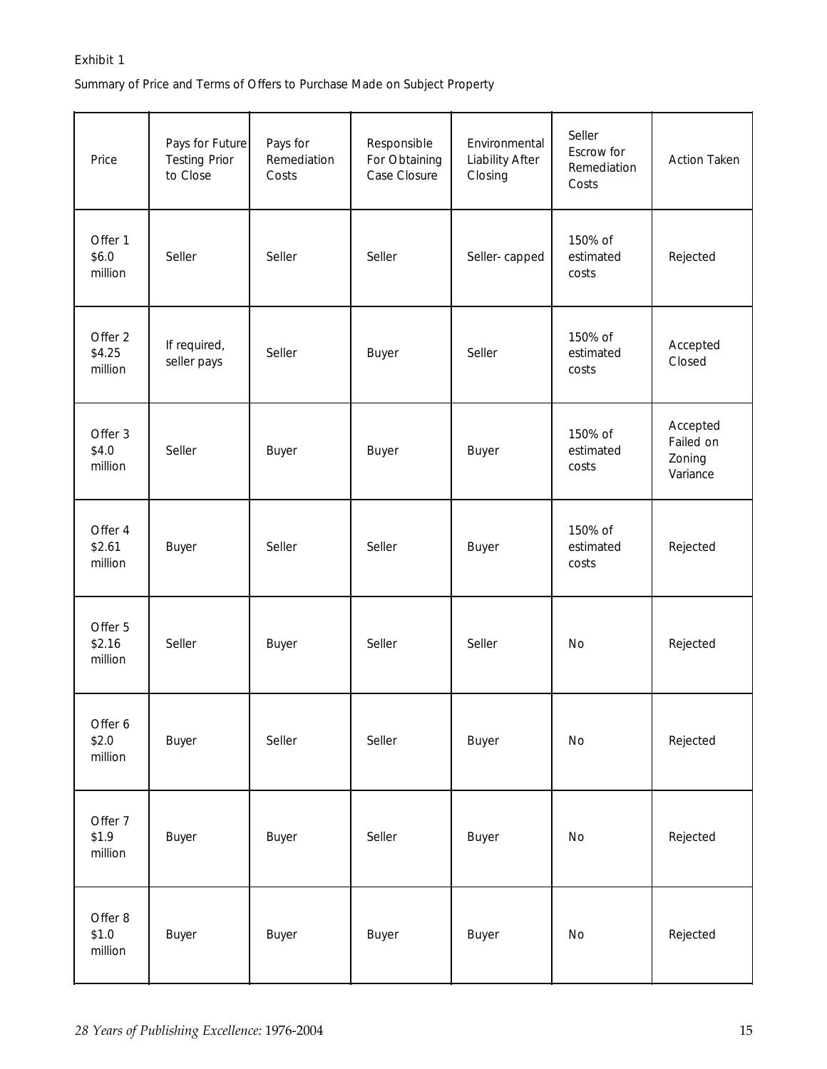Exhibit 1

Summary of Price and Terms of Offers to Purchase Made on Subject Property

| Price | Pays for Future Testing Prior to Close | Pays for Remediation Costs | Responsible For Obtaining Case Closure | Environmental Liability After Closing | Seller Escrow for Remediation Costs | Action Taken |
|---|---|---|---|---|---|---|
| Offer 1 $6.0 million | Seller | Seller | Seller | Seller- capped | 150% of estimated costs | Rejected |
| Offer 2 $4.25 million | If required, seller pays | Seller | Buyer | Seller | 150% of estimated costs | Accepted Closed |
| Offer 3 $4.0 million | Seller | Buyer | Buyer | Buyer | 150% of estimated costs | Accepted Failed on Zoning Variance |
| Offer 4 $2.61 million | Buyer | Seller | Seller | Buyer | 150% of estimated costs | Rejected |
| Offer 5 $2.16 million | Seller | Buyer | Seller | Seller | No | Rejected |
| Offer 6 $2.0 million | Buyer | Seller | Seller | Buyer | No | Rejected |
| Offer 7 $1.9 million | Buyer | Buyer | Seller | Buyer | No | Rejected |
| Offer 8 $1.0 million | Buyer | Buyer | Buyer | Buyer | No | Rejected |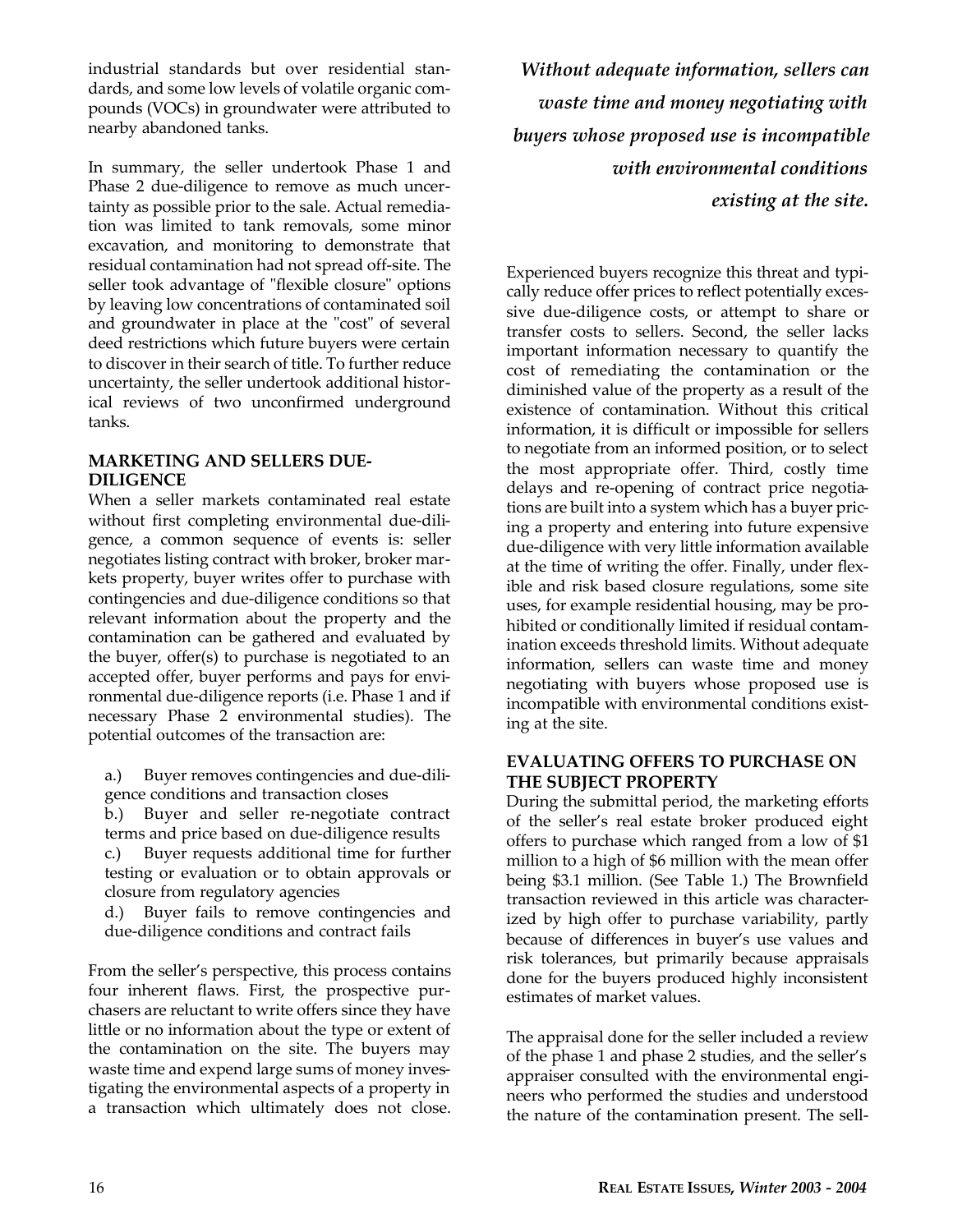industrial standards but over residential standards, and some low levels of volatile organic compounds (VOCs) in groundwater were attributed to nearby abandoned tanks.

In summary, the seller undertook Phase 1 and Phase 2 due-diligence to remove as much uncertainty as possible prior to the sale. Actual remediation was limited to tank removals, some minor excavation, and monitoring to demonstrate that residual contamination had not spread off-site. The seller took advantage of "flexible closure" options by leaving low concentrations of contaminated soil and groundwater in place at the "cost" of several deed restrictions which future buyers were certain to discover in their search of title. To further reduce uncertainty, the seller undertook additional historical reviews of two unconfirmed underground tanks.

## MARKETING AND SELLERS DUE-DILIGENCE

When a seller markets contaminated real estate without first completing environmental due-diligence, a common sequence of events is: seller negotiates listing contract with broker, broker markets property, buyer writes offer to purchase with contingencies and due-diligence conditions so that relevant information about the property and the contamination can be gathered and evaluated by the buyer, offer(s) to purchase is negotiated to an accepted offer, buyer performs and pays for environmental due-diligence reports (i.e. Phase 1 and if necessary Phase 2 environmental studies). The potential outcomes of the transaction are:

a.) Buyer removes contingencies and due-diligence conditions and transaction closes

b.) Buyer and seller re-negotiate contract terms and price based on due-diligence results

c.) Buyer requests additional time for further testing or evaluation or to obtain approvals or closure from regulatory agencies

d.) Buyer fails to remove contingencies and due-diligence conditions and contract fails

From the seller's perspective, this process contains four inherent flaws. First, the prospective purchasers are reluctant to write offers since they have little or no information about the type or extent of the contamination on the site. The buyers may waste time and expend large sums of money investigating the environmental aspects of a property in a transaction which ultimately does not close.

*Without adequate information, sellers can waste time and money negotiating with buyers whose proposed use is incompatible with environmental conditions existing at the site.*

Experienced buyers recognize this threat and typically reduce offer prices to reflect potentially excessive due-diligence costs, or attempt to share or transfer costs to sellers. Second, the seller lacks important information necessary to quantify the cost of remediating the contamination or the diminished value of the property as a result of the existence of contamination. Without this critical information, it is difficult or impossible for sellers to negotiate from an informed position, or to select the most appropriate offer. Third, costly time delays and re-opening of contract price negotiations are built into a system which has a buyer pricing a property and entering into future expensive due-diligence with very little information available at the time of writing the offer. Finally, under flexible and risk based closure regulations, some site uses, for example residential housing, may be prohibited or conditionally limited if residual contamination exceeds threshold limits. Without adequate information, sellers can waste time and money negotiating with buyers whose proposed use is incompatible with environmental conditions existing at the site.

## EVALUATING OFFERS TO PURCHASE ON THE SUBJECT PROPERTY

During the submittal period, the marketing efforts of the seller's real estate broker produced eight offers to purchase which ranged from a low of $1 million to a high of $6 million with the mean offer being $3.1 million. (See Table 1.) The Brownfield transaction reviewed in this article was characterized by high offer to purchase variability, partly because of differences in buyer's use values and risk tolerances, but primarily because appraisals done for the buyers produced highly inconsistent estimates of market values.

The appraisal done for the seller included a review of the phase 1 and phase 2 studies, and the seller's appraiser consulted with the environmental engineers who performed the studies and understood the nature of the contamination present. The sell-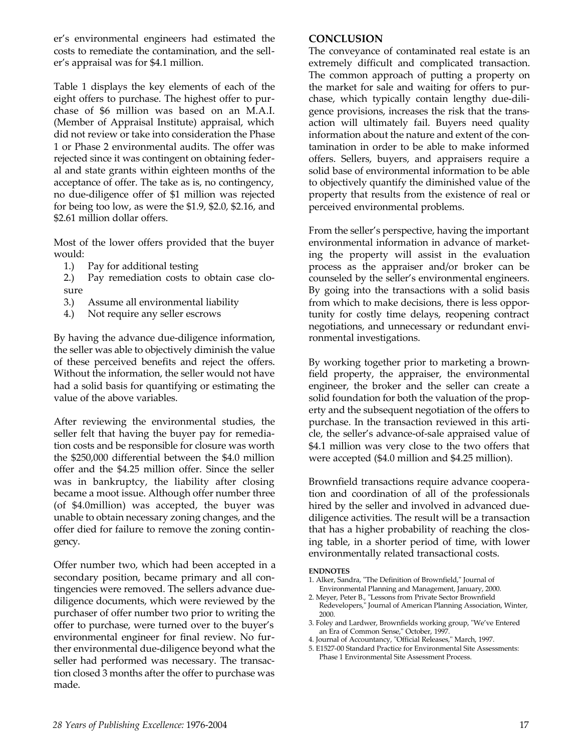er's environmental engineers had estimated the costs to remediate the contamination, and the seller's appraisal was for $4.1 million.

Table 1 displays the key elements of each of the eight offers to purchase. The highest offer to purchase of $6 million was based on an M.A.I. (Member of Appraisal Institute) appraisal, which did not review or take into consideration the Phase 1 or Phase 2 environmental audits. The offer was rejected since it was contingent on obtaining federal and state grants within eighteen months of the acceptance of offer. The take as is, no contingency, no due-diligence offer of $1 million was rejected for being too low, as were the $1.9, $2.0, $2.16, and $2.61 million dollar offers.

Most of the lower offers provided that the buyer would:

1.) Pay for additional testing
2.) Pay remediation costs to obtain case closure
3.) Assume all environmental liability
4.) Not require any seller escrows

By having the advance due-diligence information, the seller was able to objectively diminish the value of these perceived benefits and reject the offers. Without the information, the seller would not have had a solid basis for quantifying or estimating the value of the above variables.

After reviewing the environmental studies, the seller felt that having the buyer pay for remediation costs and be responsible for closure was worth the $250,000 differential between the $4.0 million offer and the $4.25 million offer. Since the seller was in bankruptcy, the liability after closing became a moot issue. Although offer number three (of $4.0million) was accepted, the buyer was unable to obtain necessary zoning changes, and the offer died for failure to remove the zoning contingency.

Offer number two, which had been accepted in a secondary position, became primary and all contingencies were removed. The sellers advance due-diligence documents, which were reviewed by the purchaser of offer number two prior to writing the offer to purchase, were turned over to the buyer's environmental engineer for final review. No further environmental due-diligence beyond what the seller had performed was necessary. The transaction closed 3 months after the offer to purchase was made.

## CONCLUSION

The conveyance of contaminated real estate is an extremely difficult and complicated transaction. The common approach of putting a property on the market for sale and waiting for offers to purchase, which typically contain lengthy due-diligence provisions, increases the risk that the transaction will ultimately fail. Buyers need quality information about the nature and extent of the contamination in order to be able to make informed offers. Sellers, buyers, and appraisers require a solid base of environmental information to be able to objectively quantify the diminished value of the property that results from the existence of real or perceived environmental problems.

From the seller's perspective, having the important environmental information in advance of marketing the property will assist in the evaluation process as the appraiser and/or broker can be counseled by the seller's environmental engineers. By going into the transactions with a solid basis from which to make decisions, there is less opportunity for costly time delays, reopening contract negotiations, and unnecessary or redundant environmental investigations.

By working together prior to marketing a brownfield property, the appraiser, the environmental engineer, the broker and the seller can create a solid foundation for both the valuation of the property and the subsequent negotiation of the offers to purchase. In the transaction reviewed in this article, the seller's advance-of-sale appraised value of $4.1 million was very close to the two offers that were accepted ($4.0 million and $4.25 million).

Brownfield transactions require advance cooperation and coordination of all of the professionals hired by the seller and involved in advanced due-diligence activities. The result will be a transaction that has a higher probability of reaching the closing table, in a shorter period of time, with lower environmentally related transactional costs.

**ENDNOTES**

1. Alker, Sandra, "The Definition of Brownfield," Journal of Environmental Planning and Management, January, 2000.
2. Meyer, Peter B., "Lessons from Private Sector Brownfield Redevelopers," Journal of American Planning Association, Winter, 2000.
3. Foley and Lardwer, Brownfields working group, "We've Entered an Era of Common Sense," October, 1997.
4. Journal of Accountancy, "Official Releases," March, 1997.
5. E1527-00 Standard Practice for Environmental Site Assessments: Phase 1 Environmental Site Assessment Process.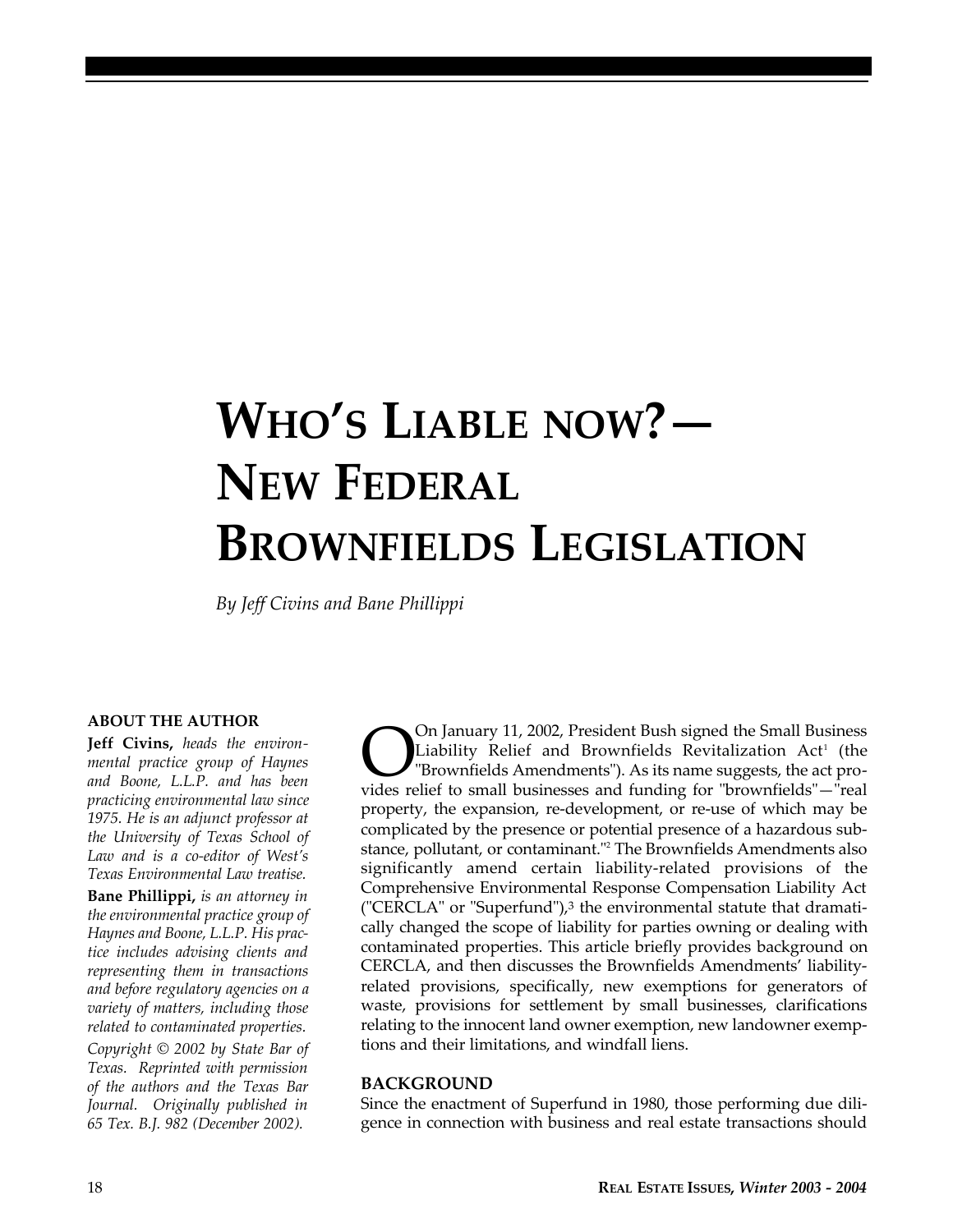# WHO'S LIABLE NOW?—NEW FEDERAL BROWNFIELDS LEGISLATION

*By Jeff Civins and Bane Phillippi*

**ABOUT THE AUTHOR**

**Jeff Civins,** *heads the environmental practice group of Haynes and Boone, L.L.P. and has been practicing environmental law since 1975. He is an adjunct professor at the University of Texas School of Law and is a co-editor of West's Texas Environmental Law treatise.*

**Bane Phillippi,** *is an attorney in the environmental practice group of Haynes and Boone, L.L.P. His practice includes advising clients and representing them in transactions and before regulatory agencies on a variety of matters, including those related to contaminated properties.*

*Copyright © 2002 by State Bar of Texas. Reprinted with permission of the authors and the Texas Bar Journal. Originally published in 65 Tex. B.J. 982 (December 2002).*

On January 11, 2002, President Bush signed the Small Business Liability Relief and Brownfields Revitalization Act[1] (the "Brownfields Amendments"). As its name suggests, the act provides relief to small businesses and funding for "brownfields"—"real property, the expansion, re-development, or re-use of which may be complicated by the presence or potential presence of a hazardous substance, pollutant, or contaminant."[2] The Brownfields Amendments also significantly amend certain liability-related provisions of the Comprehensive Environmental Response Compensation Liability Act ("CERCLA" or "Superfund"),[3] the environmental statute that dramatically changed the scope of liability for parties owning or dealing with contaminated properties. This article briefly provides background on CERCLA, and then discusses the Brownfields Amendments' liability-related provisions, specifically, new exemptions for generators of waste, provisions for settlement by small businesses, clarifications relating to the innocent land owner exemption, new landowner exemptions and their limitations, and windfall liens.

**BACKGROUND**

Since the enactment of Superfund in 1980, those performing due diligence in connection with business and real estate transactions should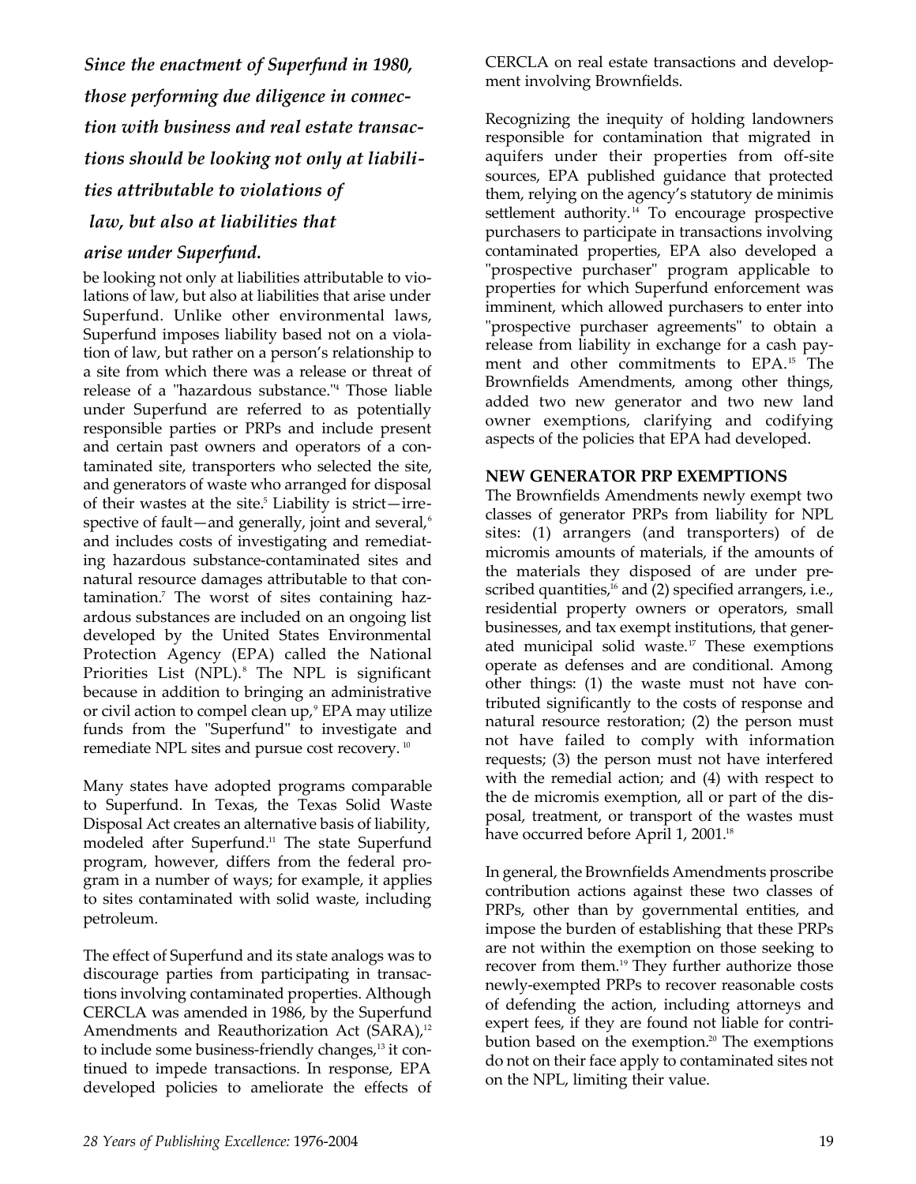*Since the enactment of Superfund in 1980, those performing due diligence in connection with business and real estate transactions should be looking not only at liabilities attributable to violations of law, but also at liabilities that arise under Superfund.*

be looking not only at liabilities attributable to violations of law, but also at liabilities that arise under Superfund. Unlike other environmental laws, Superfund imposes liability based not on a violation of law, but rather on a person's relationship to a site from which there was a release or threat of release of a "hazardous substance."[4] Those liable under Superfund are referred to as potentially responsible parties or PRPs and include present and certain past owners and operators of a contaminated site, transporters who selected the site, and generators of waste who arranged for disposal of their wastes at the site.[5] Liability is strict—irrespective of fault—and generally, joint and several,[6] and includes costs of investigating and remediating hazardous substance-contaminated sites and natural resource damages attributable to that contamination.[7] The worst of sites containing hazardous substances are included on an ongoing list developed by the United States Environmental Protection Agency (EPA) called the National Priorities List (NPL).[8] The NPL is significant because in addition to bringing an administrative or civil action to compel clean up,[9] EPA may utilize funds from the "Superfund" to investigate and remediate NPL sites and pursue cost recovery.[10]

Many states have adopted programs comparable to Superfund. In Texas, the Texas Solid Waste Disposal Act creates an alternative basis of liability, modeled after Superfund.[11] The state Superfund program, however, differs from the federal program in a number of ways; for example, it applies to sites contaminated with solid waste, including petroleum.

The effect of Superfund and its state analogs was to discourage parties from participating in transactions involving contaminated properties. Although CERCLA was amended in 1986, by the Superfund Amendments and Reauthorization Act (SARA),[12] to include some business-friendly changes,[13] it continued to impede transactions. In response, EPA developed policies to ameliorate the effects of CERCLA on real estate transactions and development involving Brownfields.

Recognizing the inequity of holding landowners responsible for contamination that migrated in aquifers under their properties from off-site sources, EPA published guidance that protected them, relying on the agency's statutory de minimis settlement authority.[14] To encourage prospective purchasers to participate in transactions involving contaminated properties, EPA also developed a "prospective purchaser" program applicable to properties for which Superfund enforcement was imminent, which allowed purchasers to enter into "prospective purchaser agreements" to obtain a release from liability in exchange for a cash payment and other commitments to EPA.[15] The Brownfields Amendments, among other things, added two new generator and two new land owner exemptions, clarifying and codifying aspects of the policies that EPA had developed.

## NEW GENERATOR PRP EXEMPTIONS

The Brownfields Amendments newly exempt two classes of generator PRPs from liability for NPL sites: (1) arrangers (and transporters) of de micromis amounts of materials, if the amounts of the materials they disposed of are under prescribed quantities,[16] and (2) specified arrangers, i.e., residential property owners or operators, small businesses, and tax exempt institutions, that generated municipal solid waste.[17] These exemptions operate as defenses and are conditional. Among other things: (1) the waste must not have contributed significantly to the costs of response and natural resource restoration; (2) the person must not have failed to comply with information requests; (3) the person must not have interfered with the remedial action; and (4) with respect to the de micromis exemption, all or part of the disposal, treatment, or transport of the wastes must have occurred before April 1, 2001.[18]

In general, the Brownfields Amendments proscribe contribution actions against these two classes of PRPs, other than by governmental entities, and impose the burden of establishing that these PRPs are not within the exemption on those seeking to recover from them.[19] They further authorize those newly-exempted PRPs to recover reasonable costs of defending the action, including attorneys and expert fees, if they are found not liable for contribution based on the exemption.[20] The exemptions do not on their face apply to contaminated sites not on the NPL, limiting their value.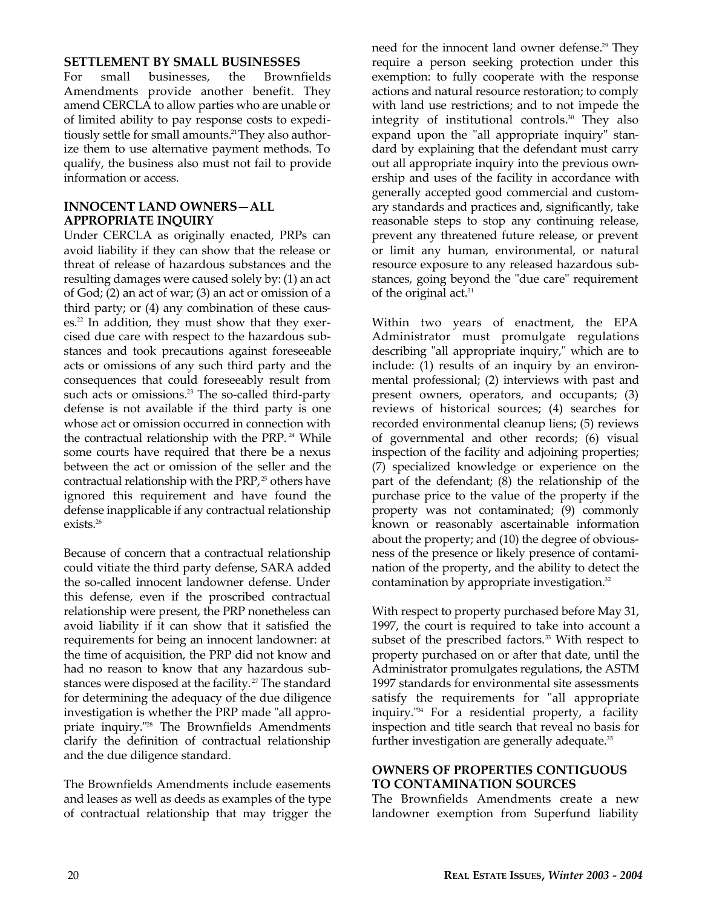## SETTLEMENT BY SMALL BUSINESSES

For small businesses, the Brownfields Amendments provide another benefit. They amend CERCLA to allow parties who are unable or of limited ability to pay response costs to expeditiously settle for small amounts.[21] They also authorize them to use alternative payment methods. To qualify, the business also must not fail to provide information or access.

## INNOCENT LAND OWNERS—ALL APPROPRIATE INQUIRY

Under CERCLA as originally enacted, PRPs can avoid liability if they can show that the release or threat of release of hazardous substances and the resulting damages were caused solely by: (1) an act of God; (2) an act of war; (3) an act or omission of a third party; or (4) any combination of these causes.[22] In addition, they must show that they exercised due care with respect to the hazardous substances and took precautions against foreseeable acts or omissions of any such third party and the consequences that could foreseeably result from such acts or omissions.[23] The so-called third-party defense is not available if the third party is one whose act or omission occurred in connection with the contractual relationship with the PRP.[24] While some courts have required that there be a nexus between the act or omission of the seller and the contractual relationship with the PRP,[25] others have ignored this requirement and have found the defense inapplicable if any contractual relationship exists.[26]

Because of concern that a contractual relationship could vitiate the third party defense, SARA added the so-called innocent landowner defense. Under this defense, even if the proscribed contractual relationship were present, the PRP nonetheless can avoid liability if it can show that it satisfied the requirements for being an innocent landowner: at the time of acquisition, the PRP did not know and had no reason to know that any hazardous substances were disposed at the facility.[27] The standard for determining the adequacy of the due diligence investigation is whether the PRP made "all appropriate inquiry."[28] The Brownfields Amendments clarify the definition of contractual relationship and the due diligence standard.

The Brownfields Amendments include easements and leases as well as deeds as examples of the type of contractual relationship that may trigger the need for the innocent land owner defense.[29] They require a person seeking protection under this exemption: to fully cooperate with the response actions and natural resource restoration; to comply with land use restrictions; and to not impede the integrity of institutional controls.[30] They also expand upon the "all appropriate inquiry" standard by explaining that the defendant must carry out all appropriate inquiry into the previous ownership and uses of the facility in accordance with generally accepted good commercial and customary standards and practices and, significantly, take reasonable steps to stop any continuing release, prevent any threatened future release, or prevent or limit any human, environmental, or natural resource exposure to any released hazardous substances, going beyond the "due care" requirement of the original act.[31]

Within two years of enactment, the EPA Administrator must promulgate regulations describing "all appropriate inquiry," which are to include: (1) results of an inquiry by an environmental professional; (2) interviews with past and present owners, operators, and occupants; (3) reviews of historical sources; (4) searches for recorded environmental cleanup liens; (5) reviews of governmental and other records; (6) visual inspection of the facility and adjoining properties; (7) specialized knowledge or experience on the part of the defendant; (8) the relationship of the purchase price to the value of the property if the property was not contaminated; (9) commonly known or reasonably ascertainable information about the property; and (10) the degree of obviousness of the presence or likely presence of contamination of the property, and the ability to detect the contamination by appropriate investigation.[32]

With respect to property purchased before May 31, 1997, the court is required to take into account a subset of the prescribed factors.[33] With respect to property purchased on or after that date, until the Administrator promulgates regulations, the ASTM 1997 standards for environmental site assessments satisfy the requirements for "all appropriate inquiry."[34] For a residential property, a facility inspection and title search that reveal no basis for further investigation are generally adequate.[35]

## OWNERS OF PROPERTIES CONTIGUOUS TO CONTAMINATION SOURCES

The Brownfields Amendments create a new landowner exemption from Superfund liability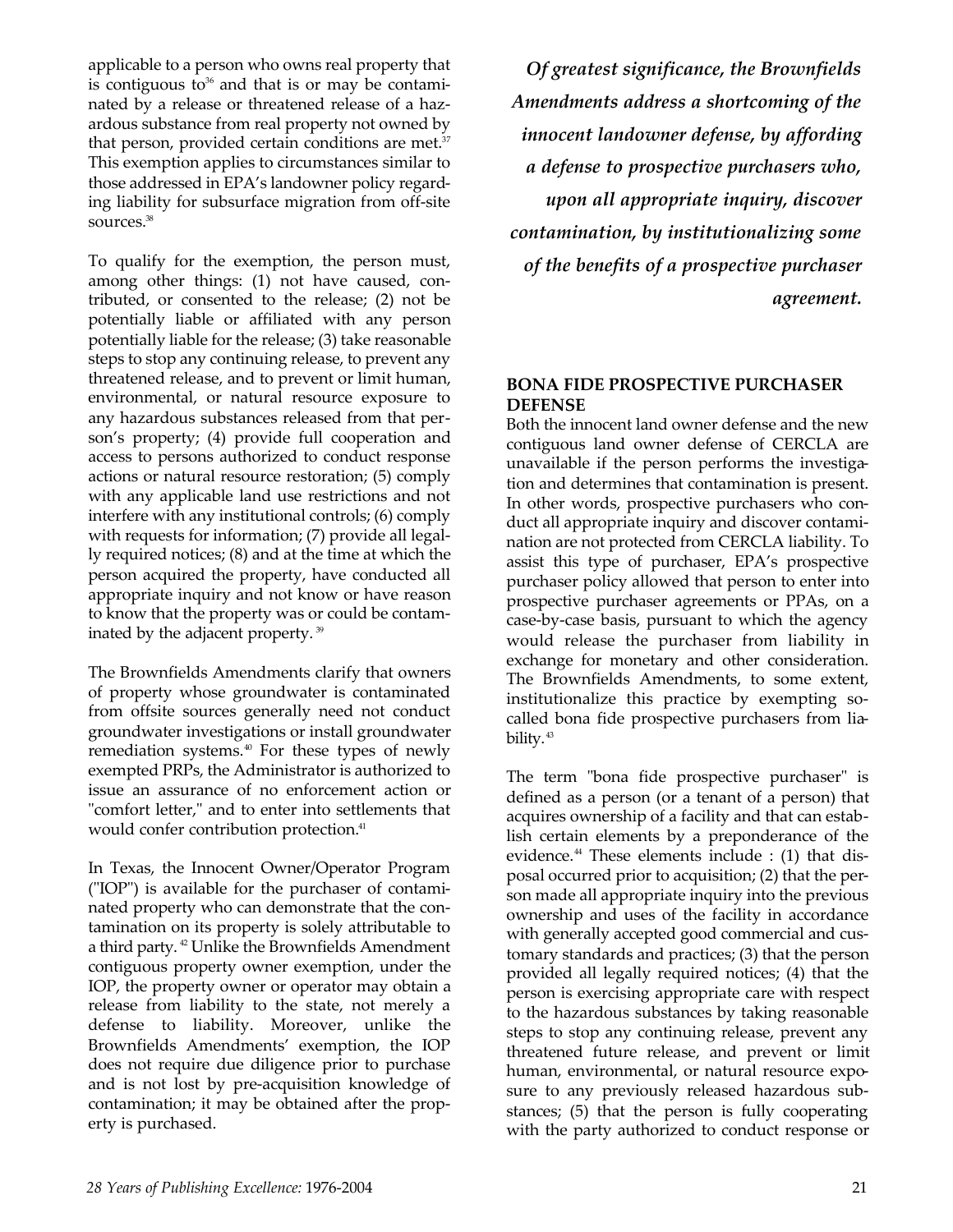applicable to a person who owns real property that is contiguous to[36] and that is or may be contaminated by a release or threatened release of a hazardous substance from real property not owned by that person, provided certain conditions are met.[37] This exemption applies to circumstances similar to those addressed in EPA's landowner policy regarding liability for subsurface migration from off-site sources.[38]

To qualify for the exemption, the person must, among other things: (1) not have caused, contributed, or consented to the release; (2) not be potentially liable or affiliated with any person potentially liable for the release; (3) take reasonable steps to stop any continuing release, to prevent any threatened release, and to prevent or limit human, environmental, or natural resource exposure to any hazardous substances released from that person's property; (4) provide full cooperation and access to persons authorized to conduct response actions or natural resource restoration; (5) comply with any applicable land use restrictions and not interfere with any institutional controls; (6) comply with requests for information; (7) provide all legally required notices; (8) and at the time at which the person acquired the property, have conducted all appropriate inquiry and not know or have reason to know that the property was or could be contaminated by the adjacent property.[39]

The Brownfields Amendments clarify that owners of property whose groundwater is contaminated from offsite sources generally need not conduct groundwater investigations or install groundwater remediation systems.[40] For these types of newly exempted PRPs, the Administrator is authorized to issue an assurance of no enforcement action or "comfort letter," and to enter into settlements that would confer contribution protection.[41]

In Texas, the Innocent Owner/Operator Program ("IOP") is available for the purchaser of contaminated property who can demonstrate that the contamination on its property is solely attributable to a third party.[42] Unlike the Brownfields Amendment contiguous property owner exemption, under the IOP, the property owner or operator may obtain a release from liability to the state, not merely a defense to liability. Moreover, unlike the Brownfields Amendments' exemption, the IOP does not require due diligence prior to purchase and is not lost by pre-acquisition knowledge of contamination; it may be obtained after the property is purchased.

***Of greatest significance, the Brownfields Amendments address a shortcoming of the innocent landowner defense, by affording a defense to prospective purchasers who, upon all appropriate inquiry, discover contamination, by institutionalizing some of the benefits of a prospective purchaser agreement.***

## BONA FIDE PROSPECTIVE PURCHASER DEFENSE

Both the innocent land owner defense and the new contiguous land owner defense of CERCLA are unavailable if the person performs the investigation and determines that contamination is present. In other words, prospective purchasers who conduct all appropriate inquiry and discover contamination are not protected from CERCLA liability. To assist this type of purchaser, EPA's prospective purchaser policy allowed that person to enter into prospective purchaser agreements or PPAs, on a case-by-case basis, pursuant to which the agency would release the purchaser from liability in exchange for monetary and other consideration. The Brownfields Amendments, to some extent, institutionalize this practice by exempting so-called bona fide prospective purchasers from liability.[43]

The term "bona fide prospective purchaser" is defined as a person (or a tenant of a person) that acquires ownership of a facility and that can establish certain elements by a preponderance of the evidence.[44] These elements include : (1) that disposal occurred prior to acquisition; (2) that the person made all appropriate inquiry into the previous ownership and uses of the facility in accordance with generally accepted good commercial and customary standards and practices; (3) that the person provided all legally required notices; (4) that the person is exercising appropriate care with respect to the hazardous substances by taking reasonable steps to stop any continuing release, prevent any threatened future release, and prevent or limit human, environmental, or natural resource exposure to any previously released hazardous substances; (5) that the person is fully cooperating with the party authorized to conduct response or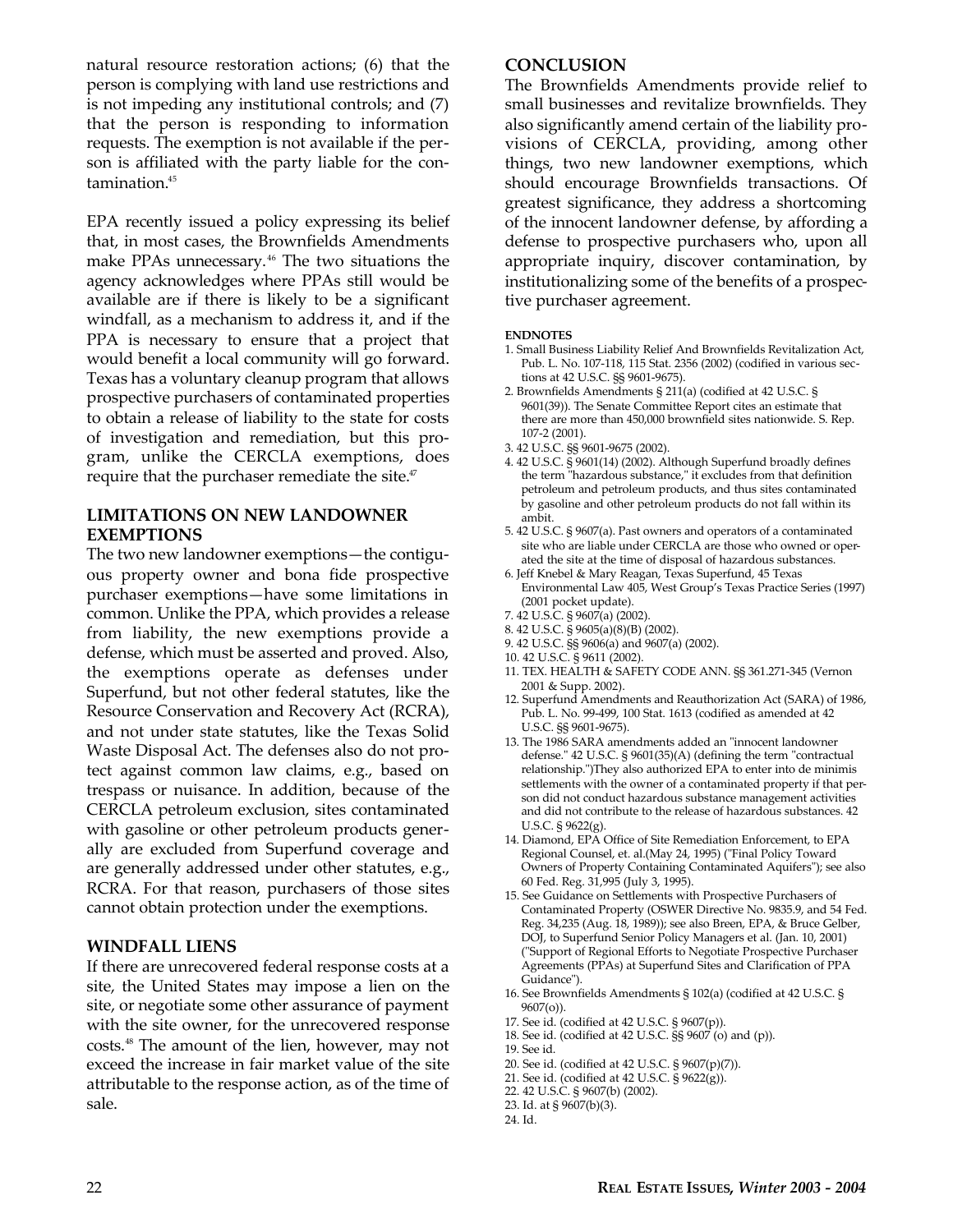natural resource restoration actions; (6) that the person is complying with land use restrictions and is not impeding any institutional controls; and (7) that the person is responding to information requests. The exemption is not available if the person is affiliated with the party liable for the contamination.[45]

EPA recently issued a policy expressing its belief that, in most cases, the Brownfields Amendments make PPAs unnecessary.[46] The two situations the agency acknowledges where PPAs still would be available are if there is likely to be a significant windfall, as a mechanism to address it, and if the PPA is necessary to ensure that a project that would benefit a local community will go forward. Texas has a voluntary cleanup program that allows prospective purchasers of contaminated properties to obtain a release of liability to the state for costs of investigation and remediation, but this program, unlike the CERCLA exemptions, does require that the purchaser remediate the site.[47]

## LIMITATIONS ON NEW LANDOWNER EXEMPTIONS

The two new landowner exemptions—the contiguous property owner and bona fide prospective purchaser exemptions—have some limitations in common. Unlike the PPA, which provides a release from liability, the new exemptions provide a defense, which must be asserted and proved. Also, the exemptions operate as defenses under Superfund, but not other federal statutes, like the Resource Conservation and Recovery Act (RCRA), and not under state statutes, like the Texas Solid Waste Disposal Act. The defenses also do not protect against common law claims, e.g., based on trespass or nuisance. In addition, because of the CERCLA petroleum exclusion, sites contaminated with gasoline or other petroleum products generally are excluded from Superfund coverage and are generally addressed under other statutes, e.g., RCRA. For that reason, purchasers of those sites cannot obtain protection under the exemptions.

## WINDFALL LIENS

If there are unrecovered federal response costs at a site, the United States may impose a lien on the site, or negotiate some other assurance of payment with the site owner, for the unrecovered response costs.[48] The amount of the lien, however, may not exceed the increase in fair market value of the site attributable to the response action, as of the time of sale.

## CONCLUSION

The Brownfields Amendments provide relief to small businesses and revitalize brownfields. They also significantly amend certain of the liability provisions of CERCLA, providing, among other things, two new landowner exemptions, which should encourage Brownfields transactions. Of greatest significance, they address a shortcoming of the innocent landowner defense, by affording a defense to prospective purchasers who, upon all appropriate inquiry, discover contamination, by institutionalizing some of the benefits of a prospective purchaser agreement.

#### ENDNOTES

1. Small Business Liability Relief And Brownfields Revitalization Act, Pub. L. No. 107-118, 115 Stat. 2356 (2002) (codified in various sections at 42 U.S.C. §§ 9601-9675).
2. Brownfields Amendments § 211(a) (codified at 42 U.S.C. § 9601(39)). The Senate Committee Report cites an estimate that there are more than 450,000 brownfield sites nationwide. S. Rep. 107-2 (2001).
3. 42 U.S.C. §§ 9601-9675 (2002).
4. 42 U.S.C. § 9601(14) (2002). Although Superfund broadly defines the term "hazardous substance," it excludes from that definition petroleum and petroleum products, and thus sites contaminated by gasoline and other petroleum products do not fall within its ambit.
5. 42 U.S.C. § 9607(a). Past owners and operators of a contaminated site who are liable under CERCLA are those who owned or operated the site at the time of disposal of hazardous substances.
6. Jeff Knebel & Mary Reagan, Texas Superfund, 45 Texas Environmental Law 405, West Group's Texas Practice Series (1997) (2001 pocket update).
7. 42 U.S.C. § 9607(a) (2002).
8. 42 U.S.C. § 9605(a)(8)(B) (2002).
9. 42 U.S.C. §§ 9606(a) and 9607(a) (2002).
10. 42 U.S.C. § 9611 (2002).
11. TEX. HEALTH & SAFETY CODE ANN. §§ 361.271-345 (Vernon 2001 & Supp. 2002).
12. Superfund Amendments and Reauthorization Act (SARA) of 1986, Pub. L. No. 99-499, 100 Stat. 1613 (codified as amended at 42 U.S.C. §§ 9601-9675).
13. The 1986 SARA amendments added an "innocent landowner defense." 42 U.S.C. § 9601(35)(A) (defining the term "contractual relationship.")They also authorized EPA to enter into de minimis settlements with the owner of a contaminated property if that person did not conduct hazardous substance management activities and did not contribute to the release of hazardous substances. 42 U.S.C. § 9622(g).
14. Diamond, EPA Office of Site Remediation Enforcement, to EPA Regional Counsel, et. al.(May 24, 1995) ("Final Policy Toward Owners of Property Containing Contaminated Aquifers"); see also 60 Fed. Reg. 31,995 (July 3, 1995).
15. See Guidance on Settlements with Prospective Purchasers of Contaminated Property (OSWER Directive No. 9835.9, and 54 Fed. Reg. 34,235 (Aug. 18, 1989)); see also Breen, EPA, & Bruce Gelber, DOJ, to Superfund Senior Policy Managers et al. (Jan. 10, 2001) ("Support of Regional Efforts to Negotiate Prospective Purchaser Agreements (PPAs) at Superfund Sites and Clarification of PPA Guidance").
16. See Brownfields Amendments § 102(a) (codified at 42 U.S.C. § 9607(o)).
17. See id. (codified at 42 U.S.C. § 9607(p)).
18. See id. (codified at 42 U.S.C. §§ 9607 (o) and (p)).
19. See id.
20. See id. (codified at 42 U.S.C. § 9607(p)(7)).
21. See id. (codified at 42 U.S.C. § 9622(g)).
22. 42 U.S.C. § 9607(b) (2002).
23. Id. at § 9607(b)(3).
24. Id.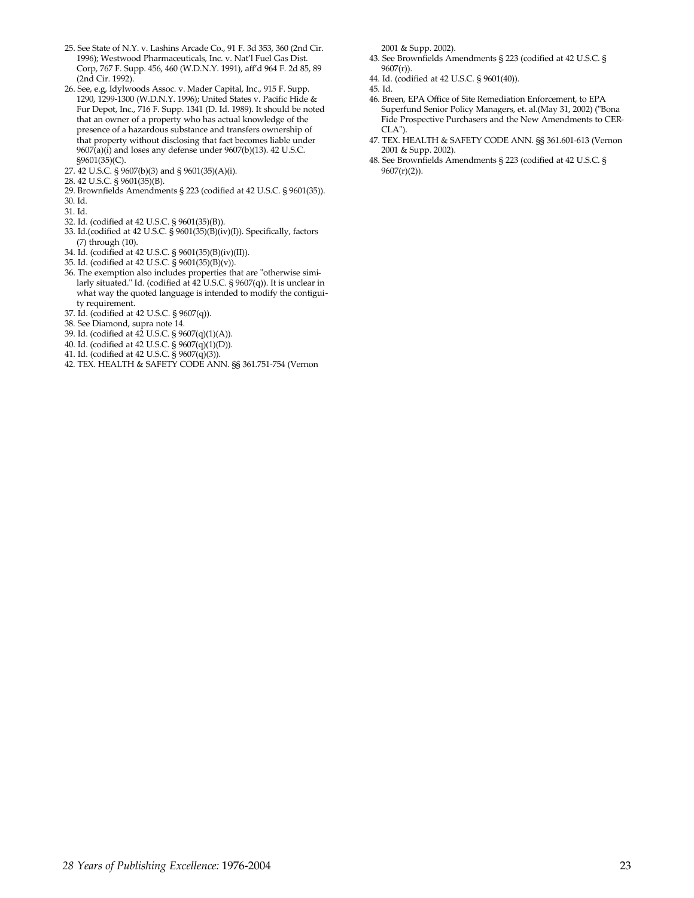25. See State of N.Y. v. Lashins Arcade Co., 91 F. 3d 353, 360 (2nd Cir. 1996); Westwood Pharmaceuticals, Inc. v. Nat'l Fuel Gas Dist. Corp, 767 F. Supp. 456, 460 (W.D.N.Y. 1991), aff'd 964 F. 2d 85, 89 (2nd Cir. 1992).
26. See, e.g, Idylwoods Assoc. v. Mader Capital, Inc., 915 F. Supp. 1290, 1299-1300 (W.D.N.Y. 1996); United States v. Pacific Hide & Fur Depot, Inc., 716 F. Supp. 1341 (D. Id. 1989). It should be noted that an owner of a property who has actual knowledge of the presence of a hazardous substance and transfers ownership of that property without disclosing that fact becomes liable under 9607(a)(i) and loses any defense under 9607(b)(13). 42 U.S.C. §9601(35)(C).
27. 42 U.S.C. § 9607(b)(3) and § 9601(35)(A)(i).
28. 42 U.S.C. § 9601(35)(B).
29. Brownfields Amendments § 223 (codified at 42 U.S.C. § 9601(35)).
30. Id.
31. Id.
32. Id. (codified at 42 U.S.C. § 9601(35)(B)).
33. Id.(codified at 42 U.S.C. § 9601(35)(B)(iv)(I)). Specifically, factors (7) through (10).
34. Id. (codified at 42 U.S.C. § 9601(35)(B)(iv)(II)).
35. Id. (codified at 42 U.S.C. § 9601(35)(B)(v)).
36. The exemption also includes properties that are "otherwise similarly situated." Id. (codified at 42 U.S.C. § 9607(q)). It is unclear in what way the quoted language is intended to modify the contiguity requirement.
37. Id. (codified at 42 U.S.C. § 9607(q)).
38. See Diamond, supra note 14.
39. Id. (codified at 42 U.S.C. § 9607(q)(1)(A)).
40. Id. (codified at 42 U.S.C. § 9607(q)(1)(D)).
41. Id. (codified at 42 U.S.C. § 9607(q)(3)).
42. TEX. HEALTH & SAFETY CODE ANN. §§ 361.751-754 (Vernon 2001 & Supp. 2002).
43. See Brownfields Amendments § 223 (codified at 42 U.S.C. § 9607(r)).
44. Id. (codified at 42 U.S.C. § 9601(40)).
45. Id.
46. Breen, EPA Office of Site Remediation Enforcement, to EPA Superfund Senior Policy Managers, et. al.(May 31, 2002) ("Bona Fide Prospective Purchasers and the New Amendments to CERCLA").
47. TEX. HEALTH & SAFETY CODE ANN. §§ 361.601-613 (Vernon 2001 & Supp. 2002).
48. See Brownfields Amendments § 223 (codified at 42 U.S.C. § 9607(r)(2)).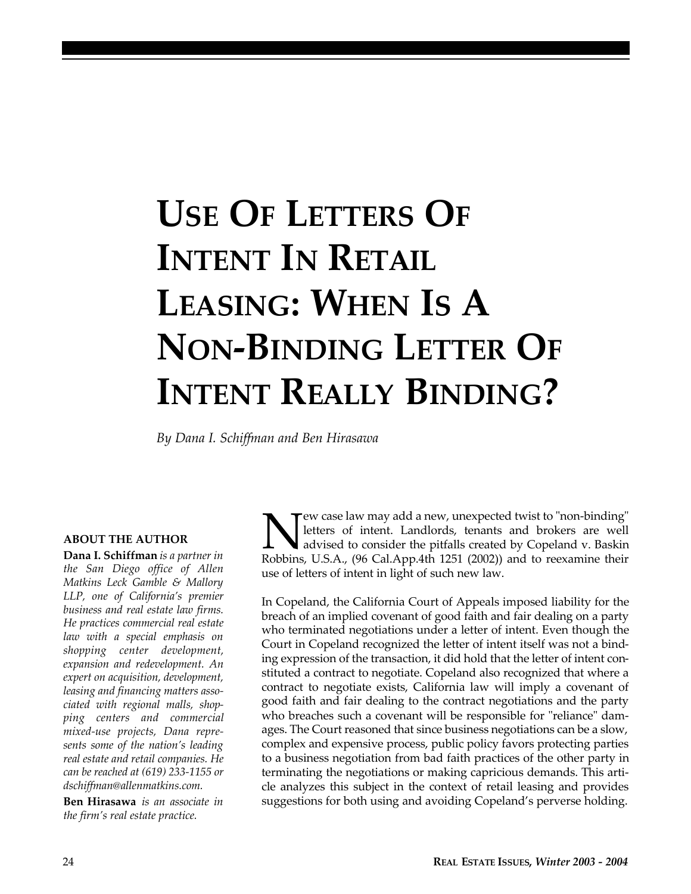# USE OF LETTERS OF INTENT IN RETAIL LEASING: WHEN IS A NON-BINDING LETTER OF INTENT REALLY BINDING?

*By Dana I. Schiffman and Ben Hirasawa*

**ABOUT THE AUTHOR**

**Dana I. Schiffman** *is a partner in the San Diego office of Allen Matkins Leck Gamble & Mallory LLP, one of California's premier business and real estate law firms. He practices commercial real estate law with a special emphasis on shopping center development, expansion and redevelopment. An expert on acquisition, development, leasing and financing matters associated with regional malls, shopping centers and commercial mixed-use projects, Dana represents some of the nation's leading real estate and retail companies. He can be reached at (619) 233-1155 or dschiffman@allenmatkins.com.*

**Ben Hirasawa** *is an associate in the firm's real estate practice.*

New case law may add a new, unexpected twist to "non-binding" letters of intent. Landlords, tenants and brokers are well advised to consider the pitfalls created by Copeland v. Baskin Robbins, U.S.A., (96 Cal.App.4th 1251 (2002)) and to reexamine their use of letters of intent in light of such new law.

In Copeland, the California Court of Appeals imposed liability for the breach of an implied covenant of good faith and fair dealing on a party who terminated negotiations under a letter of intent. Even though the Court in Copeland recognized the letter of intent itself was not a binding expression of the transaction, it did hold that the letter of intent constituted a contract to negotiate. Copeland also recognized that where a contract to negotiate exists, California law will imply a covenant of good faith and fair dealing to the contract negotiations and the party who breaches such a covenant will be responsible for "reliance" damages. The Court reasoned that since business negotiations can be a slow, complex and expensive process, public policy favors protecting parties to a business negotiation from bad faith practices of the other party in terminating the negotiations or making capricious demands. This article analyzes this subject in the context of retail leasing and provides suggestions for both using and avoiding Copeland's perverse holding.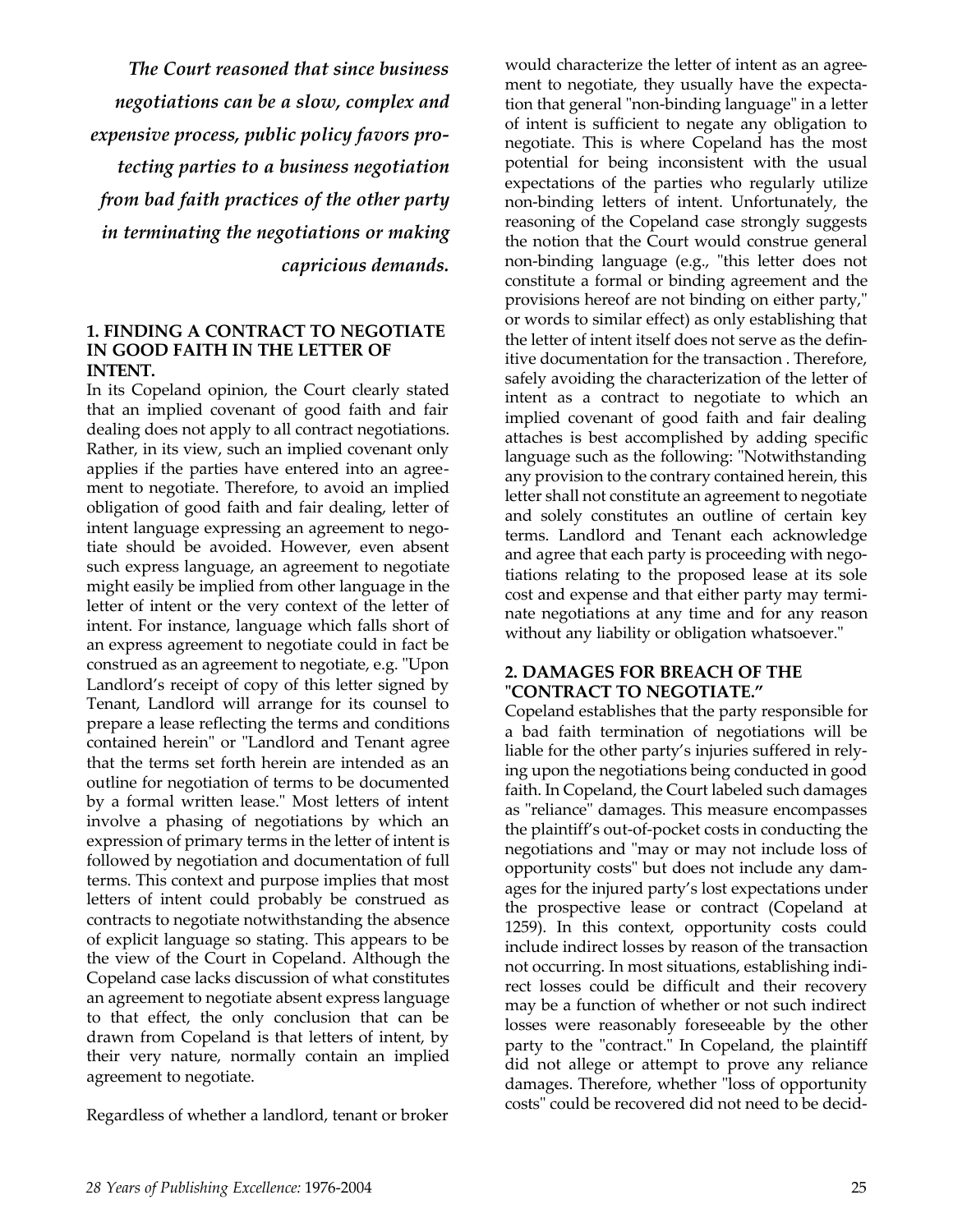*The Court reasoned that since business negotiations can be a slow, complex and expensive process, public policy favors protecting parties to a business negotiation from bad faith practices of the other party in terminating the negotiations or making capricious demands.*

### 1. FINDING A CONTRACT TO NEGOTIATE IN GOOD FAITH IN THE LETTER OF INTENT.

In its Copeland opinion, the Court clearly stated that an implied covenant of good faith and fair dealing does not apply to all contract negotiations. Rather, in its view, such an implied covenant only applies if the parties have entered into an agreement to negotiate. Therefore, to avoid an implied obligation of good faith and fair dealing, letter of intent language expressing an agreement to negotiate should be avoided. However, even absent such express language, an agreement to negotiate might easily be implied from other language in the letter of intent or the very context of the letter of intent. For instance, language which falls short of an express agreement to negotiate could in fact be construed as an agreement to negotiate, e.g. "Upon Landlord's receipt of copy of this letter signed by Tenant, Landlord will arrange for its counsel to prepare a lease reflecting the terms and conditions contained herein" or "Landlord and Tenant agree that the terms set forth herein are intended as an outline for negotiation of terms to be documented by a formal written lease." Most letters of intent involve a phasing of negotiations by which an expression of primary terms in the letter of intent is followed by negotiation and documentation of full terms. This context and purpose implies that most letters of intent could probably be construed as contracts to negotiate notwithstanding the absence of explicit language so stating. This appears to be the view of the Court in Copeland. Although the Copeland case lacks discussion of what constitutes an agreement to negotiate absent express language to that effect, the only conclusion that can be drawn from Copeland is that letters of intent, by their very nature, normally contain an implied agreement to negotiate.

Regardless of whether a landlord, tenant or broker would characterize the letter of intent as an agreement to negotiate, they usually have the expectation that general "non-binding language" in a letter of intent is sufficient to negate any obligation to negotiate. This is where Copeland has the most potential for being inconsistent with the usual expectations of the parties who regularly utilize non-binding letters of intent. Unfortunately, the reasoning of the Copeland case strongly suggests the notion that the Court would construe general non-binding language (e.g., "this letter does not constitute a formal or binding agreement and the provisions hereof are not binding on either party," or words to similar effect) as only establishing that the letter of intent itself does not serve as the definitive documentation for the transaction . Therefore, safely avoiding the characterization of the letter of intent as a contract to negotiate to which an implied covenant of good faith and fair dealing attaches is best accomplished by adding specific language such as the following: "Notwithstanding any provision to the contrary contained herein, this letter shall not constitute an agreement to negotiate and solely constitutes an outline of certain key terms. Landlord and Tenant each acknowledge and agree that each party is proceeding with negotiations relating to the proposed lease at its sole cost and expense and that either party may terminate negotiations at any time and for any reason without any liability or obligation whatsoever."

### 2. DAMAGES FOR BREACH OF THE "CONTRACT TO NEGOTIATE."

Copeland establishes that the party responsible for a bad faith termination of negotiations will be liable for the other party's injuries suffered in relying upon the negotiations being conducted in good faith. In Copeland, the Court labeled such damages as "reliance" damages. This measure encompasses the plaintiff's out-of-pocket costs in conducting the negotiations and "may or may not include loss of opportunity costs" but does not include any damages for the injured party's lost expectations under the prospective lease or contract (Copeland at 1259). In this context, opportunity costs could include indirect losses by reason of the transaction not occurring. In most situations, establishing indirect losses could be difficult and their recovery may be a function of whether or not such indirect losses were reasonably foreseeable by the other party to the "contract." In Copeland, the plaintiff did not allege or attempt to prove any reliance damages. Therefore, whether "loss of opportunity costs" could be recovered did not need to be decid-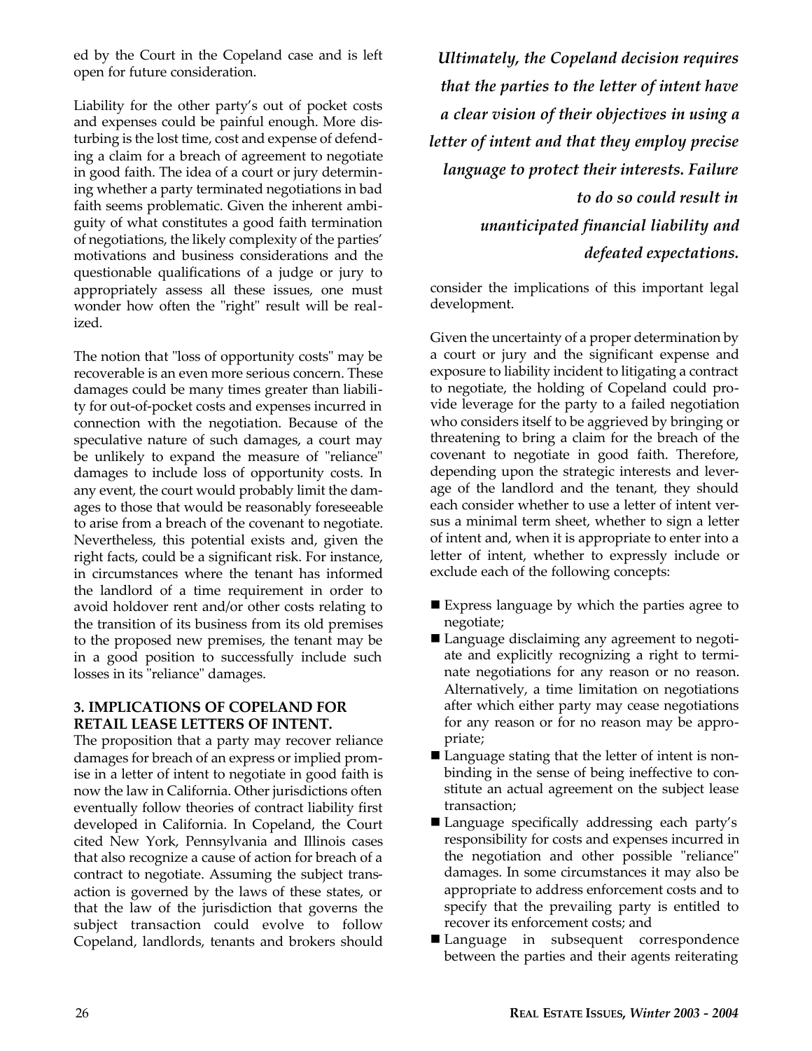ed by the Court in the Copeland case and is left open for future consideration.

Liability for the other party's out of pocket costs and expenses could be painful enough. More disturbing is the lost time, cost and expense of defending a claim for a breach of agreement to negotiate in good faith. The idea of a court or jury determining whether a party terminated negotiations in bad faith seems problematic. Given the inherent ambiguity of what constitutes a good faith termination of negotiations, the likely complexity of the parties' motivations and business considerations and the questionable qualifications of a judge or jury to appropriately assess all these issues, one must wonder how often the "right" result will be realized.

The notion that "loss of opportunity costs" may be recoverable is an even more serious concern. These damages could be many times greater than liability for out-of-pocket costs and expenses incurred in connection with the negotiation. Because of the speculative nature of such damages, a court may be unlikely to expand the measure of "reliance" damages to include loss of opportunity costs. In any event, the court would probably limit the damages to those that would be reasonably foreseeable to arise from a breach of the covenant to negotiate. Nevertheless, this potential exists and, given the right facts, could be a significant risk. For instance, in circumstances where the tenant has informed the landlord of a time requirement in order to avoid holdover rent and/or other costs relating to the transition of its business from its old premises to the proposed new premises, the tenant may be in a good position to successfully include such losses in its "reliance" damages.

### 3. IMPLICATIONS OF COPELAND FOR RETAIL LEASE LETTERS OF INTENT.

The proposition that a party may recover reliance damages for breach of an express or implied promise in a letter of intent to negotiate in good faith is now the law in California. Other jurisdictions often eventually follow theories of contract liability first developed in California. In Copeland, the Court cited New York, Pennsylvania and Illinois cases that also recognize a cause of action for breach of a contract to negotiate. Assuming the subject transaction is governed by the laws of these states, or that the law of the jurisdiction that governs the subject transaction could evolve to follow Copeland, landlords, tenants and brokers should consider the implications of this important legal development.

***Ultimately, the Copeland decision requires that the parties to the letter of intent have a clear vision of their objectives in using a letter of intent and that they employ precise language to protect their interests. Failure to do so could result in unanticipated financial liability and defeated expectations.***

Given the uncertainty of a proper determination by a court or jury and the significant expense and exposure to liability incident to litigating a contract to negotiate, the holding of Copeland could provide leverage for the party to a failed negotiation who considers itself to be aggrieved by bringing or threatening to bring a claim for the breach of the covenant to negotiate in good faith. Therefore, depending upon the strategic interests and leverage of the landlord and the tenant, they should each consider whether to use a letter of intent versus a minimal term sheet, whether to sign a letter of intent and, when it is appropriate to enter into a letter of intent, whether to expressly include or exclude each of the following concepts:

- Express language by which the parties agree to negotiate;
- Language disclaiming any agreement to negotiate and explicitly recognizing a right to terminate negotiations for any reason or no reason. Alternatively, a time limitation on negotiations after which either party may cease negotiations for any reason or for no reason may be appropriate;
- Language stating that the letter of intent is non-binding in the sense of being ineffective to constitute an actual agreement on the subject lease transaction;
- Language specifically addressing each party's responsibility for costs and expenses incurred in the negotiation and other possible "reliance" damages. In some circumstances it may also be appropriate to address enforcement costs and to specify that the prevailing party is entitled to recover its enforcement costs; and
- Language in subsequent correspondence between the parties and their agents reiterating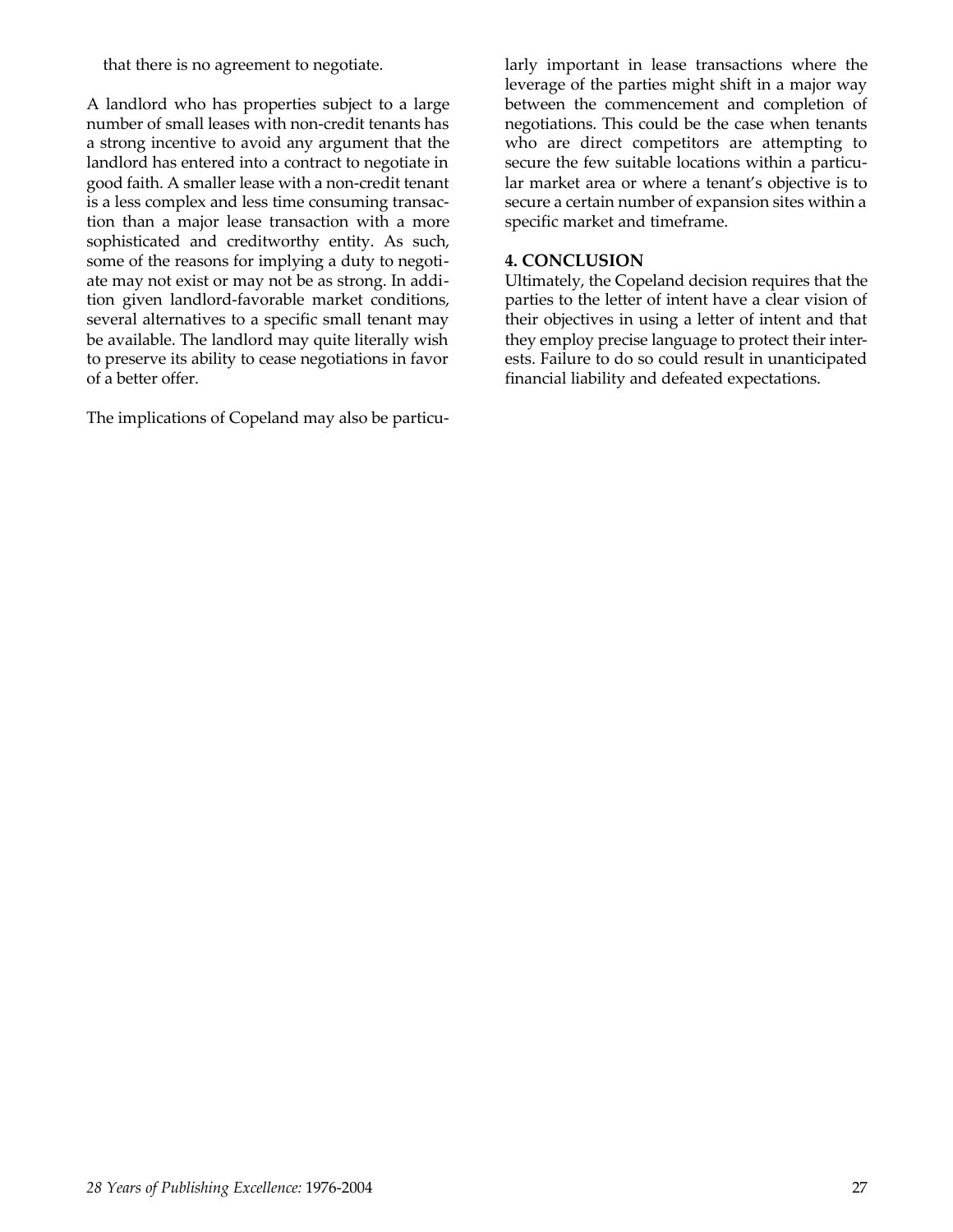that there is no agreement to negotiate.

A landlord who has properties subject to a large number of small leases with non-credit tenants has a strong incentive to avoid any argument that the landlord has entered into a contract to negotiate in good faith. A smaller lease with a non-credit tenant is a less complex and less time consuming transaction than a major lease transaction with a more sophisticated and creditworthy entity. As such, some of the reasons for implying a duty to negotiate may not exist or may not be as strong. In addition given landlord-favorable market conditions, several alternatives to a specific small tenant may be available. The landlord may quite literally wish to preserve its ability to cease negotiations in favor of a better offer.

The implications of Copeland may also be particularly important in lease transactions where the leverage of the parties might shift in a major way between the commencement and completion of negotiations. This could be the case when tenants who are direct competitors are attempting to secure the few suitable locations within a particular market area or where a tenant's objective is to secure a certain number of expansion sites within a specific market and timeframe.

**4. CONCLUSION**

Ultimately, the Copeland decision requires that the parties to the letter of intent have a clear vision of their objectives in using a letter of intent and that they employ precise language to protect their interests. Failure to do so could result in unanticipated financial liability and defeated expectations.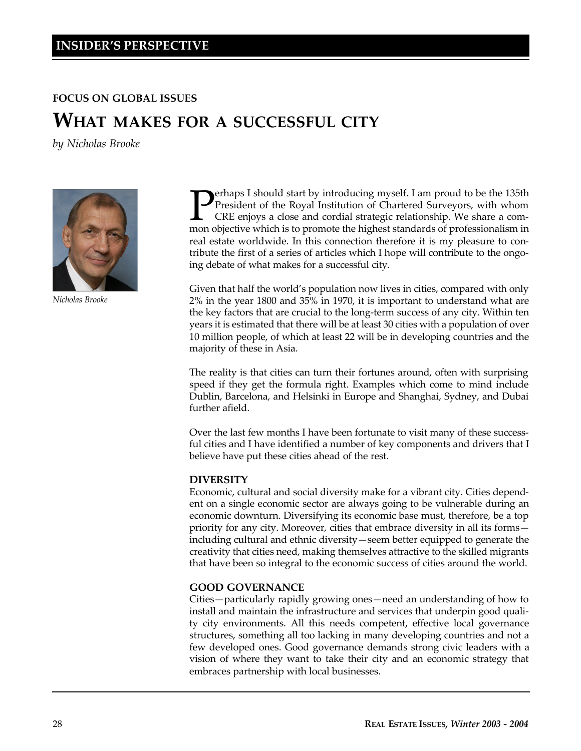# INSIDER'S PERSPECTIVE

## FOCUS ON GLOBAL ISSUES

# WHAT MAKES FOR A SUCCESSFUL CITY

*by Nicholas Brooke*

*Nicholas Brooke*

Perhaps I should start by introducing myself. I am proud to be the 135th President of the Royal Institution of Chartered Surveyors, with whom CRE enjoys a close and cordial strategic relationship. We share a common objective which is to promote the highest standards of professionalism in real estate worldwide. In this connection therefore it is my pleasure to contribute the first of a series of articles which I hope will contribute to the ongoing debate of what makes for a successful city.

Given that half the world's population now lives in cities, compared with only 2% in the year 1800 and 35% in 1970, it is important to understand what are the key factors that are crucial to the long-term success of any city. Within ten years it is estimated that there will be at least 30 cities with a population of over 10 million people, of which at least 22 will be in developing countries and the majority of these in Asia.

The reality is that cities can turn their fortunes around, often with surprising speed if they get the formula right. Examples which come to mind include Dublin, Barcelona, and Helsinki in Europe and Shanghai, Sydney, and Dubai further afield.

Over the last few months I have been fortunate to visit many of these successful cities and I have identified a number of key components and drivers that I believe have put these cities ahead of the rest.

### DIVERSITY

Economic, cultural and social diversity make for a vibrant city. Cities dependent on a single economic sector are always going to be vulnerable during an economic downturn. Diversifying its economic base must, therefore, be a top priority for any city. Moreover, cities that embrace diversity in all its forms—including cultural and ethnic diversity—seem better equipped to generate the creativity that cities need, making themselves attractive to the skilled migrants that have been so integral to the economic success of cities around the world.

### GOOD GOVERNANCE

Cities—particularly rapidly growing ones—need an understanding of how to install and maintain the infrastructure and services that underpin good quality city environments. All this needs competent, effective local governance structures, something all too lacking in many developing countries and not a few developed ones. Good governance demands strong civic leaders with a vision of where they want to take their city and an economic strategy that embraces partnership with local businesses.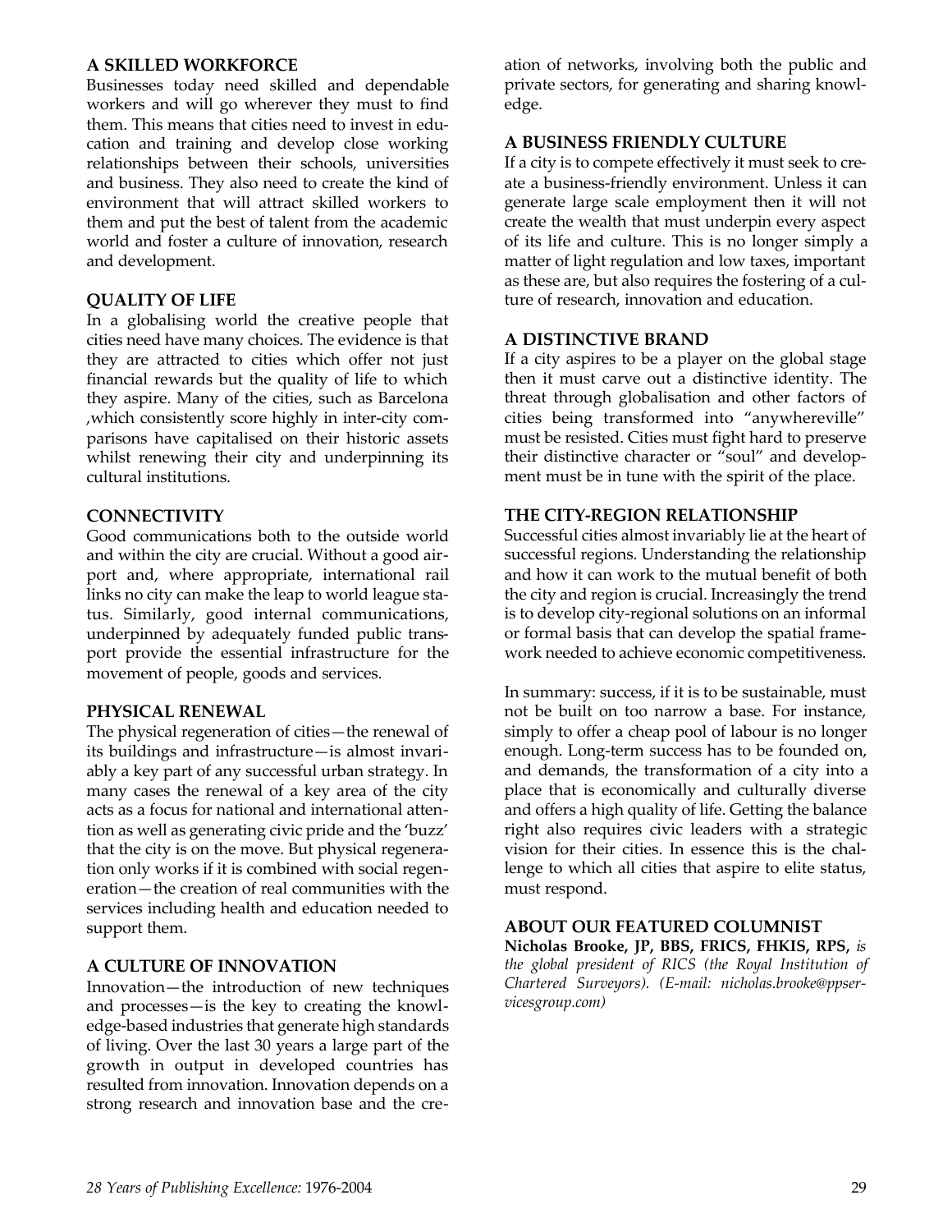### A SKILLED WORKFORCE

Businesses today need skilled and dependable workers and will go wherever they must to find them. This means that cities need to invest in education and training and develop close working relationships between their schools, universities and business. They also need to create the kind of environment that will attract skilled workers to them and put the best of talent from the academic world and foster a culture of innovation, research and development.

### QUALITY OF LIFE

In a globalising world the creative people that cities need have many choices. The evidence is that they are attracted to cities which offer not just financial rewards but the quality of life to which they aspire. Many of the cities, such as Barcelona ,which consistently score highly in inter-city comparisons have capitalised on their historic assets whilst renewing their city and underpinning its cultural institutions.

### CONNECTIVITY

Good communications both to the outside world and within the city are crucial. Without a good airport and, where appropriate, international rail links no city can make the leap to world league status. Similarly, good internal communications, underpinned by adequately funded public transport provide the essential infrastructure for the movement of people, goods and services.

### PHYSICAL RENEWAL

The physical regeneration of cities—the renewal of its buildings and infrastructure—is almost invariably a key part of any successful urban strategy. In many cases the renewal of a key area of the city acts as a focus for national and international attention as well as generating civic pride and the 'buzz' that the city is on the move. But physical regeneration only works if it is combined with social regeneration—the creation of real communities with the services including health and education needed to support them.

### A CULTURE OF INNOVATION

Innovation—the introduction of new techniques and processes—is the key to creating the knowledge-based industries that generate high standards of living. Over the last 30 years a large part of the growth in output in developed countries has resulted from innovation. Innovation depends on a strong research and innovation base and the creation of networks, involving both the public and private sectors, for generating and sharing knowledge.

### A BUSINESS FRIENDLY CULTURE

If a city is to compete effectively it must seek to create a business-friendly environment. Unless it can generate large scale employment then it will not create the wealth that must underpin every aspect of its life and culture. This is no longer simply a matter of light regulation and low taxes, important as these are, but also requires the fostering of a culture of research, innovation and education.

### A DISTINCTIVE BRAND

If a city aspires to be a player on the global stage then it must carve out a distinctive identity. The threat through globalisation and other factors of cities being transformed into "anywhereville" must be resisted. Cities must fight hard to preserve their distinctive character or "soul" and development must be in tune with the spirit of the place.

### THE CITY-REGION RELATIONSHIP

Successful cities almost invariably lie at the heart of successful regions. Understanding the relationship and how it can work to the mutual benefit of both the city and region is crucial. Increasingly the trend is to develop city-regional solutions on an informal or formal basis that can develop the spatial framework needed to achieve economic competitiveness.

In summary: success, if it is to be sustainable, must not be built on too narrow a base. For instance, simply to offer a cheap pool of labour is no longer enough. Long-term success has to be founded on, and demands, the transformation of a city into a place that is economically and culturally diverse and offers a high quality of life. Getting the balance right also requires civic leaders with a strategic vision for their cities. In essence this is the challenge to which all cities that aspire to elite status, must respond.

### ABOUT OUR FEATURED COLUMNIST

**Nicholas Brooke, JP, BBS, FRICS, FHKIS, RPS,** *is the global president of RICS (the Royal Institution of Chartered Surveyors). (E-mail: nicholas.brooke@ppservicesgroup.com)*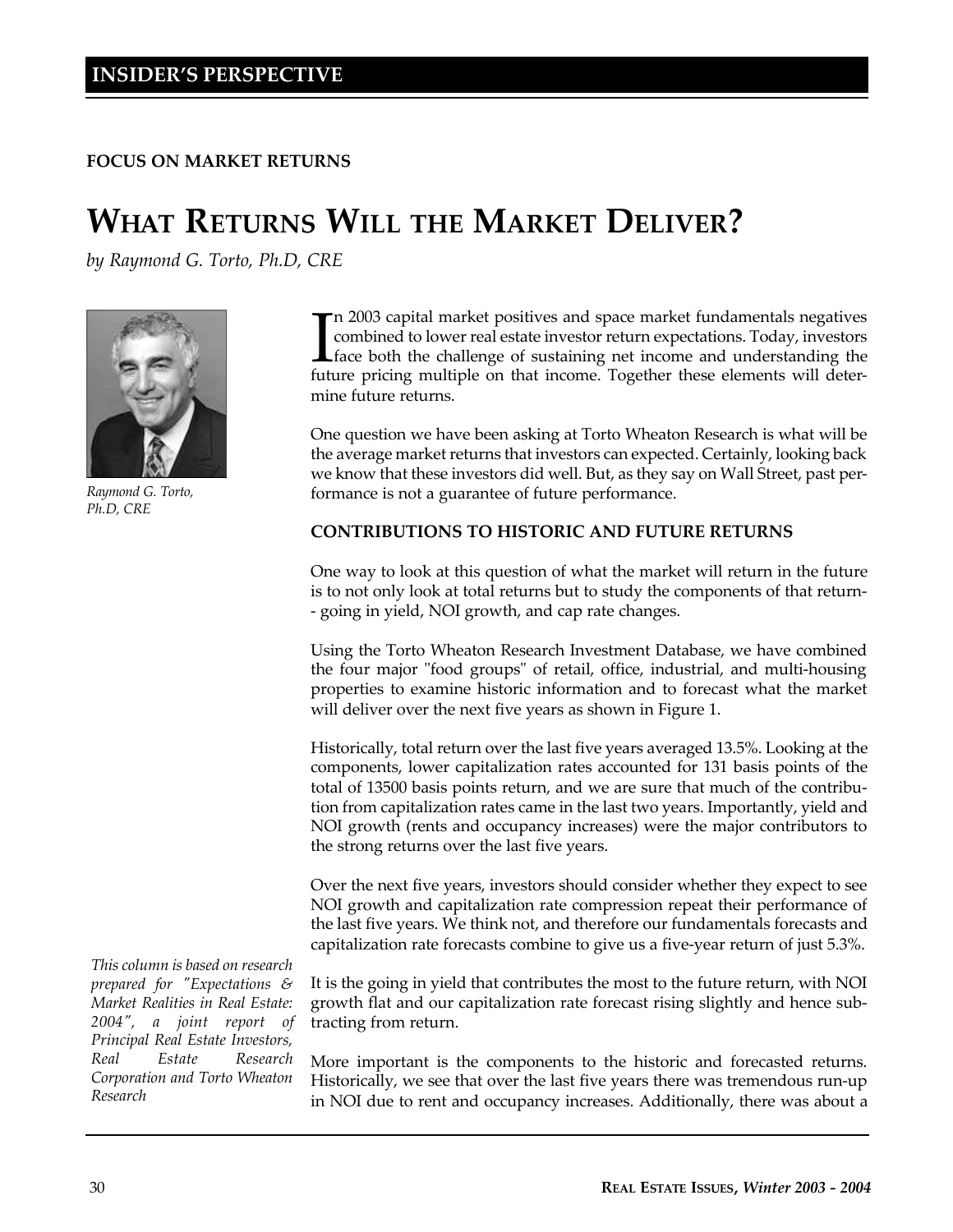**INSIDER'S PERSPECTIVE**

**FOCUS ON MARKET RETURNS**

# WHAT RETURNS WILL THE MARKET DELIVER?

*by Raymond G. Torto, Ph.D, CRE*

*Raymond G. Torto, Ph.D, CRE*

In 2003 capital market positives and space market fundamentals negatives combined to lower real estate investor return expectations. Today, investors face both the challenge of sustaining net income and understanding the future pricing multiple on that income. Together these elements will determine future returns.

One question we have been asking at Torto Wheaton Research is what will be the average market returns that investors can expected. Certainly, looking back we know that these investors did well. But, as they say on Wall Street, past performance is not a guarantee of future performance.

**CONTRIBUTIONS TO HISTORIC AND FUTURE RETURNS**

One way to look at this question of what the market will return in the future is to not only look at total returns but to study the components of that return-- going in yield, NOI growth, and cap rate changes.

Using the Torto Wheaton Research Investment Database, we have combined the four major "food groups" of retail, office, industrial, and multi-housing properties to examine historic information and to forecast what the market will deliver over the next five years as shown in Figure 1.

Historically, total return over the last five years averaged 13.5%. Looking at the components, lower capitalization rates accounted for 131 basis points of the total of 13500 basis points return, and we are sure that much of the contribution from capitalization rates came in the last two years. Importantly, yield and NOI growth (rents and occupancy increases) were the major contributors to the strong returns over the last five years.

Over the next five years, investors should consider whether they expect to see NOI growth and capitalization rate compression repeat their performance of the last five years. We think not, and therefore our fundamentals forecasts and capitalization rate forecasts combine to give us a five-year return of just 5.3%.

It is the going in yield that contributes the most to the future return, with NOI growth flat and our capitalization rate forecast rising slightly and hence subtracting from return.

More important is the components to the historic and forecasted returns. Historically, we see that over the last five years there was tremendous run-up in NOI due to rent and occupancy increases. Additionally, there was about a

*This column is based on research prepared for "Expectations & Market Realities in Real Estate: 2004", a joint report of Principal Real Estate Investors, Real Estate Research Corporation and Torto Wheaton Research*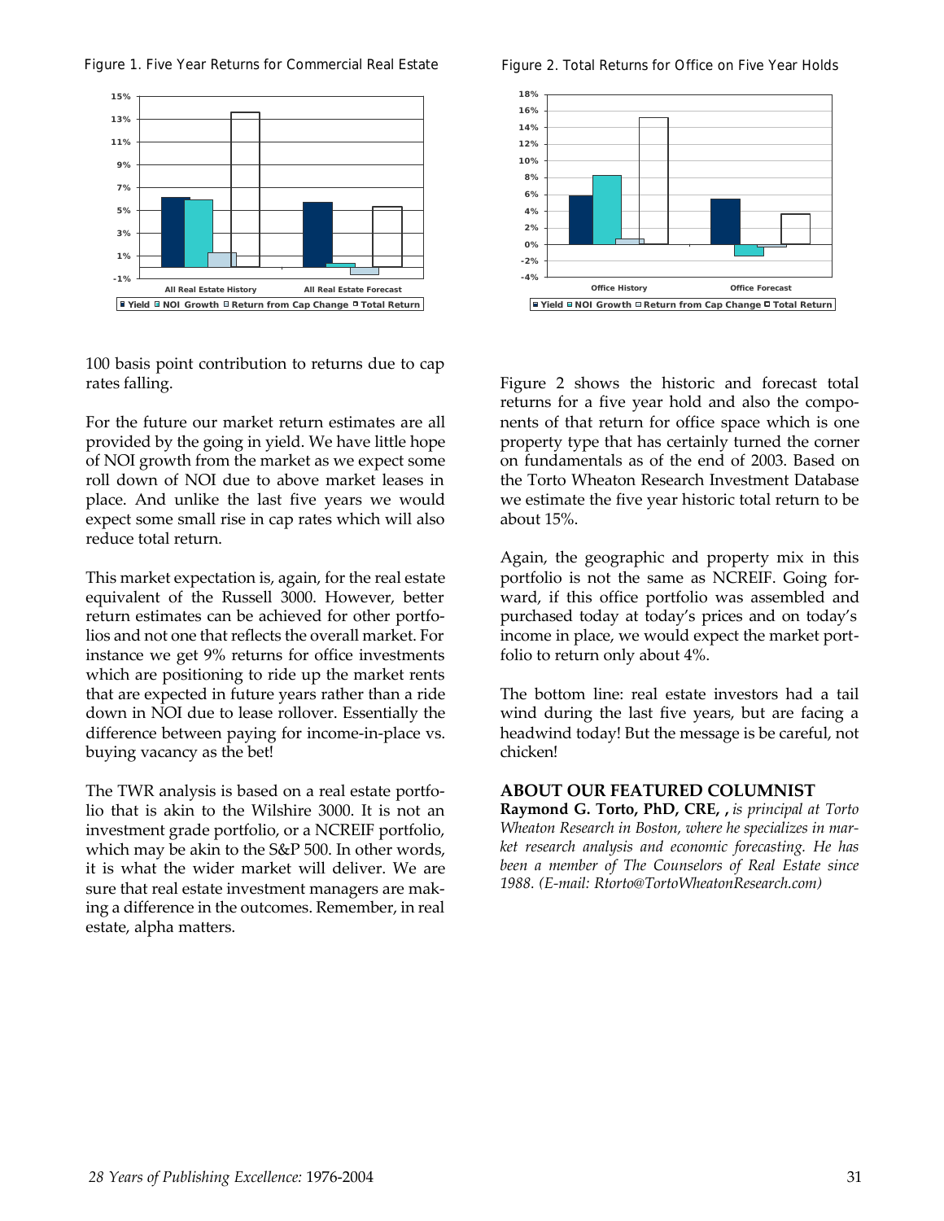Figure 1. Five Year Returns for Commercial Real Estate

Figure 2. Total Returns for Office on Five Year Holds

100 basis point contribution to returns due to cap rates falling.

For the future our market return estimates are all provided by the going in yield. We have little hope of NOI growth from the market as we expect some roll down of NOI due to above market leases in place. And unlike the last five years we would expect some small rise in cap rates which will also reduce total return.

This market expectation is, again, for the real estate equivalent of the Russell 3000. However, better return estimates can be achieved for other portfolios and not one that reflects the overall market. For instance we get 9% returns for office investments which are positioning to ride up the market rents that are expected in future years rather than a ride down in NOI due to lease rollover. Essentially the difference between paying for income-in-place vs. buying vacancy as the bet!

The TWR analysis is based on a real estate portfolio that is akin to the Wilshire 3000. It is not an investment grade portfolio, or a NCREIF portfolio, which may be akin to the S&P 500. In other words, it is what the wider market will deliver. We are sure that real estate investment managers are making a difference in the outcomes. Remember, in real estate, alpha matters.

Figure 2 shows the historic and forecast total returns for a five year hold and also the components of that return for office space which is one property type that has certainly turned the corner on fundamentals as of the end of 2003. Based on the Torto Wheaton Research Investment Database we estimate the five year historic total return to be about 15%.

Again, the geographic and property mix in this portfolio is not the same as NCREIF. Going forward, if this office portfolio was assembled and purchased today at today's prices and on today's income in place, we would expect the market portfolio to return only about 4%.

The bottom line: real estate investors had a tail wind during the last five years, but are facing a headwind today! But the message is be careful, not chicken!

## ABOUT OUR FEATURED COLUMNIST

**Raymond G. Torto, PhD, CRE, ,** *is principal at Torto Wheaton Research in Boston, where he specializes in market research analysis and economic forecasting. He has been a member of The Counselors of Real Estate since 1988. (E-mail: Rtorto@TortoWheatonResearch.com)*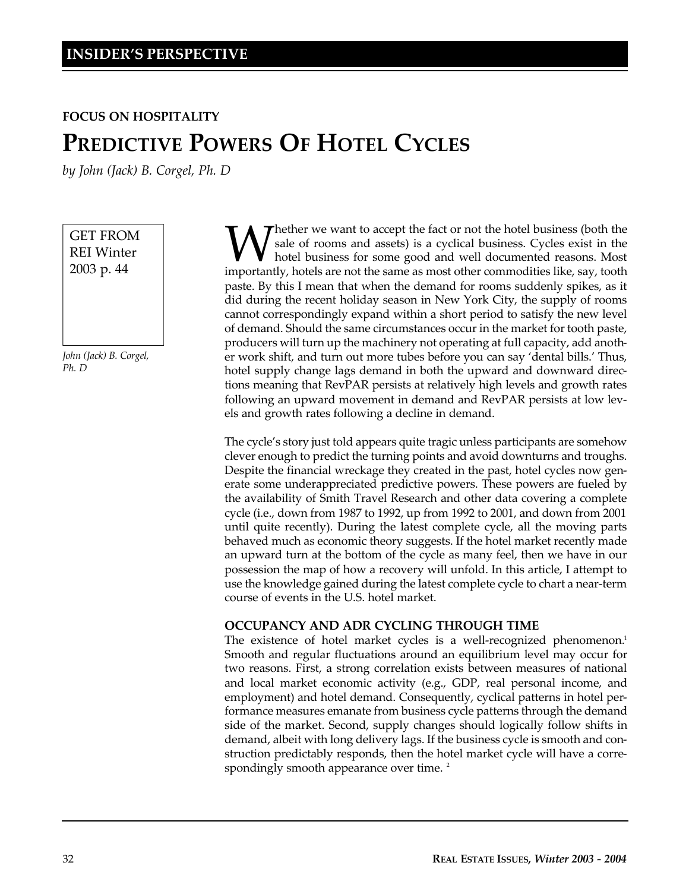**FOCUS ON HOSPITALITY**

# PREDICTIVE POWERS OF HOTEL CYCLES

*by John (Jack) B. Corgel, Ph. D*

GET FROM REI Winter 2003 p. 44

*John (Jack) B. Corgel, Ph. D*

Whether we want to accept the fact or not the hotel business (both the sale of rooms and assets) is a cyclical business. Cycles exist in the hotel business for some good and well documented reasons. Most importantly, hotels are not the same as most other commodities like, say, tooth paste. By this I mean that when the demand for rooms suddenly spikes, as it did during the recent holiday season in New York City, the supply of rooms cannot correspondingly expand within a short period to satisfy the new level of demand. Should the same circumstances occur in the market for tooth paste, producers will turn up the machinery not operating at full capacity, add another work shift, and turn out more tubes before you can say 'dental bills.' Thus, hotel supply change lags demand in both the upward and downward directions meaning that RevPAR persists at relatively high levels and growth rates following an upward movement in demand and RevPAR persists at low levels and growth rates following a decline in demand.

The cycle's story just told appears quite tragic unless participants are somehow clever enough to predict the turning points and avoid downturns and troughs. Despite the financial wreckage they created in the past, hotel cycles now generate some underappreciated predictive powers. These powers are fueled by the availability of Smith Travel Research and other data covering a complete cycle (i.e., down from 1987 to 1992, up from 1992 to 2001, and down from 2001 until quite recently). During the latest complete cycle, all the moving parts behaved much as economic theory suggests. If the hotel market recently made an upward turn at the bottom of the cycle as many feel, then we have in our possession the map of how a recovery will unfold. In this article, I attempt to use the knowledge gained during the latest complete cycle to chart a near-term course of events in the U.S. hotel market.

### OCCUPANCY AND ADR CYCLING THROUGH TIME

The existence of hotel market cycles is a well-recognized phenomenon.[1] Smooth and regular fluctuations around an equilibrium level may occur for two reasons. First, a strong correlation exists between measures of national and local market economic activity (e.g., GDP, real personal income, and employment) and hotel demand. Consequently, cyclical patterns in hotel performance measures emanate from business cycle patterns through the demand side of the market. Second, supply changes should logically follow shifts in demand, albeit with long delivery lags. If the business cycle is smooth and construction predictably responds, then the hotel market cycle will have a correspondingly smooth appearance over time.[2]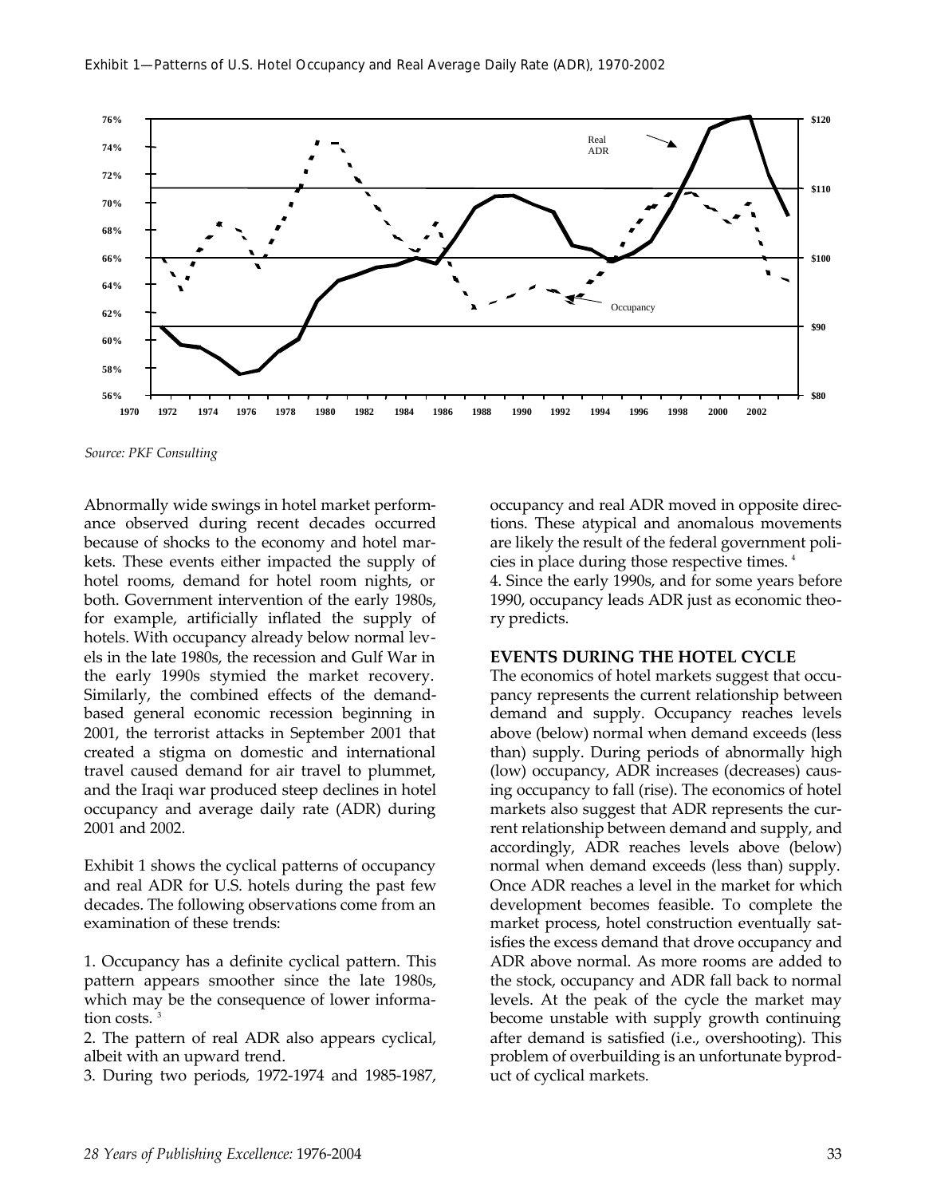Exhibit 1—Patterns of U.S. Hotel Occupancy and Real Average Daily Rate (ADR), 1970-2002

*Source: PKF Consulting*

Abnormally wide swings in hotel market performance observed during recent decades occurred because of shocks to the economy and hotel markets. These events either impacted the supply of hotel rooms, demand for hotel room nights, or both. Government intervention of the early 1980s, for example, artificially inflated the supply of hotels. With occupancy already below normal levels in the late 1980s, the recession and Gulf War in the early 1990s stymied the market recovery. Similarly, the combined effects of the demand-based general economic recession beginning in 2001, the terrorist attacks in September 2001 that created a stigma on domestic and international travel caused demand for air travel to plummet, and the Iraqi war produced steep declines in hotel occupancy and average daily rate (ADR) during 2001 and 2002.

Exhibit 1 shows the cyclical patterns of occupancy and real ADR for U.S. hotels during the past few decades. The following observations come from an examination of these trends:

1. Occupancy has a definite cyclical pattern. This pattern appears smoother since the late 1980s, which may be the consequence of lower information costs. [3]
2. The pattern of real ADR also appears cyclical, albeit with an upward trend.
3. During two periods, 1972-1974 and 1985-1987, occupancy and real ADR moved in opposite directions. These atypical and anomalous movements are likely the result of the federal government policies in place during those respective times. [4]
4. Since the early 1990s, and for some years before 1990, occupancy leads ADR just as economic theory predicts.

## EVENTS DURING THE HOTEL CYCLE

The economics of hotel markets suggest that occupancy represents the current relationship between demand and supply. Occupancy reaches levels above (below) normal when demand exceeds (less than) supply. During periods of abnormally high (low) occupancy, ADR increases (decreases) causing occupancy to fall (rise). The economics of hotel markets also suggest that ADR represents the current relationship between demand and supply, and accordingly, ADR reaches levels above (below) normal when demand exceeds (less than) supply. Once ADR reaches a level in the market for which development becomes feasible. To complete the market process, hotel construction eventually satisfies the excess demand that drove occupancy and ADR above normal. As more rooms are added to the stock, occupancy and ADR fall back to normal levels. At the peak of the cycle the market may become unstable with supply growth continuing after demand is satisfied (i.e., overshooting). This problem of overbuilding is an unfortunate byproduct of cyclical markets.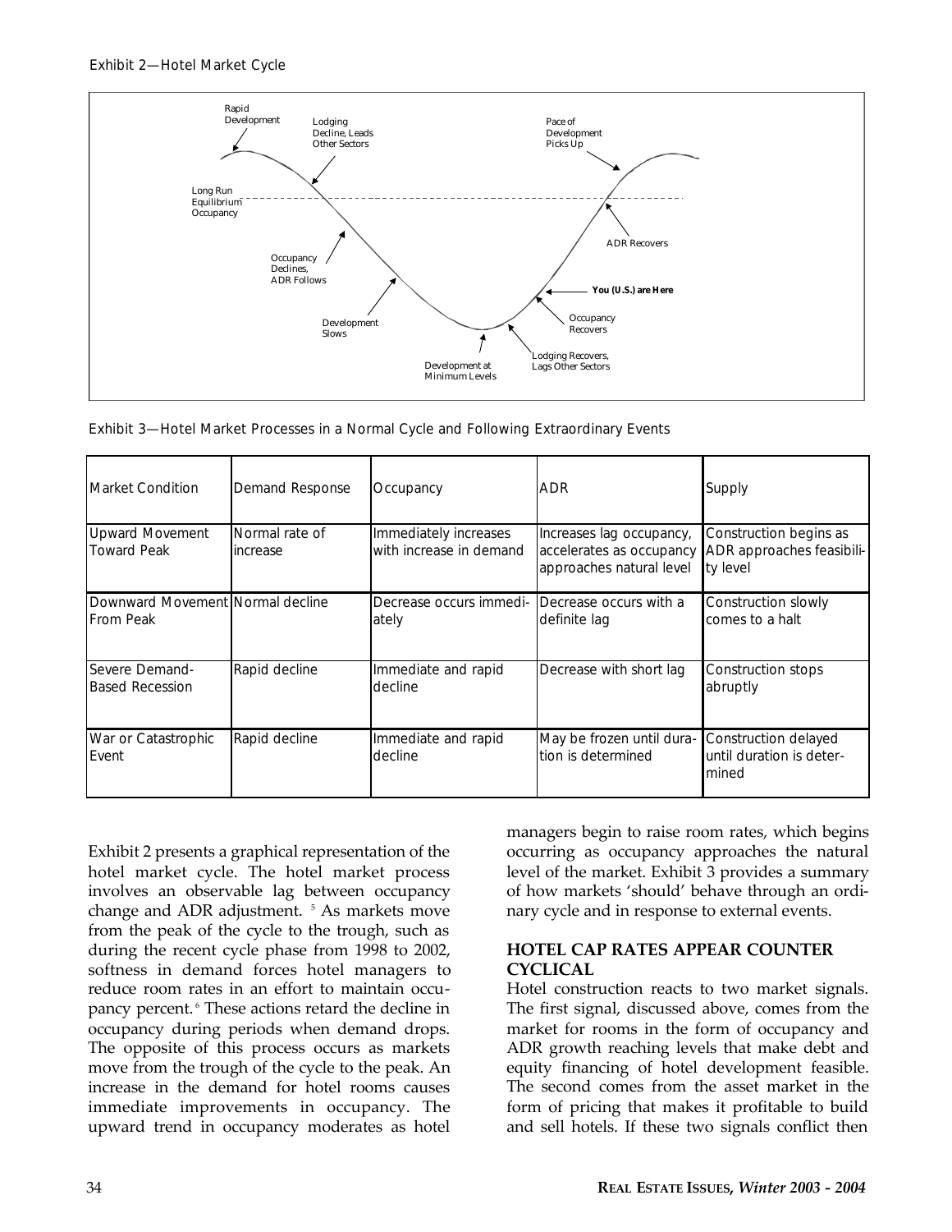Exhibit 2—Hotel Market Cycle

Exhibit 3—Hotel Market Processes in a Normal Cycle and Following Extraordinary Events

| Market Condition | Demand Response | Occupancy | ADR | Supply |
|---|---|---|---|---|
| Upward Movement Toward Peak | Normal rate of increase | Immediately increases with increase in demand | Increases lag occupancy, accelerates as occupancy approaches natural level | Construction begins as ADR approaches feasibility level |
| Downward Movement From Peak | Normal decline | Decrease occurs immediately | Decrease occurs with a definite lag | Construction slowly comes to a halt |
| Severe Demand-Based Recession | Rapid decline | Immediate and rapid decline | Decrease with short lag | Construction stops abruptly |
| War or Catastrophic Event | Rapid decline | Immediate and rapid decline | May be frozen until duration is determined | Construction delayed until duration is determined |

Exhibit 2 presents a graphical representation of the hotel market cycle. The hotel market process involves an observable lag between occupancy change and ADR adjustment. [5] As markets move from the peak of the cycle to the trough, such as during the recent cycle phase from 1998 to 2002, softness in demand forces hotel managers to reduce room rates in an effort to maintain occupancy percent. [6] These actions retard the decline in occupancy during periods when demand drops. The opposite of this process occurs as markets move from the trough of the cycle to the peak. An increase in the demand for hotel rooms causes immediate improvements in occupancy. The upward trend in occupancy moderates as hotel managers begin to raise room rates, which begins occurring as occupancy approaches the natural level of the market. Exhibit 3 provides a summary of how markets 'should' behave through an ordinary cycle and in response to external events.

## HOTEL CAP RATES APPEAR COUNTER CYCLICAL

Hotel construction reacts to two market signals. The first signal, discussed above, comes from the market for rooms in the form of occupancy and ADR growth reaching levels that make debt and equity financing of hotel development feasible. The second comes from the asset market in the form of pricing that makes it profitable to build and sell hotels. If these two signals conflict then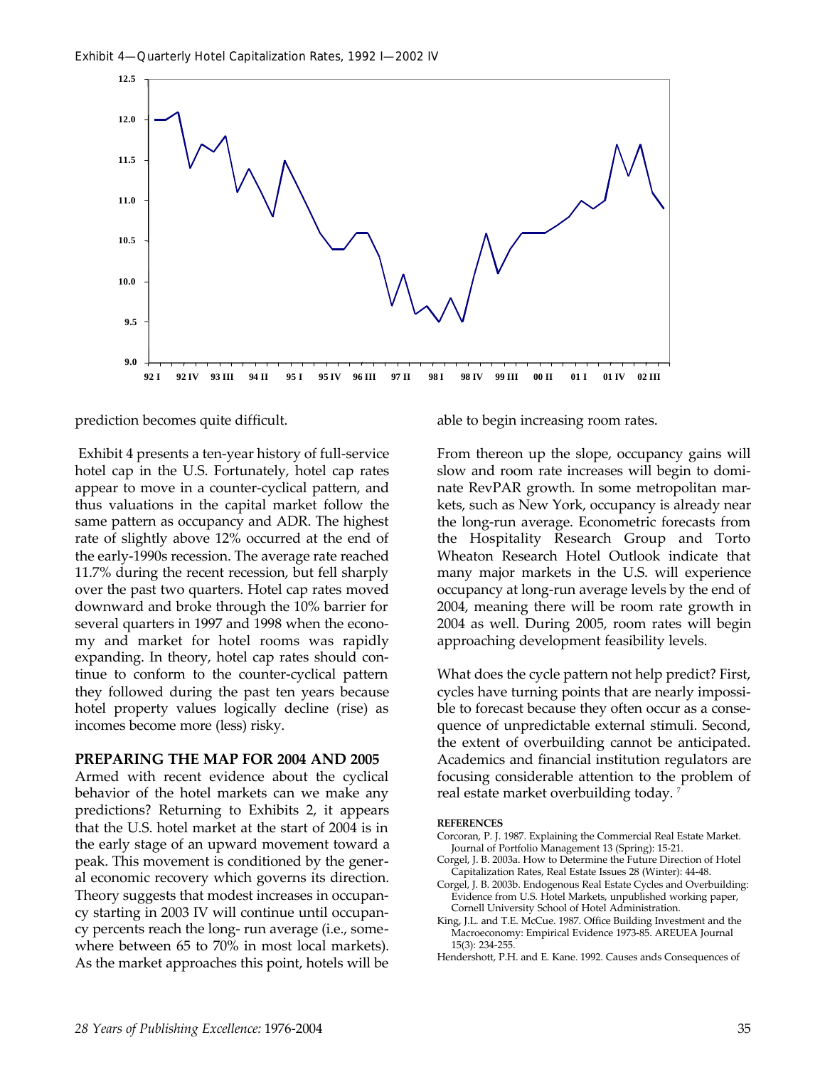Exhibit 4—Quarterly Hotel Capitalization Rates, 1992 I—2002 IV

prediction becomes quite difficult.

Exhibit 4 presents a ten-year history of full-service hotel cap in the U.S. Fortunately, hotel cap rates appear to move in a counter-cyclical pattern, and thus valuations in the capital market follow the same pattern as occupancy and ADR. The highest rate of slightly above 12% occurred at the end of the early-1990s recession. The average rate reached 11.7% during the recent recession, but fell sharply over the past two quarters. Hotel cap rates moved downward and broke through the 10% barrier for several quarters in 1997 and 1998 when the economy and market for hotel rooms was rapidly expanding. In theory, hotel cap rates should continue to conform to the counter-cyclical pattern they followed during the past ten years because hotel property values logically decline (rise) as incomes become more (less) risky.

## PREPARING THE MAP FOR 2004 AND 2005

Armed with recent evidence about the cyclical behavior of the hotel markets can we make any predictions? Returning to Exhibits 2, it appears that the U.S. hotel market at the start of 2004 is in the early stage of an upward movement toward a peak. This movement is conditioned by the general economic recovery which governs its direction. Theory suggests that modest increases in occupancy starting in 2003 IV will continue until occupancy percents reach the long- run average (i.e., somewhere between 65 to 70% in most local markets). As the market approaches this point, hotels will be able to begin increasing room rates.

From thereon up the slope, occupancy gains will slow and room rate increases will begin to dominate RevPAR growth. In some metropolitan markets, such as New York, occupancy is already near the long-run average. Econometric forecasts from the Hospitality Research Group and Torto Wheaton Research Hotel Outlook indicate that many major markets in the U.S. will experience occupancy at long-run average levels by the end of 2004, meaning there will be room rate growth in 2004 as well. During 2005, room rates will begin approaching development feasibility levels.

What does the cycle pattern not help predict? First, cycles have turning points that are nearly impossible to forecast because they often occur as a consequence of unpredictable external stimuli. Second, the extent of overbuilding cannot be anticipated. Academics and financial institution regulators are focusing considerable attention to the problem of real estate market overbuilding today. [7]

**REFERENCES**

Corcoran, P. J. 1987. Explaining the Commercial Real Estate Market. Journal of Portfolio Management 13 (Spring): 15-21.

Corgel, J. B. 2003a. How to Determine the Future Direction of Hotel Capitalization Rates, Real Estate Issues 28 (Winter): 44-48.

Corgel, J. B. 2003b. Endogenous Real Estate Cycles and Overbuilding: Evidence from U.S. Hotel Markets, unpublished working paper, Cornell University School of Hotel Administration.

King, J.L. and T.E. McCue. 1987. Office Building Investment and the Macroeconomy: Empirical Evidence 1973-85. AREUEA Journal 15(3): 234-255.

Hendershott, P.H. and E. Kane. 1992. Causes ands Consequences of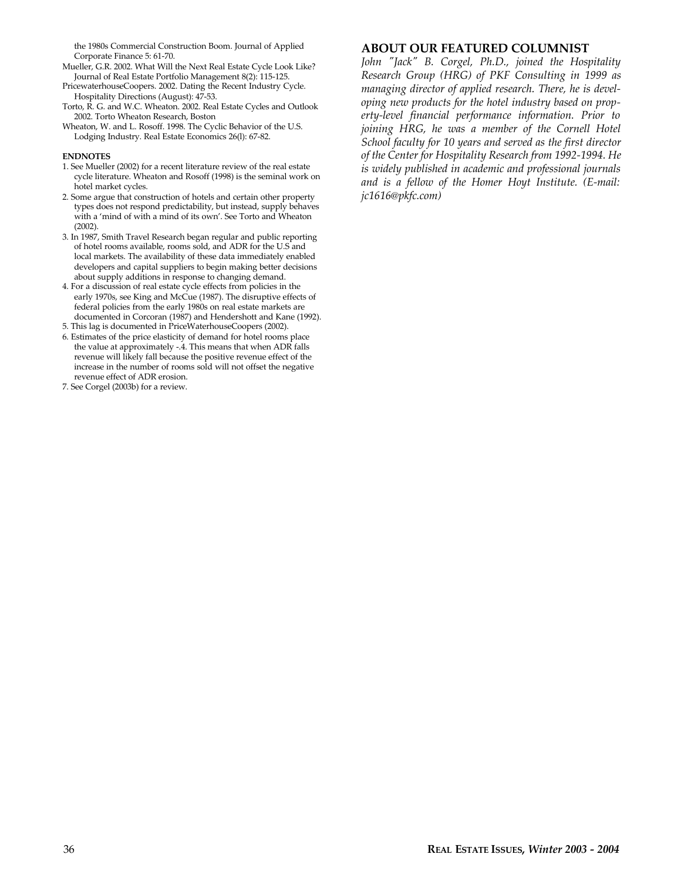the 1980s Commercial Construction Boom. Journal of Applied Corporate Finance 5: 61-70.

Mueller, G.R. 2002. What Will the Next Real Estate Cycle Look Like? Journal of Real Estate Portfolio Management 8(2): 115-125.

PricewaterhouseCoopers. 2002. Dating the Recent Industry Cycle. Hospitality Directions (August): 47-53.

Torto, R. G. and W.C. Wheaton. 2002. Real Estate Cycles and Outlook 2002. Torto Wheaton Research, Boston

Wheaton, W. and L. Rosoff. 1998. The Cyclic Behavior of the U.S. Lodging Industry. Real Estate Economics 26(l): 67-82.

**ENDNOTES**

1. See Mueller (2002) for a recent literature review of the real estate cycle literature. Wheaton and Rosoff (1998) is the seminal work on hotel market cycles.
2. Some argue that construction of hotels and certain other property types does not respond predictability, but instead, supply behaves with a 'mind of with a mind of its own'. See Torto and Wheaton (2002).
3. In 1987, Smith Travel Research began regular and public reporting of hotel rooms available, rooms sold, and ADR for the U.S and local markets. The availability of these data immediately enabled developers and capital suppliers to begin making better decisions about supply additions in response to changing demand.
4. For a discussion of real estate cycle effects from policies in the early 1970s, see King and McCue (1987). The disruptive effects of federal policies from the early 1980s on real estate markets are documented in Corcoran (1987) and Hendershott and Kane (1992).
5. This lag is documented in PriceWaterhouseCoopers (2002).
6. Estimates of the price elasticity of demand for hotel rooms place the value at approximately -.4. This means that when ADR falls revenue will likely fall because the positive revenue effect of the increase in the number of rooms sold will not offset the negative revenue effect of ADR erosion.
7. See Corgel (2003b) for a review.

## ABOUT OUR FEATURED COLUMNIST

*John "Jack" B. Corgel, Ph.D., joined the Hospitality Research Group (HRG) of PKF Consulting in 1999 as managing director of applied research. There, he is developing new products for the hotel industry based on property-level financial performance information. Prior to joining HRG, he was a member of the Cornell Hotel School faculty for 10 years and served as the first director of the Center for Hospitality Research from 1992-1994. He is widely published in academic and professional journals and is a fellow of the Homer Hoyt Institute. (E-mail: jc1616@pkfc.com)*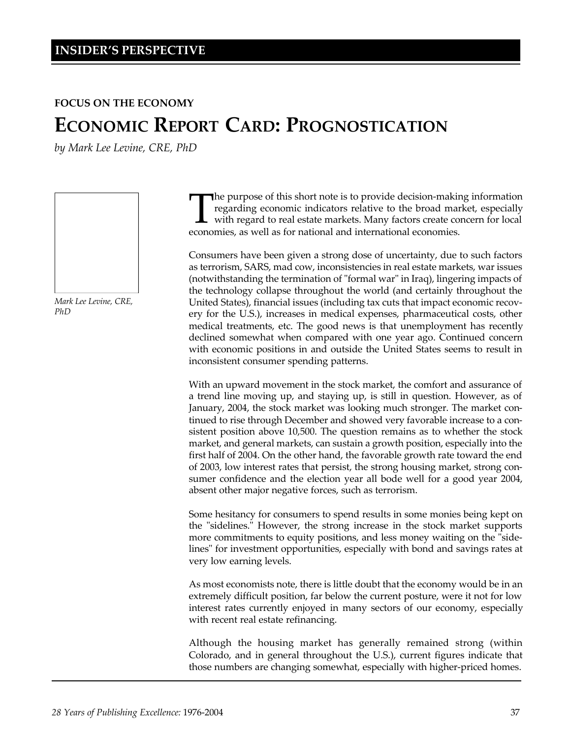## INSIDER'S PERSPECTIVE

**FOCUS ON THE ECONOMY**

# ECONOMIC REPORT CARD: PROGNOSTICATION

*by Mark Lee Levine, CRE, PhD*

*Mark Lee Levine, CRE, PhD*

The purpose of this short note is to provide decision-making information regarding economic indicators relative to the broad market, especially with regard to real estate markets. Many factors create concern for local economies, as well as for national and international economies.

Consumers have been given a strong dose of uncertainty, due to such factors as terrorism, SARS, mad cow, inconsistencies in real estate markets, war issues (notwithstanding the termination of "formal war" in Iraq), lingering impacts of the technology collapse throughout the world (and certainly throughout the United States), financial issues (including tax cuts that impact economic recovery for the U.S.), increases in medical expenses, pharmaceutical costs, other medical treatments, etc. The good news is that unemployment has recently declined somewhat when compared with one year ago. Continued concern with economic positions in and outside the United States seems to result in inconsistent consumer spending patterns.

With an upward movement in the stock market, the comfort and assurance of a trend line moving up, and staying up, is still in question. However, as of January, 2004, the stock market was looking much stronger. The market continued to rise through December and showed very favorable increase to a consistent position above 10,500. The question remains as to whether the stock market, and general markets, can sustain a growth position, especially into the first half of 2004. On the other hand, the favorable growth rate toward the end of 2003, low interest rates that persist, the strong housing market, strong consumer confidence and the election year all bode well for a good year 2004, absent other major negative forces, such as terrorism.

Some hesitancy for consumers to spend results in some monies being kept on the "sidelines." However, the strong increase in the stock market supports more commitments to equity positions, and less money waiting on the "sidelines" for investment opportunities, especially with bond and savings rates at very low earning levels.

As most economists note, there is little doubt that the economy would be in an extremely difficult position, far below the current posture, were it not for low interest rates currently enjoyed in many sectors of our economy, especially with recent real estate refinancing.

Although the housing market has generally remained strong (within Colorado, and in general throughout the U.S.), current figures indicate that those numbers are changing somewhat, especially with higher-priced homes.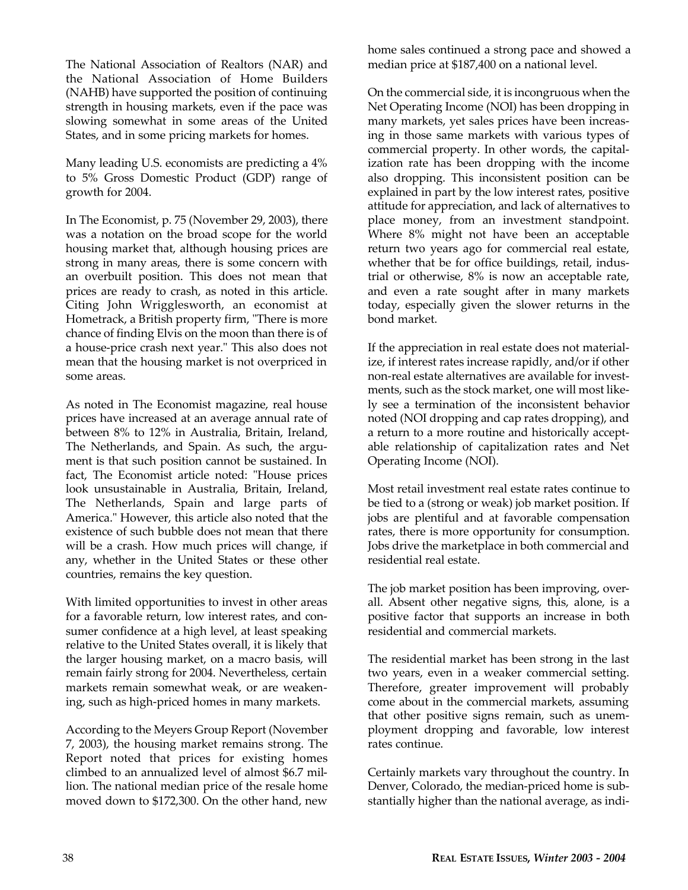The National Association of Realtors (NAR) and the National Association of Home Builders (NAHB) have supported the position of continuing strength in housing markets, even if the pace was slowing somewhat in some areas of the United States, and in some pricing markets for homes.

Many leading U.S. economists are predicting a 4% to 5% Gross Domestic Product (GDP) range of growth for 2004.

In The Economist, p. 75 (November 29, 2003), there was a notation on the broad scope for the world housing market that, although housing prices are strong in many areas, there is some concern with an overbuilt position. This does not mean that prices are ready to crash, as noted in this article. Citing John Wrigglesworth, an economist at Hometrack, a British property firm, "There is more chance of finding Elvis on the moon than there is of a house-price crash next year." This also does not mean that the housing market is not overpriced in some areas.

As noted in The Economist magazine, real house prices have increased at an average annual rate of between 8% to 12% in Australia, Britain, Ireland, The Netherlands, and Spain. As such, the argument is that such position cannot be sustained. In fact, The Economist article noted: "House prices look unsustainable in Australia, Britain, Ireland, The Netherlands, Spain and large parts of America." However, this article also noted that the existence of such bubble does not mean that there will be a crash. How much prices will change, if any, whether in the United States or these other countries, remains the key question.

With limited opportunities to invest in other areas for a favorable return, low interest rates, and consumer confidence at a high level, at least speaking relative to the United States overall, it is likely that the larger housing market, on a macro basis, will remain fairly strong for 2004. Nevertheless, certain markets remain somewhat weak, or are weakening, such as high-priced homes in many markets.

According to the Meyers Group Report (November 7, 2003), the housing market remains strong. The Report noted that prices for existing homes climbed to an annualized level of almost $6.7 million. The national median price of the resale home moved down to $172,300. On the other hand, new home sales continued a strong pace and showed a median price at $187,400 on a national level.

On the commercial side, it is incongruous when the Net Operating Income (NOI) has been dropping in many markets, yet sales prices have been increasing in those same markets with various types of commercial property. In other words, the capitalization rate has been dropping with the income also dropping. This inconsistent position can be explained in part by the low interest rates, positive attitude for appreciation, and lack of alternatives to place money, from an investment standpoint. Where 8% might not have been an acceptable return two years ago for commercial real estate, whether that be for office buildings, retail, industrial or otherwise, 8% is now an acceptable rate, and even a rate sought after in many markets today, especially given the slower returns in the bond market.

If the appreciation in real estate does not materialize, if interest rates increase rapidly, and/or if other non-real estate alternatives are available for investments, such as the stock market, one will most likely see a termination of the inconsistent behavior noted (NOI dropping and cap rates dropping), and a return to a more routine and historically acceptable relationship of capitalization rates and Net Operating Income (NOI).

Most retail investment real estate rates continue to be tied to a (strong or weak) job market position. If jobs are plentiful and at favorable compensation rates, there is more opportunity for consumption. Jobs drive the marketplace in both commercial and residential real estate.

The job market position has been improving, overall. Absent other negative signs, this, alone, is a positive factor that supports an increase in both residential and commercial markets.

The residential market has been strong in the last two years, even in a weaker commercial setting. Therefore, greater improvement will probably come about in the commercial markets, assuming that other positive signs remain, such as unemployment dropping and favorable, low interest rates continue.

Certainly markets vary throughout the country. In Denver, Colorado, the median-priced home is substantially higher than the national average, as indi-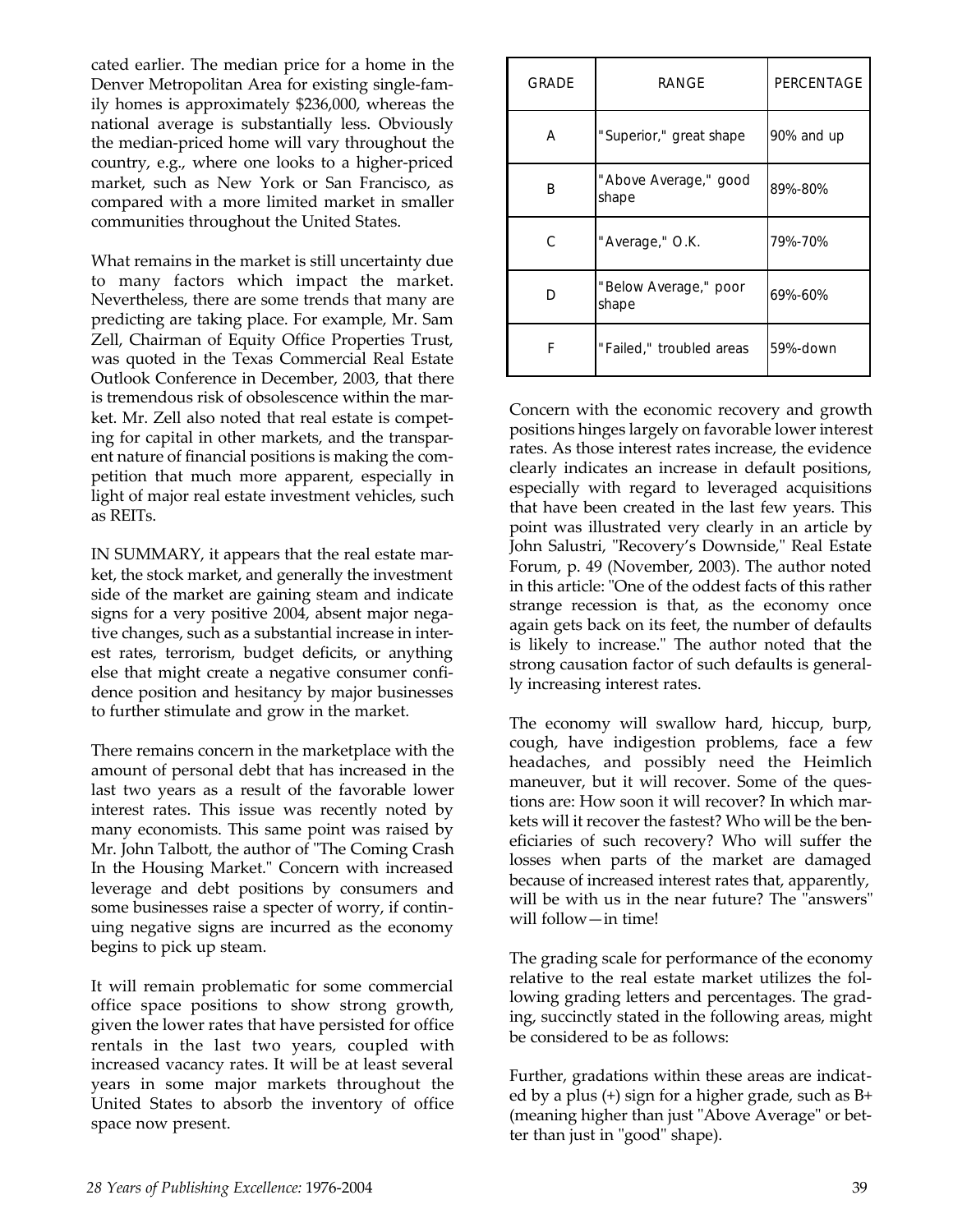cated earlier. The median price for a home in the Denver Metropolitan Area for existing single-family homes is approximately $236,000, whereas the national average is substantially less. Obviously the median-priced home will vary throughout the country, e.g., where one looks to a higher-priced market, such as New York or San Francisco, as compared with a more limited market in smaller communities throughout the United States.

What remains in the market is still uncertainty due to many factors which impact the market. Nevertheless, there are some trends that many are predicting are taking place. For example, Mr. Sam Zell, Chairman of Equity Office Properties Trust, was quoted in the Texas Commercial Real Estate Outlook Conference in December, 2003, that there is tremendous risk of obsolescence within the market. Mr. Zell also noted that real estate is competing for capital in other markets, and the transparent nature of financial positions is making the competition that much more apparent, especially in light of major real estate investment vehicles, such as REITs.

IN SUMMARY, it appears that the real estate market, the stock market, and generally the investment side of the market are gaining steam and indicate signs for a very positive 2004, absent major negative changes, such as a substantial increase in interest rates, terrorism, budget deficits, or anything else that might create a negative consumer confidence position and hesitancy by major businesses to further stimulate and grow in the market.

There remains concern in the marketplace with the amount of personal debt that has increased in the last two years as a result of the favorable lower interest rates. This issue was recently noted by many economists. This same point was raised by Mr. John Talbott, the author of "The Coming Crash In the Housing Market." Concern with increased leverage and debt positions by consumers and some businesses raise a specter of worry, if continuing negative signs are incurred as the economy begins to pick up steam.

It will remain problematic for some commercial office space positions to show strong growth, given the lower rates that have persisted for office rentals in the last two years, coupled with increased vacancy rates. It will be at least several years in some major markets throughout the United States to absorb the inventory of office space now present.

Concern with the economic recovery and growth positions hinges largely on favorable lower interest rates. As those interest rates increase, the evidence clearly indicates an increase in default positions, especially with regard to leveraged acquisitions that have been created in the last few years. This point was illustrated very clearly in an article by John Salustri, "Recovery's Downside," Real Estate Forum, p. 49 (November, 2003). The author noted in this article: "One of the oddest facts of this rather strange recession is that, as the economy once again gets back on its feet, the number of defaults is likely to increase." The author noted that the strong causation factor of such defaults is generally increasing interest rates.

The economy will swallow hard, hiccup, burp, cough, have indigestion problems, face a few headaches, and possibly need the Heimlich maneuver, but it will recover. Some of the questions are: How soon it will recover? In which markets will it recover the fastest? Who will be the beneficiaries of such recovery? Who will suffer the losses when parts of the market are damaged because of increased interest rates that, apparently, will be with us in the near future? The "answers" will follow—in time!

The grading scale for performance of the economy relative to the real estate market utilizes the following grading letters and percentages. The grading, succinctly stated in the following areas, might be considered to be as follows:

| GRADE | RANGE | PERCENTAGE |
|---|---|---|
| A | "Superior," great shape | 90% and up |
| B | "Above Average," good shape | 89%-80% |
| C | "Average," O.K. | 79%-70% |
| D | "Below Average," poor shape | 69%-60% |
| F | "Failed," troubled areas | 59%-down |

Further, gradations within these areas are indicated by a plus (+) sign for a higher grade, such as B+ (meaning higher than just "Above Average" or better than just in "good" shape).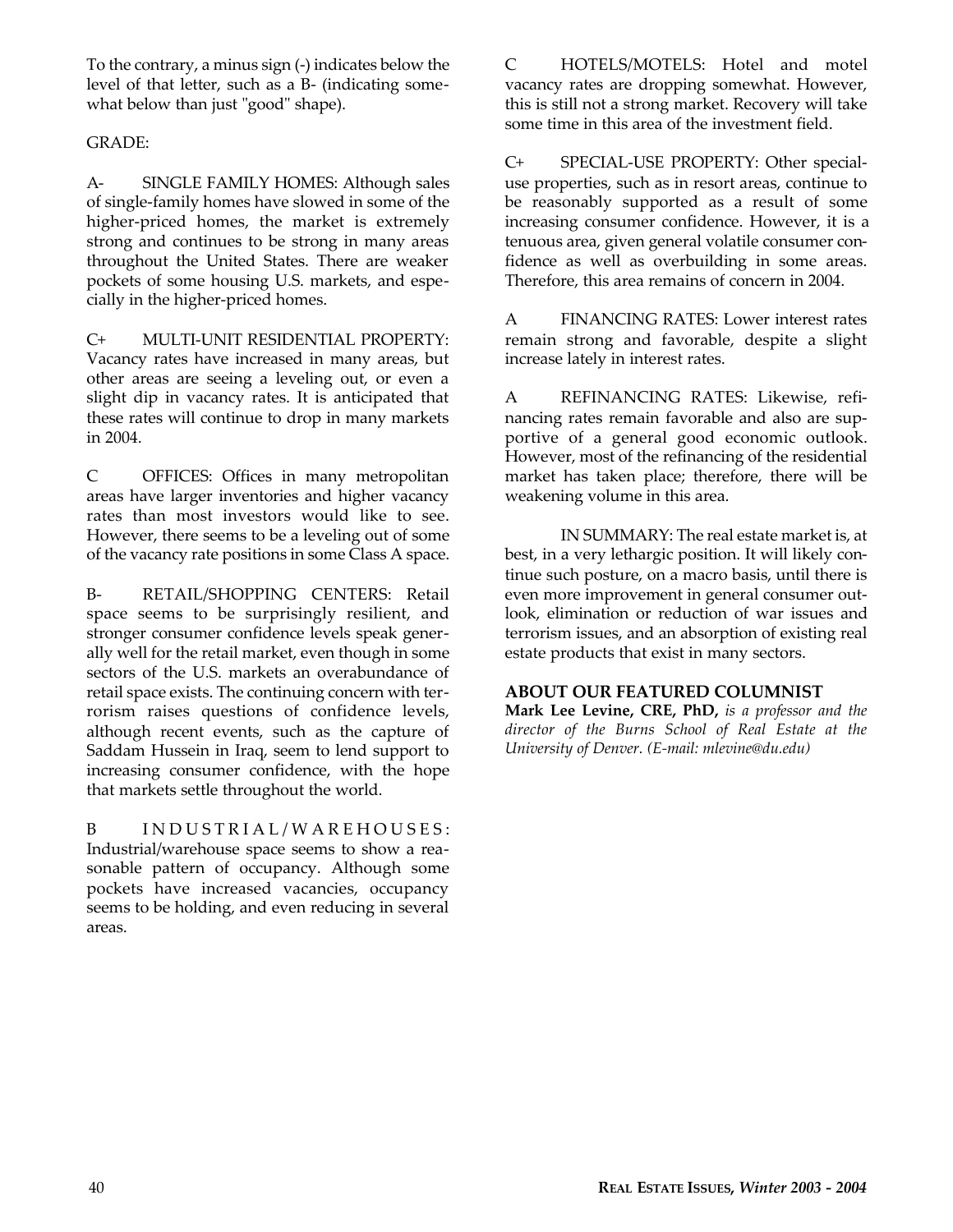To the contrary, a minus sign (-) indicates below the level of that letter, such as a B- (indicating somewhat below than just "good" shape).

GRADE:

A- SINGLE FAMILY HOMES: Although sales of single-family homes have slowed in some of the higher-priced homes, the market is extremely strong and continues to be strong in many areas throughout the United States. There are weaker pockets of some housing U.S. markets, and especially in the higher-priced homes.

C+ MULTI-UNIT RESIDENTIAL PROPERTY: Vacancy rates have increased in many areas, but other areas are seeing a leveling out, or even a slight dip in vacancy rates. It is anticipated that these rates will continue to drop in many markets in 2004.

C OFFICES: Offices in many metropolitan areas have larger inventories and higher vacancy rates than most investors would like to see. However, there seems to be a leveling out of some of the vacancy rate positions in some Class A space.

B- RETAIL/SHOPPING CENTERS: Retail space seems to be surprisingly resilient, and stronger consumer confidence levels speak generally well for the retail market, even though in some sectors of the U.S. markets an overabundance of retail space exists. The continuing concern with terrorism raises questions of confidence levels, although recent events, such as the capture of Saddam Hussein in Iraq, seem to lend support to increasing consumer confidence, with the hope that markets settle throughout the world.

B INDUSTRIAL/WAREHOUSES: Industrial/warehouse space seems to show a reasonable pattern of occupancy. Although some pockets have increased vacancies, occupancy seems to be holding, and even reducing in several areas.

C HOTELS/MOTELS: Hotel and motel vacancy rates are dropping somewhat. However, this is still not a strong market. Recovery will take some time in this area of the investment field.

C+ SPECIAL-USE PROPERTY: Other special-use properties, such as in resort areas, continue to be reasonably supported as a result of some increasing consumer confidence. However, it is a tenuous area, given general volatile consumer confidence as well as overbuilding in some areas. Therefore, this area remains of concern in 2004.

A FINANCING RATES: Lower interest rates remain strong and favorable, despite a slight increase lately in interest rates.

A REFINANCING RATES: Likewise, refinancing rates remain favorable and also are supportive of a general good economic outlook. However, most of the refinancing of the residential market has taken place; therefore, there will be weakening volume in this area.

IN SUMMARY: The real estate market is, at best, in a very lethargic position. It will likely continue such posture, on a macro basis, until there is even more improvement in general consumer outlook, elimination or reduction of war issues and terrorism issues, and an absorption of existing real estate products that exist in many sectors.

**ABOUT OUR FEATURED COLUMNIST**

**Mark Lee Levine, CRE, PhD,** *is a professor and the director of the Burns School of Real Estate at the University of Denver. (E-mail: mlevine@du.edu)*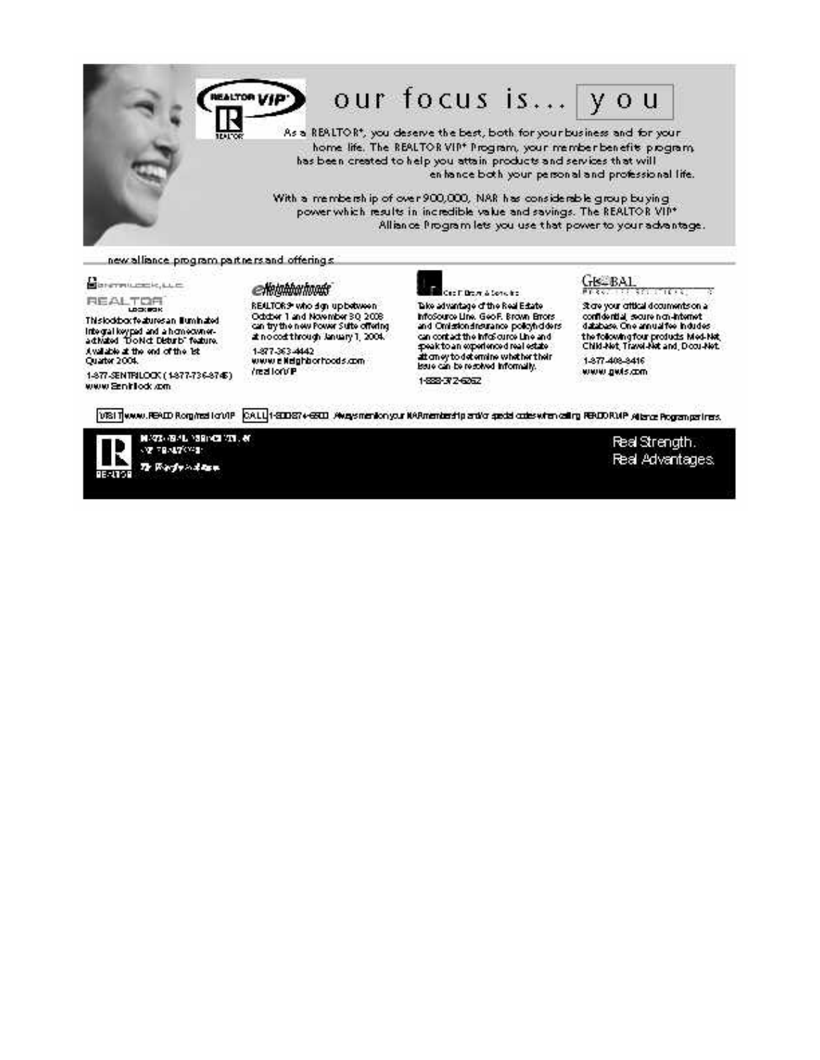# our focus is... you

As a REALTOR®, you deserve the best, both for your business and for your home life. The REALTOR VIP® Program, your member benefits program, has been created to help you attain products and services that will enhance both your personal and professional life.

With a membership of over 900,000, NAR has considerable group buying power which results in incredible value and savings. The REALTOR VIP® Alliance Program lets you use that power to your advantage.

## new alliance program partners and offerings

**SentriLock, LLC — REALTOR Lockbox**

This lockbox features an illuminated integral keypad and a homeowner-activated "Do Not Disturb" feature. Available at the end of the 1st Quarter 2004.

1-877-SENTRILOCK (1-877-736-8745)
www.Sentrilock.com

**eNeighborhoods**

REALTORS® who sign up between October 1 and November 30, 2003 can try the new Power Suite offering at no cost through January 1, 2004.

1-877-363-4442
www.eNeighborhoods.com/realtorVIP

**Geo F. Brown & Sons, Inc**

Take advantage of the Real Estate InfoSource Line. Geo F. Brown Errors and Omissions insurance policyholders can contact the InfoSource Line and speak to an experienced real estate attorney to determine whether their issue can be resolved informally.

1-888-372-6262

**Global**

Store your critical documents on a confidential, secure non-Internet database. One annual fee includes the following four products: Med-Net, Child-Net, Travel-Net and, Docu-Net.

1-877-408-8416
www.gwis.com

VISIT www.REALTOR.org/realtorVIP CALL 1-800-874-6500 Always mention your NAR membership and/or special codes when calling REALTOR VIP Alliance Program partners.

NATIONAL ASSOCIATION OF REALTORS®
*The Voice for Real Estate*

Real Strength.
Real Advantages.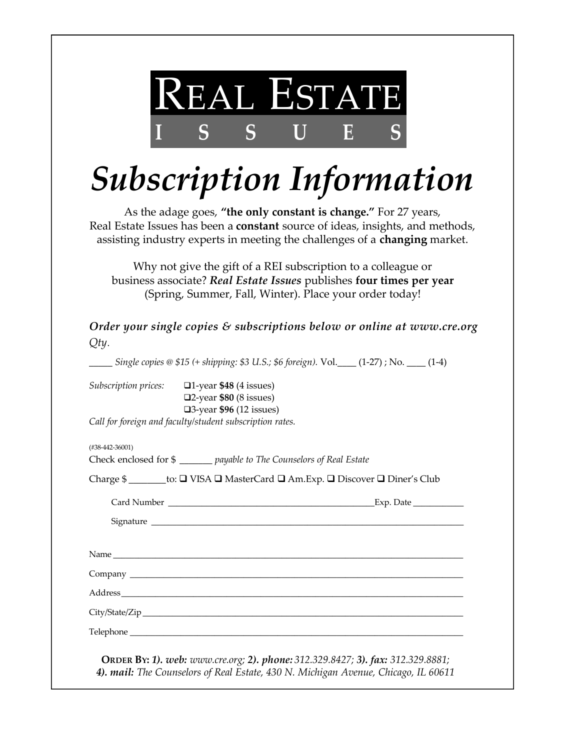# Real Estate Issues

# *Subscription Information*

As the adage goes, **"the only constant is change."** For 27 years, Real Estate Issues has been a **constant** source of ideas, insights, and methods, assisting industry experts in meeting the challenges of a **changing** market.

Why not give the gift of a REI subscription to a colleague or business associate? ***Real Estate Issues*** publishes **four times per year** (Spring, Summer, Fall, Winter). Place your order today!

***Order your single copies & subscriptions below or online at www.cre.org***

*Qty*.

_____ *Single copies @ $15 (+ shipping: $3 U.S.; $6 foreign).* Vol.____ (1-27) ; No. ____ (1-4)

*Subscription prices:*
- ❑ 1-year **$48** (4 issues)
- ❑ 2-year **$80** (8 issues)
- ❑ 3-year **$96** (12 issues)

*Call for foreign and faculty/student subscription rates.*

(#38-442-36001)

Check enclosed for $ _______ *payable to The Counselors of Real Estate*

Charge $ ________ to: ❑ VISA ❑ MasterCard ❑ Am.Exp. ❑ Discover ❑ Diner's Club

Card Number ______________________________________________ Exp. Date ___________

Signature ________________________________________________________________________

Name ____________________________________________________________________________

Company _________________________________________________________________________

Address __________________________________________________________________________

City/State/Zip _____________________________________________________________________

Telephone ________________________________________________________________________

**Order By:** ***1). web:*** *www.cre.org;* ***2). phone:*** *312.329.8427;* ***3). fax:*** *312.329.8881;* ***4). mail:*** *The Counselors of Real Estate, 430 N. Michigan Avenue, Chicago, IL 60611*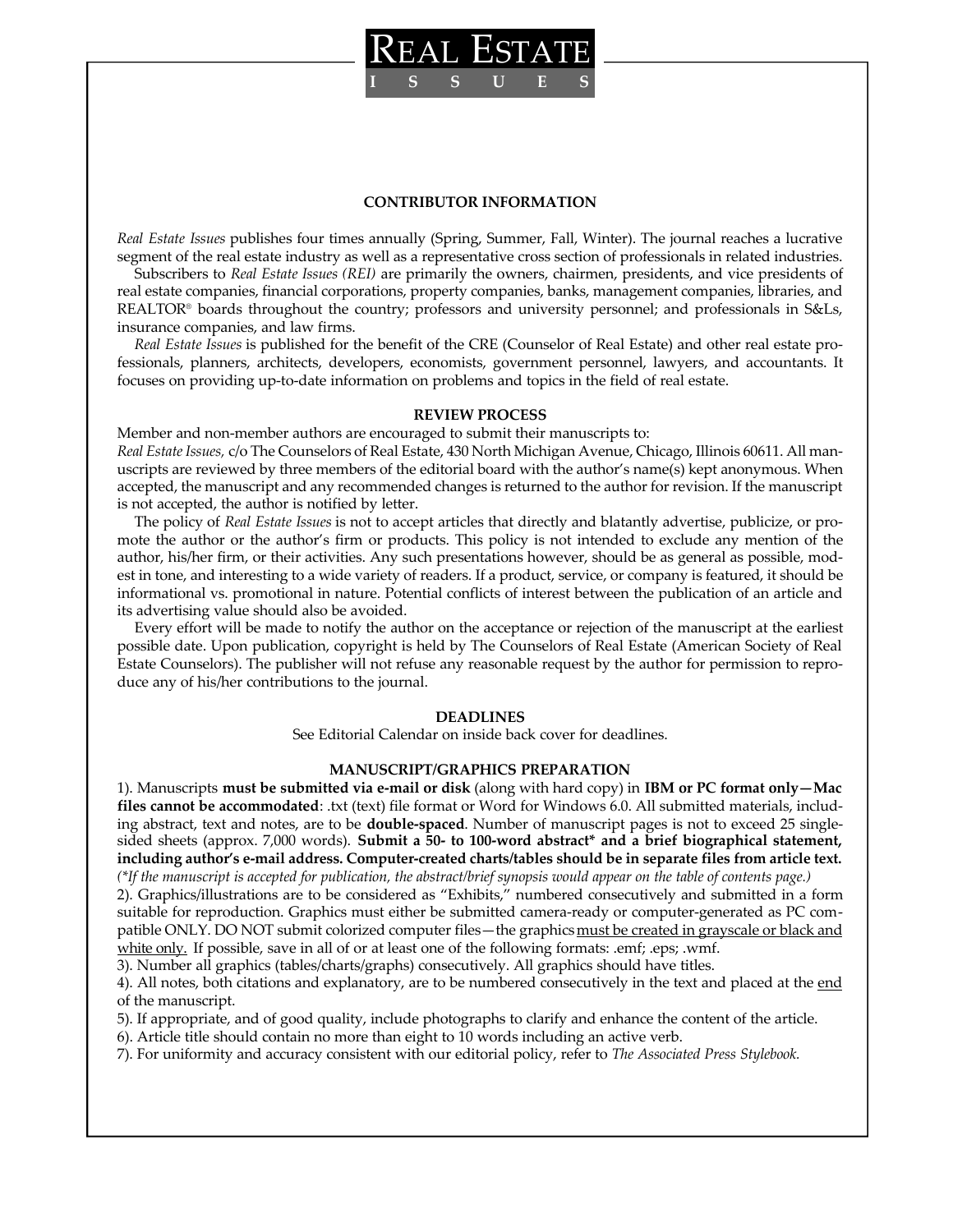# REAL ESTATE ISSUES

## CONTRIBUTOR INFORMATION

*Real Estate Issues* publishes four times annually (Spring, Summer, Fall, Winter). The journal reaches a lucrative segment of the real estate industry as well as a representative cross section of professionals in related industries.

Subscribers to *Real Estate Issues (REI)* are primarily the owners, chairmen, presidents, and vice presidents of real estate companies, financial corporations, property companies, banks, management companies, libraries, and REALTOR® boards throughout the country; professors and university personnel; and professionals in S&Ls, insurance companies, and law firms.

*Real Estate Issues* is published for the benefit of the CRE (Counselor of Real Estate) and other real estate professionals, planners, architects, developers, economists, government personnel, lawyers, and accountants. It focuses on providing up-to-date information on problems and topics in the field of real estate.

## REVIEW PROCESS

Member and non-member authors are encouraged to submit their manuscripts to:
*Real Estate Issues,* c/o The Counselors of Real Estate, 430 North Michigan Avenue, Chicago, Illinois 60611. All manuscripts are reviewed by three members of the editorial board with the author's name(s) kept anonymous. When accepted, the manuscript and any recommended changes is returned to the author for revision. If the manuscript is not accepted, the author is notified by letter.

The policy of *Real Estate Issues* is not to accept articles that directly and blatantly advertise, publicize, or promote the author or the author's firm or products. This policy is not intended to exclude any mention of the author, his/her firm, or their activities. Any such presentations however, should be as general as possible, modest in tone, and interesting to a wide variety of readers. If a product, service, or company is featured, it should be informational vs. promotional in nature. Potential conflicts of interest between the publication of an article and its advertising value should also be avoided.

Every effort will be made to notify the author on the acceptance or rejection of the manuscript at the earliest possible date. Upon publication, copyright is held by The Counselors of Real Estate (American Society of Real Estate Counselors). The publisher will not refuse any reasonable request by the author for permission to reproduce any of his/her contributions to the journal.

## DEADLINES

See Editorial Calendar on inside back cover for deadlines.

## MANUSCRIPT/GRAPHICS PREPARATION

1). Manuscripts **must be submitted via e-mail or disk** (along with hard copy) in **IBM or PC format only—Mac files cannot be accommodated**: .txt (text) file format or Word for Windows 6.0. All submitted materials, including abstract, text and notes, are to be **double-spaced**. Number of manuscript pages is not to exceed 25 single-sided sheets (approx. 7,000 words). **Submit a 50- to 100-word abstract\* and a brief biographical statement, including author's e-mail address. Computer-created charts/tables should be in separate files from article text.** *(\*If the manuscript is accepted for publication, the abstract/brief synopsis would appear on the table of contents page.)*

2). Graphics/illustrations are to be considered as "Exhibits," numbered consecutively and submitted in a form suitable for reproduction. Graphics must either be submitted camera-ready or computer-generated as PC compatible ONLY. DO NOT submit colorized computer files—the graphics <u>must be created in grayscale or black and white only.</u> If possible, save in all of or at least one of the following formats: .emf; .eps; .wmf.

3). Number all graphics (tables/charts/graphs) consecutively. All graphics should have titles.

4). All notes, both citations and explanatory, are to be numbered consecutively in the text and placed at the <u>end</u> of the manuscript.

5). If appropriate, and of good quality, include photographs to clarify and enhance the content of the article.

6). Article title should contain no more than eight to 10 words including an active verb.

7). For uniformity and accuracy consistent with our editorial policy, refer to *The Associated Press Stylebook.*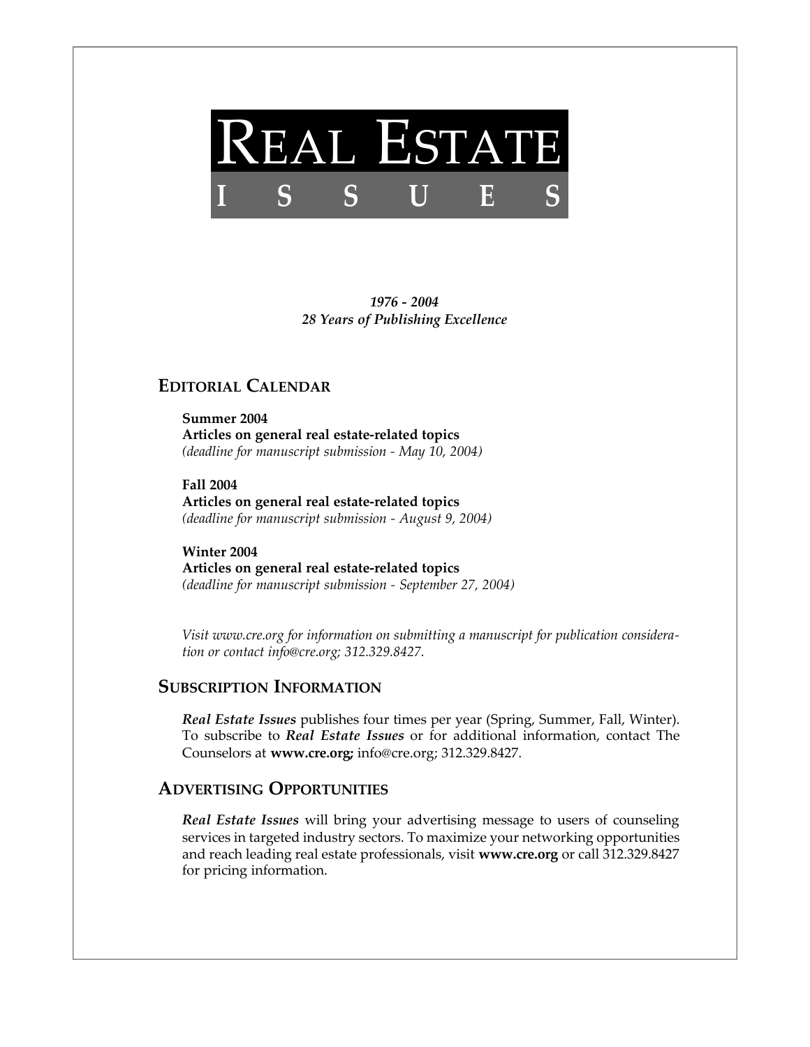# REAL ESTATE ISSUES

***1976 - 2004***
***28 Years of Publishing Excellence***

## EDITORIAL CALENDAR

**Summer 2004**
**Articles on general real estate-related topics**
*(deadline for manuscript submission - May 10, 2004)*

**Fall 2004**
**Articles on general real estate-related topics**
*(deadline for manuscript submission - August 9, 2004)*

**Winter 2004**
**Articles on general real estate-related topics**
*(deadline for manuscript submission - September 27, 2004)*

*Visit www.cre.org for information on submitting a manuscript for publication consideration or contact info@cre.org; 312.329.8427.*

## SUBSCRIPTION INFORMATION

***Real Estate Issues*** publishes four times per year (Spring, Summer, Fall, Winter). To subscribe to ***Real Estate Issues*** or for additional information, contact The Counselors at **www.cre.org;** info@cre.org; 312.329.8427.

## ADVERTISING OPPORTUNITIES

***Real Estate Issues*** will bring your advertising message to users of counseling services in targeted industry sectors. To maximize your networking opportunities and reach leading real estate professionals, visit **www.cre.org** or call 312.329.8427 for pricing information.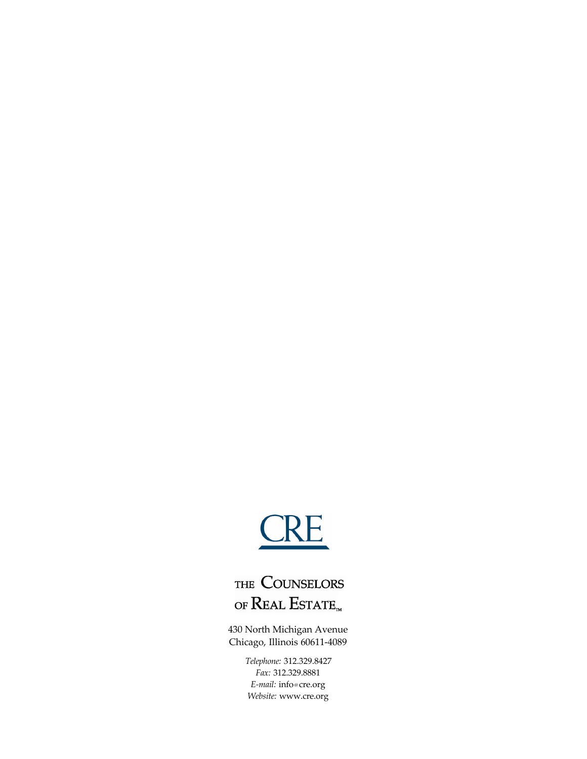CRE

THE COUNSELORS OF REAL ESTATE™

430 North Michigan Avenue
Chicago, Illinois 60611-4089

*Telephone:* 312.329.8427
*Fax:* 312.329.8881
*E-mail:* info@cre.org
*Website:* www.cre.org